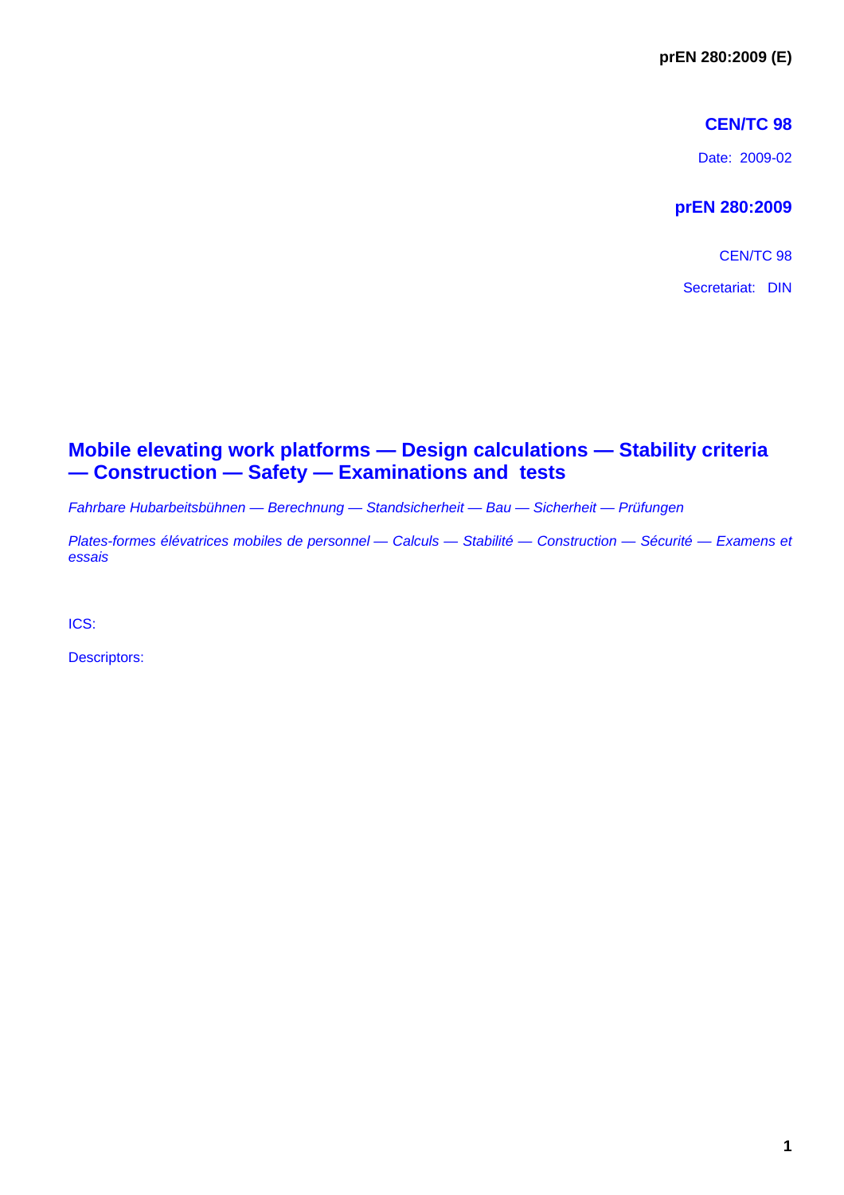**prEN 280:2009 (E)**

**CEN/TC 98**

Date: 2009-02

**prEN 280:2009**

CEN/TC 98

Secretariat: DIN

# Mobile elevating work platforms — Design calculations — Stability criteria — Construction — Safety — Examinations and tests

*Fahrbare Hubarbeitsbühnen — Berechnung — Standsicherheit — Bau — Sicherheit — Prüfungen*

*Plates-formes élévatrices mobiles de personnel — Calculs — Stabilité — Construction — Sécurité — Examens et essais*

ICS:

Descriptors: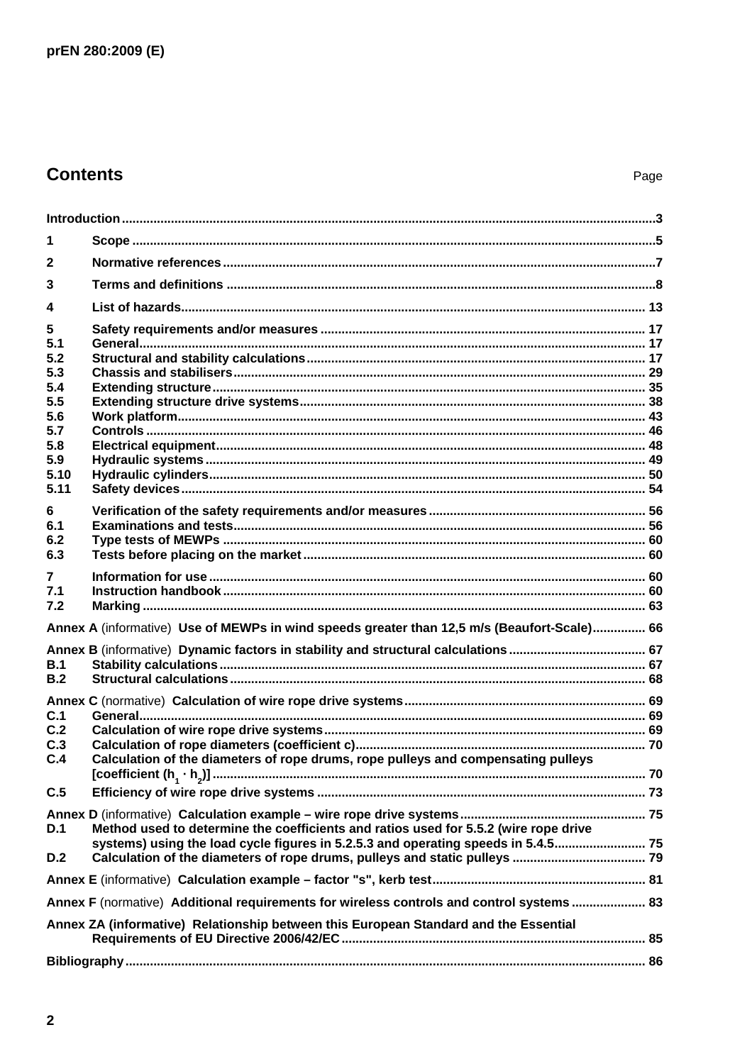## Contents

Page

Introduction ... 3

1 Scope ... 5

2 Normative references ... 7

3 Terms and definitions ... 8

4 List of hazards ... 13

5 Safety requirements and/or measures ... 17
5.1 General ... 17
5.2 Structural and stability calculations ... 17
5.3 Chassis and stabilisers ... 29
5.4 Extending structure ... 35
5.5 Extending structure drive systems ... 38
5.6 Work platform ... 43
5.7 Controls ... 46
5.8 Electrical equipment ... 48
5.9 Hydraulic systems ... 49
5.10 Hydraulic cylinders ... 50
5.11 Safety devices ... 54

6 Verification of the safety requirements and/or measures ... 56
6.1 Examinations and tests ... 56
6.2 Type tests of MEWPs ... 60
6.3 Tests before placing on the market ... 60

7 Information for use ... 60
7.1 Instruction handbook ... 60
7.2 Marking ... 63

Annex A (informative) Use of MEWPs in wind speeds greater than 12,5 m/s (Beaufort-Scale) ... 66

Annex B (informative) Dynamic factors in stability and structural calculations ... 67
B.1 Stability calculations ... 67
B.2 Structural calculations ... 68

Annex C (normative) Calculation of wire rope drive systems ... 69
C.1 General ... 69
C.2 Calculation of wire rope drive systems ... 69
C.3 Calculation of rope diameters (coefficient c) ... 70
C.4 Calculation of the diameters of rope drums, rope pulleys and compensating pulleys [coefficient ($h_1 \cdot h_2$)] ... 70
C.5 Efficiency of wire rope drive systems ... 73

Annex D (informative) Calculation example – wire rope drive systems ... 75
D.1 Method used to determine the coefficients and ratios used for 5.5.2 (wire rope drive systems) using the load cycle figures in 5.2.5.3 and operating speeds in 5.4.5 ... 75
D.2 Calculation of the diameters of rope drums, pulleys and static pulleys ... 79

Annex E (informative) Calculation example – factor "s", kerb test ... 81

Annex F (normative) Additional requirements for wireless controls and control systems ... 83

Annex ZA (informative) Relationship between this European Standard and the Essential Requirements of EU Directive 2006/42/EC ... 85

Bibliography ... 86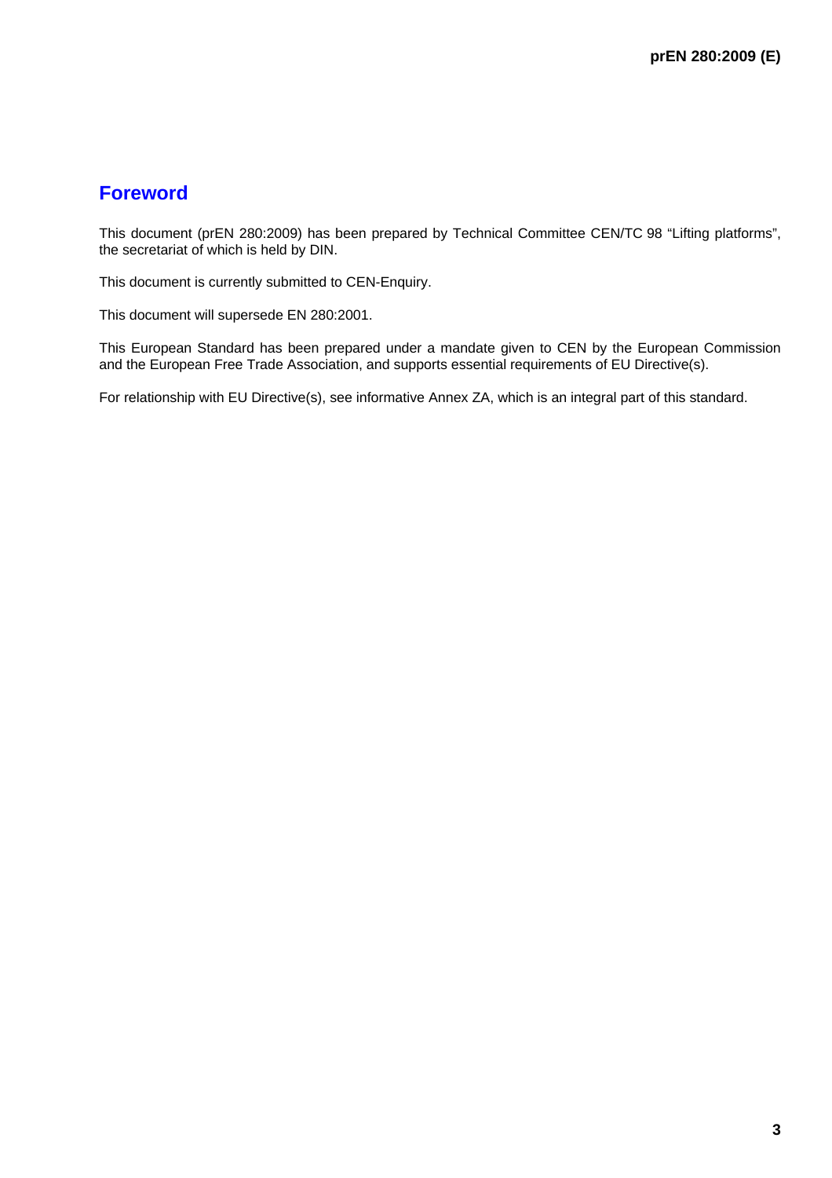# Foreword

This document (prEN 280:2009) has been prepared by Technical Committee CEN/TC 98 “Lifting platforms”, the secretariat of which is held by DIN.

This document is currently submitted to CEN-Enquiry.

This document will supersede EN 280:2001.

This European Standard has been prepared under a mandate given to CEN by the European Commission and the European Free Trade Association, and supports essential requirements of EU Directive(s).

For relationship with EU Directive(s), see informative Annex ZA, which is an integral part of this standard.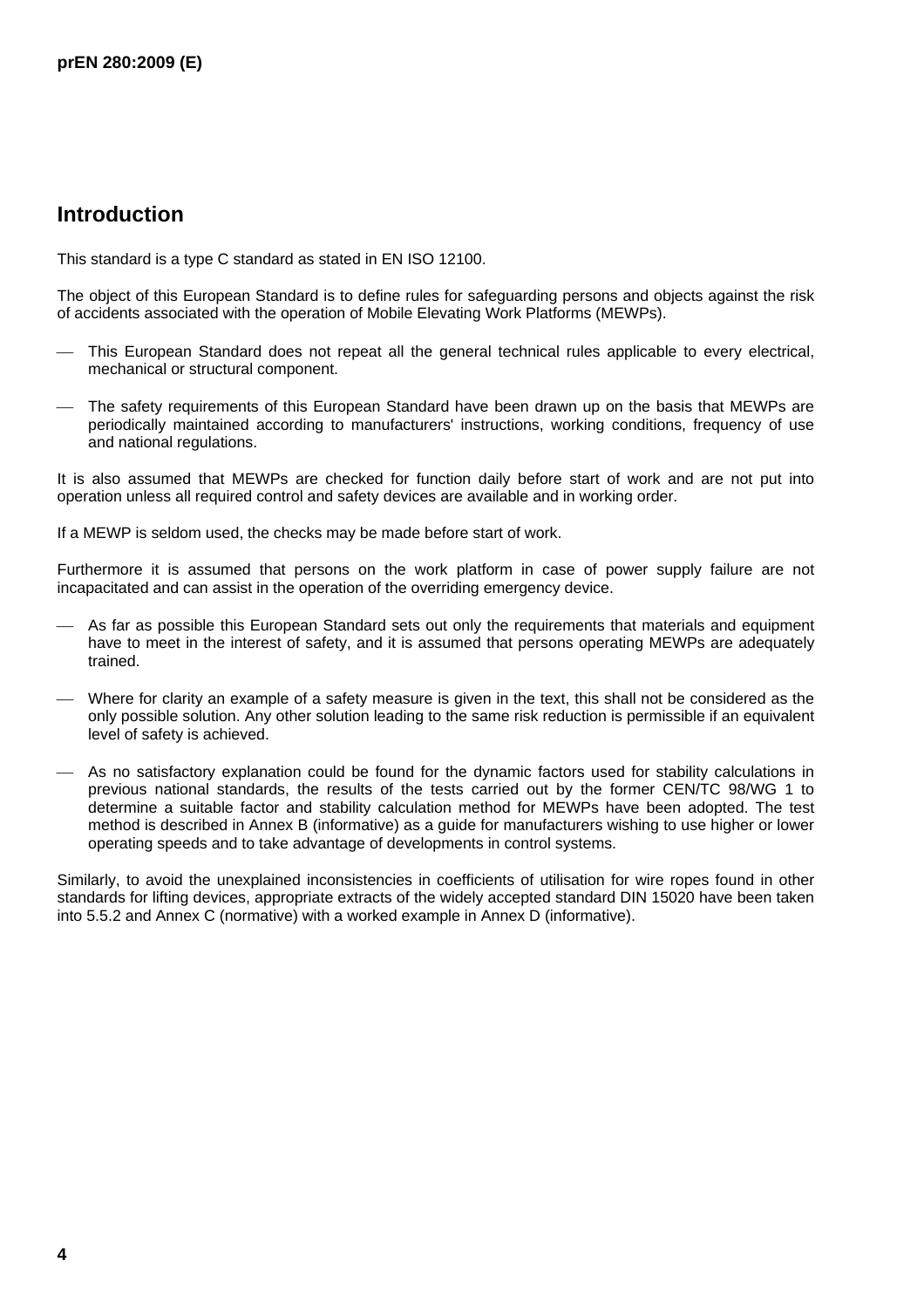## Introduction

This standard is a type C standard as stated in EN ISO 12100.

The object of this European Standard is to define rules for safeguarding persons and objects against the risk of accidents associated with the operation of Mobile Elevating Work Platforms (MEWPs).

- This European Standard does not repeat all the general technical rules applicable to every electrical, mechanical or structural component.
- The safety requirements of this European Standard have been drawn up on the basis that MEWPs are periodically maintained according to manufacturers' instructions, working conditions, frequency of use and national regulations.

It is also assumed that MEWPs are checked for function daily before start of work and are not put into operation unless all required control and safety devices are available and in working order.

If a MEWP is seldom used, the checks may be made before start of work.

Furthermore it is assumed that persons on the work platform in case of power supply failure are not incapacitated and can assist in the operation of the overriding emergency device.

- As far as possible this European Standard sets out only the requirements that materials and equipment have to meet in the interest of safety, and it is assumed that persons operating MEWPs are adequately trained.
- Where for clarity an example of a safety measure is given in the text, this shall not be considered as the only possible solution. Any other solution leading to the same risk reduction is permissible if an equivalent level of safety is achieved.
- As no satisfactory explanation could be found for the dynamic factors used for stability calculations in previous national standards, the results of the tests carried out by the former CEN/TC 98/WG 1 to determine a suitable factor and stability calculation method for MEWPs have been adopted. The test method is described in Annex B (informative) as a guide for manufacturers wishing to use higher or lower operating speeds and to take advantage of developments in control systems.

Similarly, to avoid the unexplained inconsistencies in coefficients of utilisation for wire ropes found in other standards for lifting devices, appropriate extracts of the widely accepted standard DIN 15020 have been taken into 5.5.2 and Annex C (normative) with a worked example in Annex D (informative).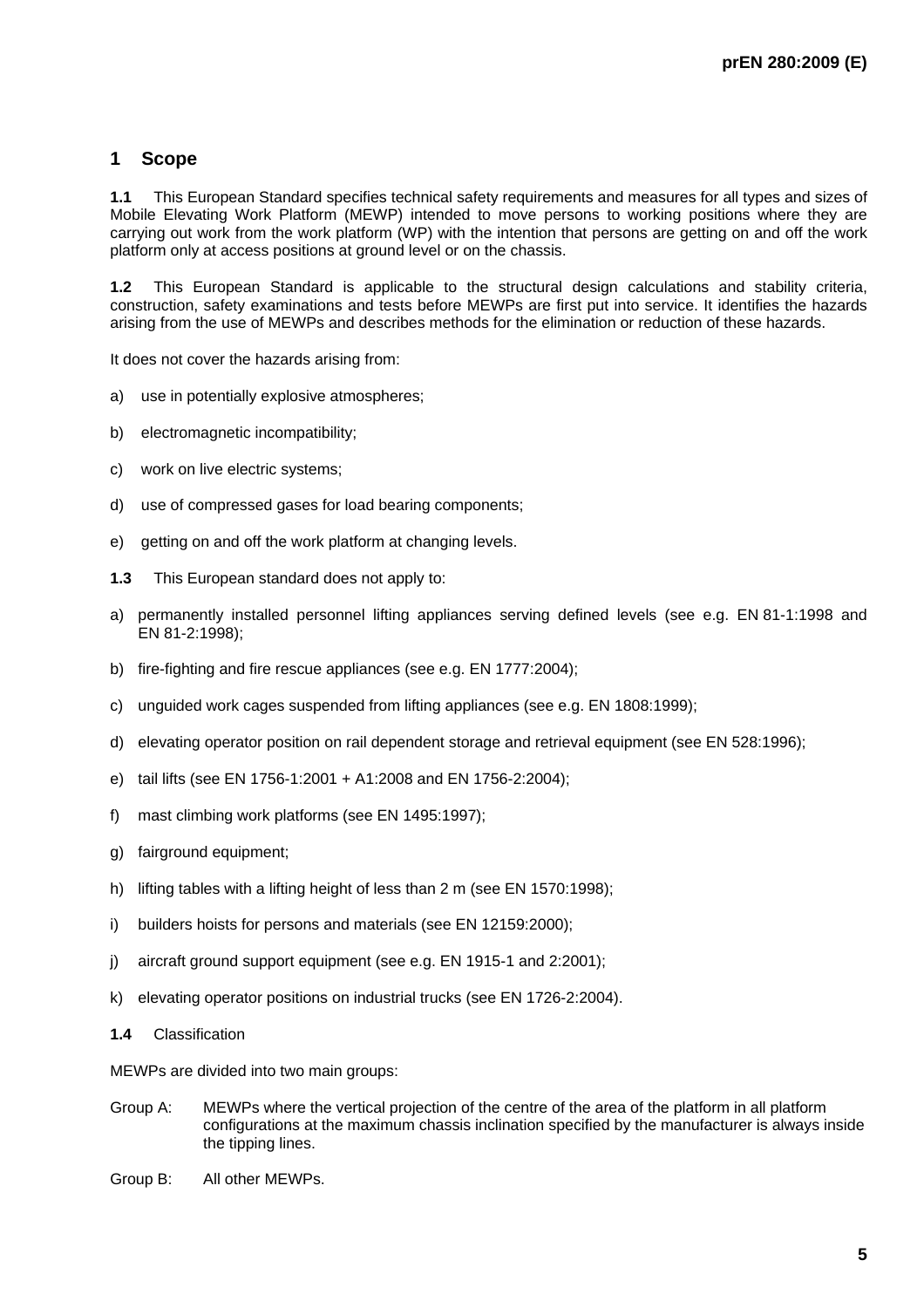# 1 Scope

**1.1** This European Standard specifies technical safety requirements and measures for all types and sizes of Mobile Elevating Work Platform (MEWP) intended to move persons to working positions where they are carrying out work from the work platform (WP) with the intention that persons are getting on and off the work platform only at access positions at ground level or on the chassis.

**1.2** This European Standard is applicable to the structural design calculations and stability criteria, construction, safety examinations and tests before MEWPs are first put into service. It identifies the hazards arising from the use of MEWPs and describes methods for the elimination or reduction of these hazards.

It does not cover the hazards arising from:

a) use in potentially explosive atmospheres;

b) electromagnetic incompatibility;

c) work on live electric systems;

d) use of compressed gases for load bearing components;

e) getting on and off the work platform at changing levels.

**1.3** This European standard does not apply to:

a) permanently installed personnel lifting appliances serving defined levels (see e.g. EN 81-1:1998 and EN 81-2:1998);

b) fire-fighting and fire rescue appliances (see e.g. EN 1777:2004);

c) unguided work cages suspended from lifting appliances (see e.g. EN 1808:1999);

d) elevating operator position on rail dependent storage and retrieval equipment (see EN 528:1996);

e) tail lifts (see EN 1756-1:2001 + A1:2008 and EN 1756-2:2004);

f) mast climbing work platforms (see EN 1495:1997);

g) fairground equipment;

h) lifting tables with a lifting height of less than 2 m (see EN 1570:1998);

i) builders hoists for persons and materials (see EN 12159:2000);

j) aircraft ground support equipment (see e.g. EN 1915-1 and 2:2001);

k) elevating operator positions on industrial trucks (see EN 1726-2:2004).

**1.4** Classification

MEWPs are divided into two main groups:

Group A: MEWPs where the vertical projection of the centre of the area of the platform in all platform configurations at the maximum chassis inclination specified by the manufacturer is always inside the tipping lines.

Group B: All other MEWPs.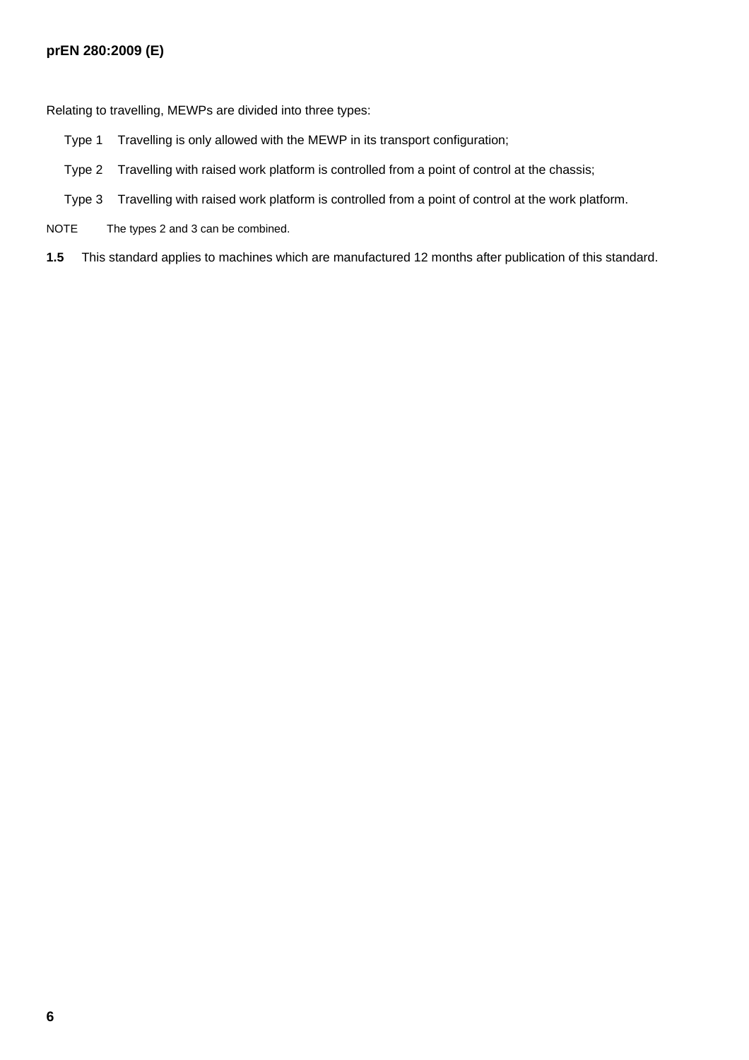Relating to travelling, MEWPs are divided into three types:

- Type 1 Travelling is only allowed with the MEWP in its transport configuration;
- Type 2 Travelling with raised work platform is controlled from a point of control at the chassis;
- Type 3 Travelling with raised work platform is controlled from a point of control at the work platform.

NOTE The types 2 and 3 can be combined.

**1.5** This standard applies to machines which are manufactured 12 months after publication of this standard.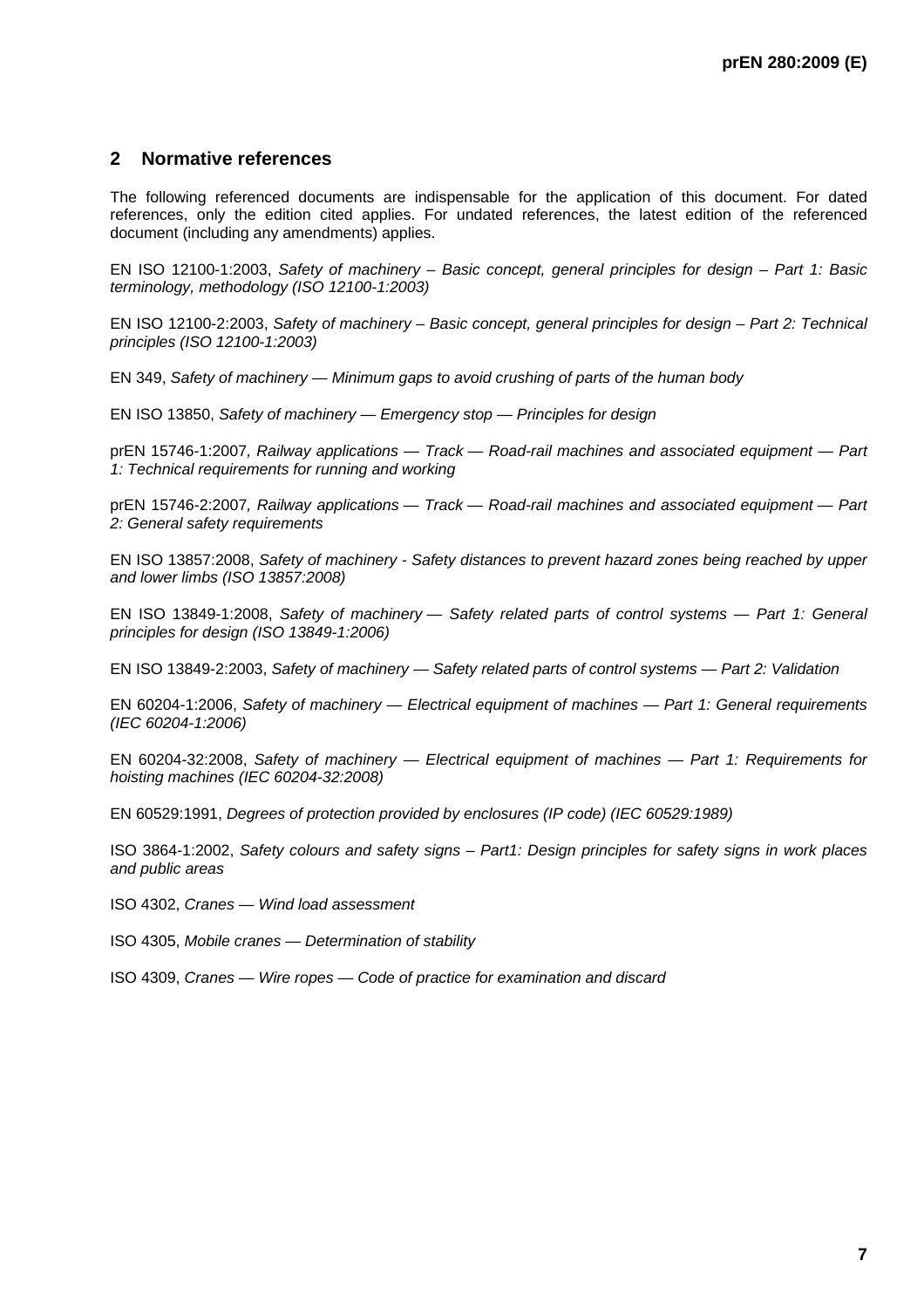## 2 Normative references

The following referenced documents are indispensable for the application of this document. For dated references, only the edition cited applies. For undated references, the latest edition of the referenced document (including any amendments) applies.

EN ISO 12100-1:2003, *Safety of machinery – Basic concept, general principles for design – Part 1: Basic terminology, methodology (ISO 12100-1:2003)*

EN ISO 12100-2:2003, *Safety of machinery – Basic concept, general principles for design – Part 2: Technical principles (ISO 12100-1:2003)*

EN 349, *Safety of machinery — Minimum gaps to avoid crushing of parts of the human body*

EN ISO 13850, *Safety of machinery — Emergency stop — Principles for design*

prEN 15746-1:2007*, Railway applications — Track — Road-rail machines and associated equipment — Part 1: Technical requirements for running and working*

prEN 15746-2:2007*, Railway applications — Track — Road-rail machines and associated equipment — Part 2: General safety requirements*

EN ISO 13857:2008, *Safety of machinery - Safety distances to prevent hazard zones being reached by upper and lower limbs (ISO 13857:2008)*

EN ISO 13849-1:2008, *Safety of machinery — Safety related parts of control systems — Part 1: General principles for design (ISO 13849-1:2006)*

EN ISO 13849-2:2003, *Safety of machinery — Safety related parts of control systems — Part 2: Validation*

EN 60204-1:2006, *Safety of machinery — Electrical equipment of machines — Part 1: General requirements (IEC 60204-1:2006)*

EN 60204-32:2008, *Safety of machinery — Electrical equipment of machines — Part 1: Requirements for hoisting machines (IEC 60204-32:2008)*

EN 60529:1991, *Degrees of protection provided by enclosures (IP code) (IEC 60529:1989)*

ISO 3864-1:2002, *Safety colours and safety signs – Part1: Design principles for safety signs in work places and public areas*

ISO 4302, *Cranes — Wind load assessment*

ISO 4305, *Mobile cranes — Determination of stability*

ISO 4309, *Cranes — Wire ropes — Code of practice for examination and discard*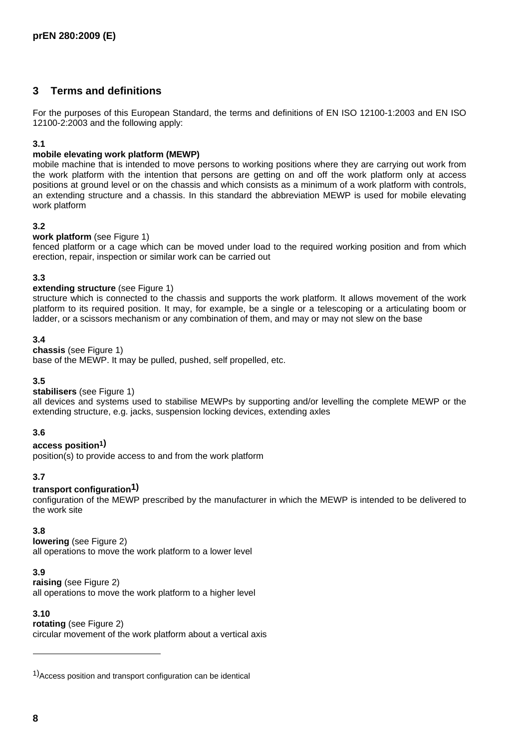## 3 Terms and definitions

For the purposes of this European Standard, the terms and definitions of EN ISO 12100-1:2003 and EN ISO 12100-2:2003 and the following apply:

**3.1**

**mobile elevating work platform (MEWP)**

mobile machine that is intended to move persons to working positions where they are carrying out work from the work platform with the intention that persons are getting on and off the work platform only at access positions at ground level or on the chassis and which consists as a minimum of a work platform with controls, an extending structure and a chassis. In this standard the abbreviation MEWP is used for mobile elevating work platform

**3.2**

**work platform** (see Figure 1)

fenced platform or a cage which can be moved under load to the required working position and from which erection, repair, inspection or similar work can be carried out

**3.3**

**extending structure** (see Figure 1)

structure which is connected to the chassis and supports the work platform. It allows movement of the work platform to its required position. It may, for example, be a single or a telescoping or a articulating boom or ladder, or a scissors mechanism or any combination of them, and may or may not slew on the base

**3.4**

**chassis** (see Figure 1)

base of the MEWP. It may be pulled, pushed, self propelled, etc.

**3.5**

**stabilisers** (see Figure 1)

all devices and systems used to stabilise MEWPs by supporting and/or levelling the complete MEWP or the extending structure, e.g. jacks, suspension locking devices, extending axles

**3.6**

**access position**[1)]

position(s) to provide access to and from the work platform

**3.7**

**transport configuration**[1)]

configuration of the MEWP prescribed by the manufacturer in which the MEWP is intended to be delivered to the work site

**3.8**

**lowering** (see Figure 2)

all operations to move the work platform to a lower level

**3.9**

**raising** (see Figure 2)

all operations to move the work platform to a higher level

**3.10**

**rotating** (see Figure 2)

circular movement of the work platform about a vertical axis

---

[1)] Access position and transport configuration can be identical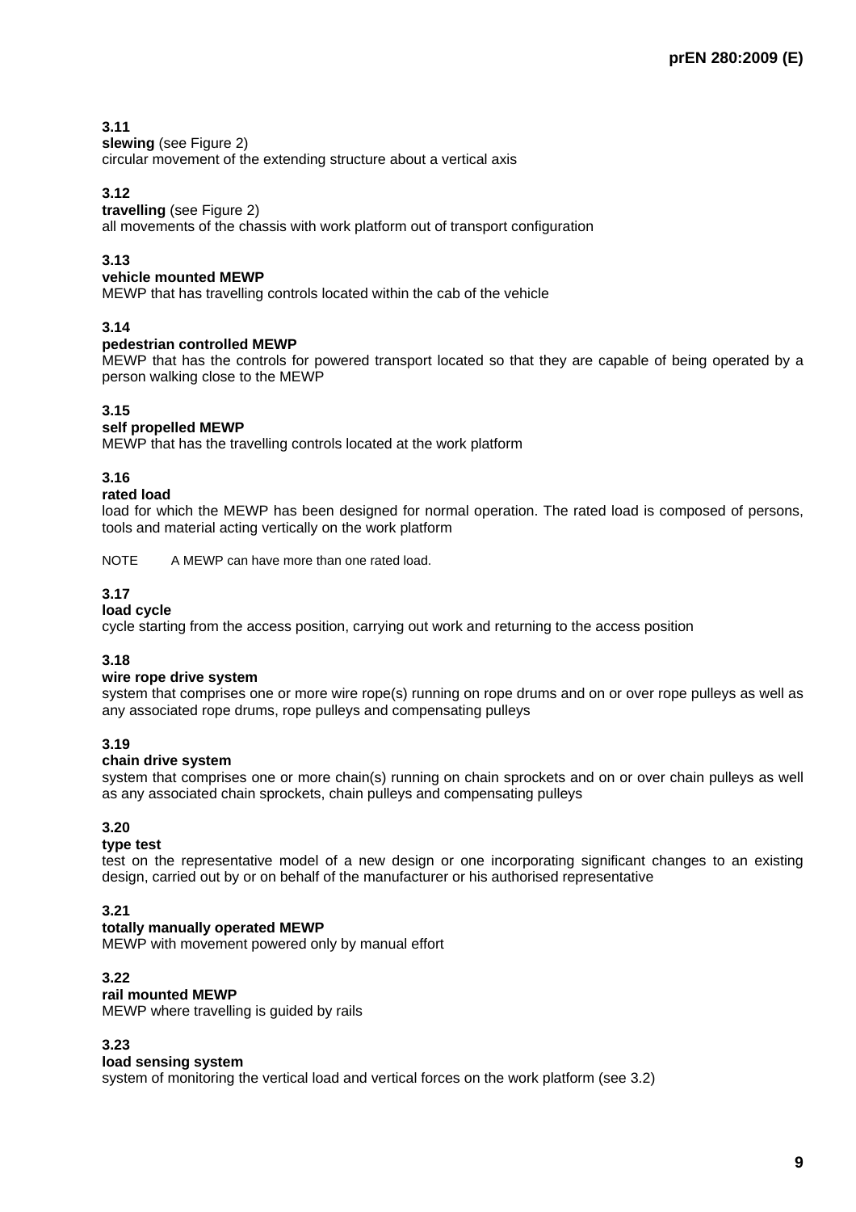**3.11**
**slewing** (see Figure 2)
circular movement of the extending structure about a vertical axis

**3.12**
**travelling** (see Figure 2)
all movements of the chassis with work platform out of transport configuration

**3.13**
**vehicle mounted MEWP**
MEWP that has travelling controls located within the cab of the vehicle

**3.14**
**pedestrian controlled MEWP**
MEWP that has the controls for powered transport located so that they are capable of being operated by a person walking close to the MEWP

**3.15**
**self propelled MEWP**
MEWP that has the travelling controls located at the work platform

**3.16**
**rated load**
load for which the MEWP has been designed for normal operation. The rated load is composed of persons, tools and material acting vertically on the work platform

NOTE A MEWP can have more than one rated load.

**3.17**
**load cycle**
cycle starting from the access position, carrying out work and returning to the access position

**3.18**
**wire rope drive system**
system that comprises one or more wire rope(s) running on rope drums and on or over rope pulleys as well as any associated rope drums, rope pulleys and compensating pulleys

**3.19**
**chain drive system**
system that comprises one or more chain(s) running on chain sprockets and on or over chain pulleys as well as any associated chain sprockets, chain pulleys and compensating pulleys

**3.20**
**type test**
test on the representative model of a new design or one incorporating significant changes to an existing design, carried out by or on behalf of the manufacturer or his authorised representative

**3.21**
**totally manually operated MEWP**
MEWP with movement powered only by manual effort

**3.22**
**rail mounted MEWP**
MEWP where travelling is guided by rails

**3.23**
**load sensing system**
system of monitoring the vertical load and vertical forces on the work platform (see 3.2)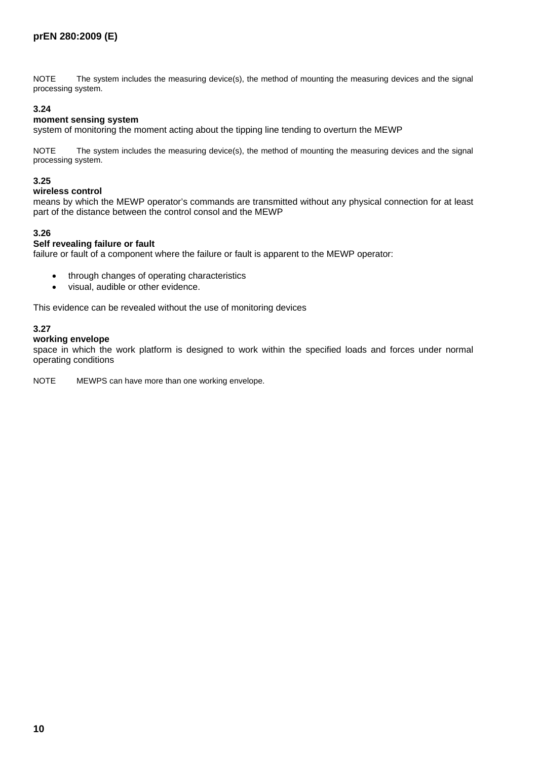NOTE The system includes the measuring device(s), the method of mounting the measuring devices and the signal processing system.

### 3.24
**moment sensing system**
system of monitoring the moment acting about the tipping line tending to overturn the MEWP

NOTE The system includes the measuring device(s), the method of mounting the measuring devices and the signal processing system.

### 3.25
**wireless control**
means by which the MEWP operator's commands are transmitted without any physical connection for at least part of the distance between the control consol and the MEWP

### 3.26
**Self revealing failure or fault**
failure or fault of a component where the failure or fault is apparent to the MEWP operator:

- through changes of operating characteristics
- visual, audible or other evidence.

This evidence can be revealed without the use of monitoring devices

### 3.27
**working envelope**
space in which the work platform is designed to work within the specified loads and forces under normal operating conditions

NOTE MEWPS can have more than one working envelope.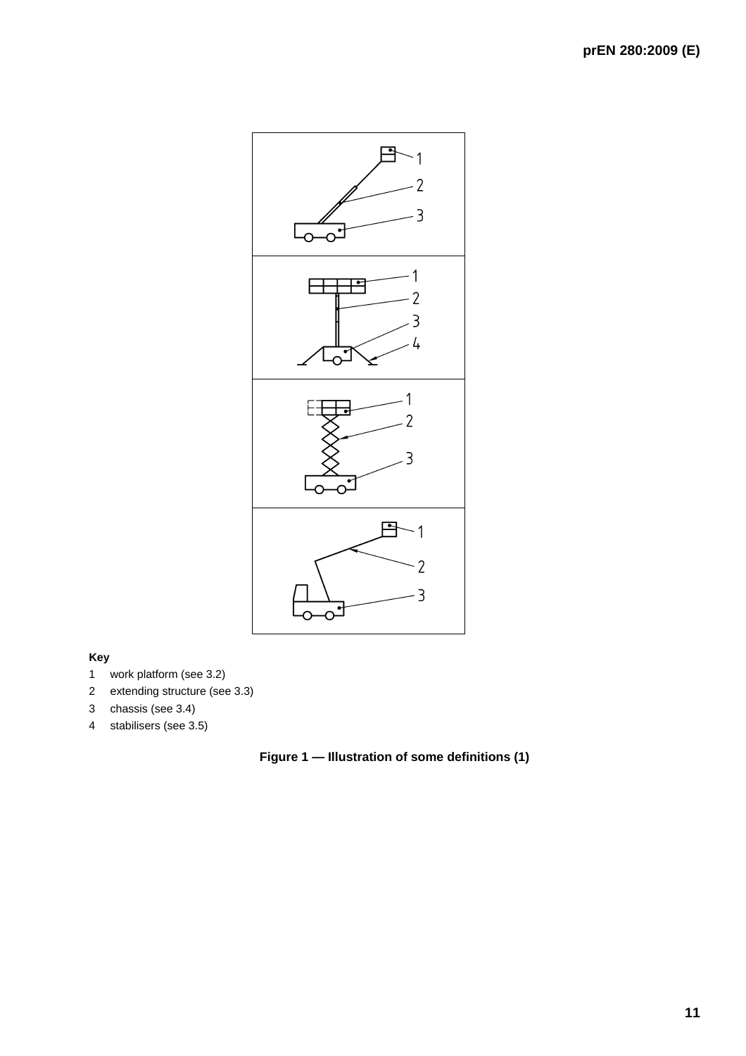**Key**

1 work platform (see 3.2)

2 extending structure (see 3.3)

3 chassis (see 3.4)

4 stabilisers (see 3.5)

**Figure 1 — Illustration of some definitions (1)**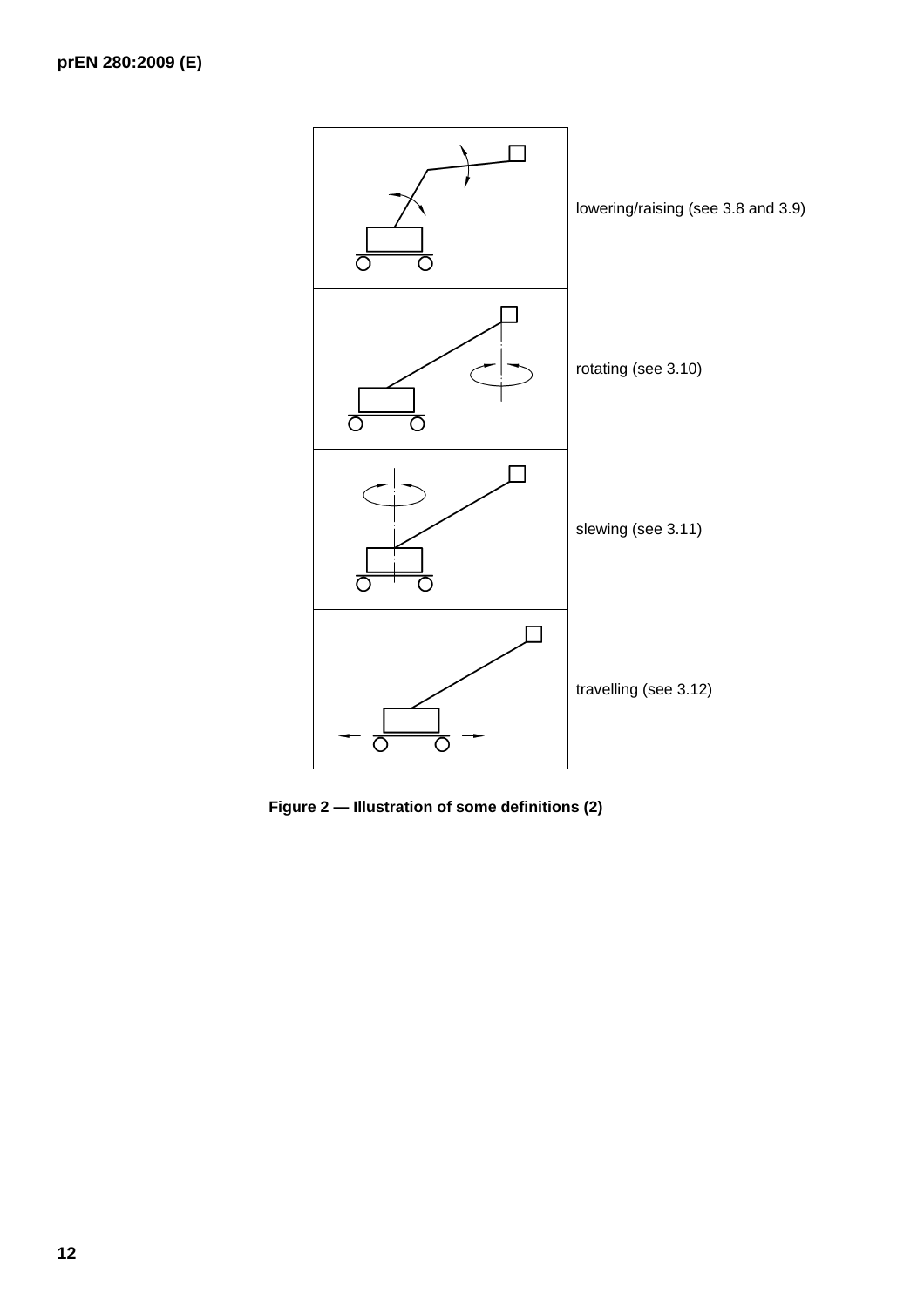| | |
|---|---|
| | lowering/raising (see 3.8 and 3.9) |
| | rotating (see 3.10) |
| | slewing (see 3.11) |
| | travelling (see 3.12) |

**Figure 2 — Illustration of some definitions (2)**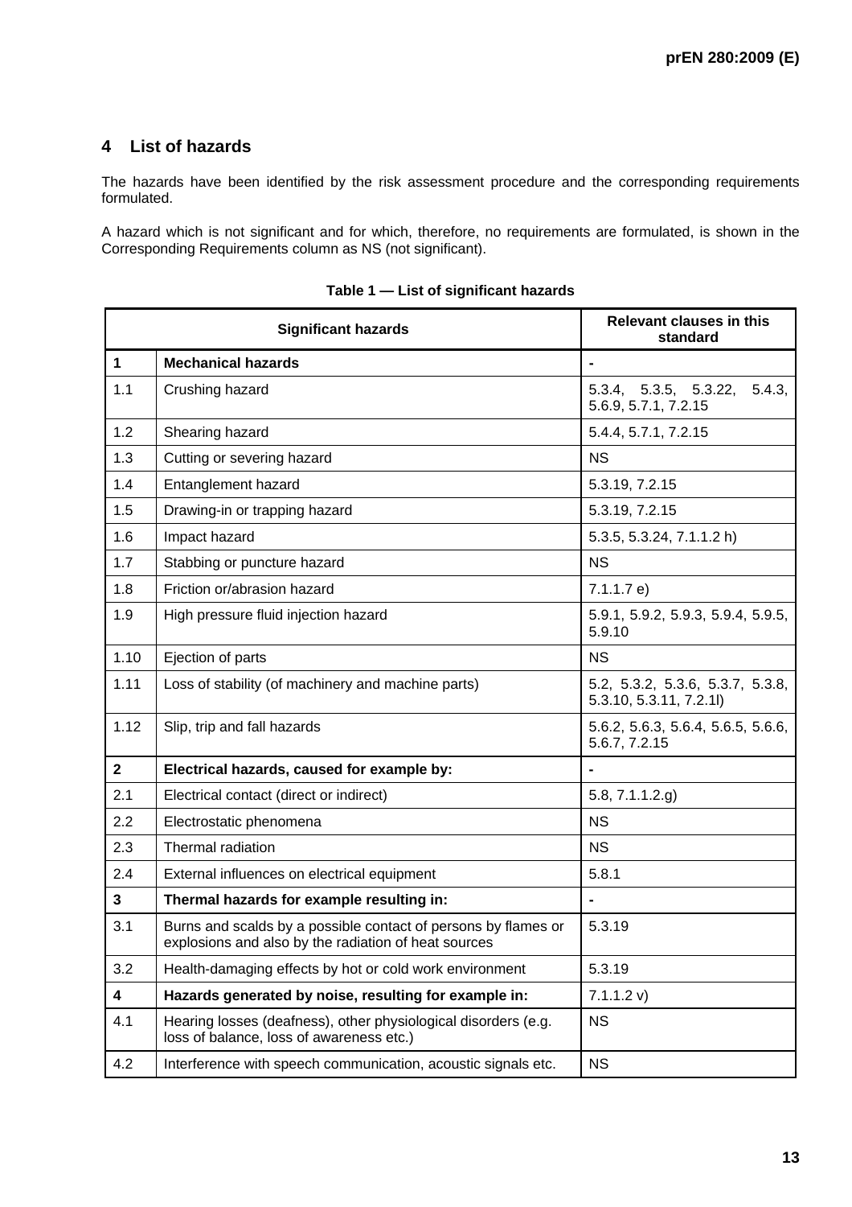## 4 List of hazards

The hazards have been identified by the risk assessment procedure and the corresponding requirements formulated.

A hazard which is not significant and for which, therefore, no requirements are formulated, is shown in the Corresponding Requirements column as NS (not significant).

**Table 1 — List of significant hazards**

| Significant hazards | | Relevant clauses in this standard |
|---|---|---|
| **1** | **Mechanical hazards** | **-** |
| 1.1 | Crushing hazard | 5.3.4, 5.3.5, 5.3.22, 5.4.3, 5.6.9, 5.7.1, 7.2.15 |
| 1.2 | Shearing hazard | 5.4.4, 5.7.1, 7.2.15 |
| 1.3 | Cutting or severing hazard | NS |
| 1.4 | Entanglement hazard | 5.3.19, 7.2.15 |
| 1.5 | Drawing-in or trapping hazard | 5.3.19, 7.2.15 |
| 1.6 | Impact hazard | 5.3.5, 5.3.24, 7.1.1.2 h) |
| 1.7 | Stabbing or puncture hazard | NS |
| 1.8 | Friction or/abrasion hazard | 7.1.1.7 e) |
| 1.9 | High pressure fluid injection hazard | 5.9.1, 5.9.2, 5.9.3, 5.9.4, 5.9.5, 5.9.10 |
| 1.10 | Ejection of parts | NS |
| 1.11 | Loss of stability (of machinery and machine parts) | 5.2, 5.3.2, 5.3.6, 5.3.7, 5.3.8, 5.3.10, 5.3.11, 7.2.1l) |
| 1.12 | Slip, trip and fall hazards | 5.6.2, 5.6.3, 5.6.4, 5.6.5, 5.6.6, 5.6.7, 7.2.15 |
| **2** | **Electrical hazards, caused for example by:** | **-** |
| 2.1 | Electrical contact (direct or indirect) | 5.8, 7.1.1.2.g) |
| 2.2 | Electrostatic phenomena | NS |
| 2.3 | Thermal radiation | NS |
| 2.4 | External influences on electrical equipment | 5.8.1 |
| **3** | **Thermal hazards for example resulting in:** | **-** |
| 3.1 | Burns and scalds by a possible contact of persons by flames or explosions and also by the radiation of heat sources | 5.3.19 |
| 3.2 | Health-damaging effects by hot or cold work environment | 5.3.19 |
| **4** | **Hazards generated by noise, resulting for example in:** | 7.1.1.2 v) |
| 4.1 | Hearing losses (deafness), other physiological disorders (e.g. loss of balance, loss of awareness etc.) | NS |
| 4.2 | Interference with speech communication, acoustic signals etc. | NS |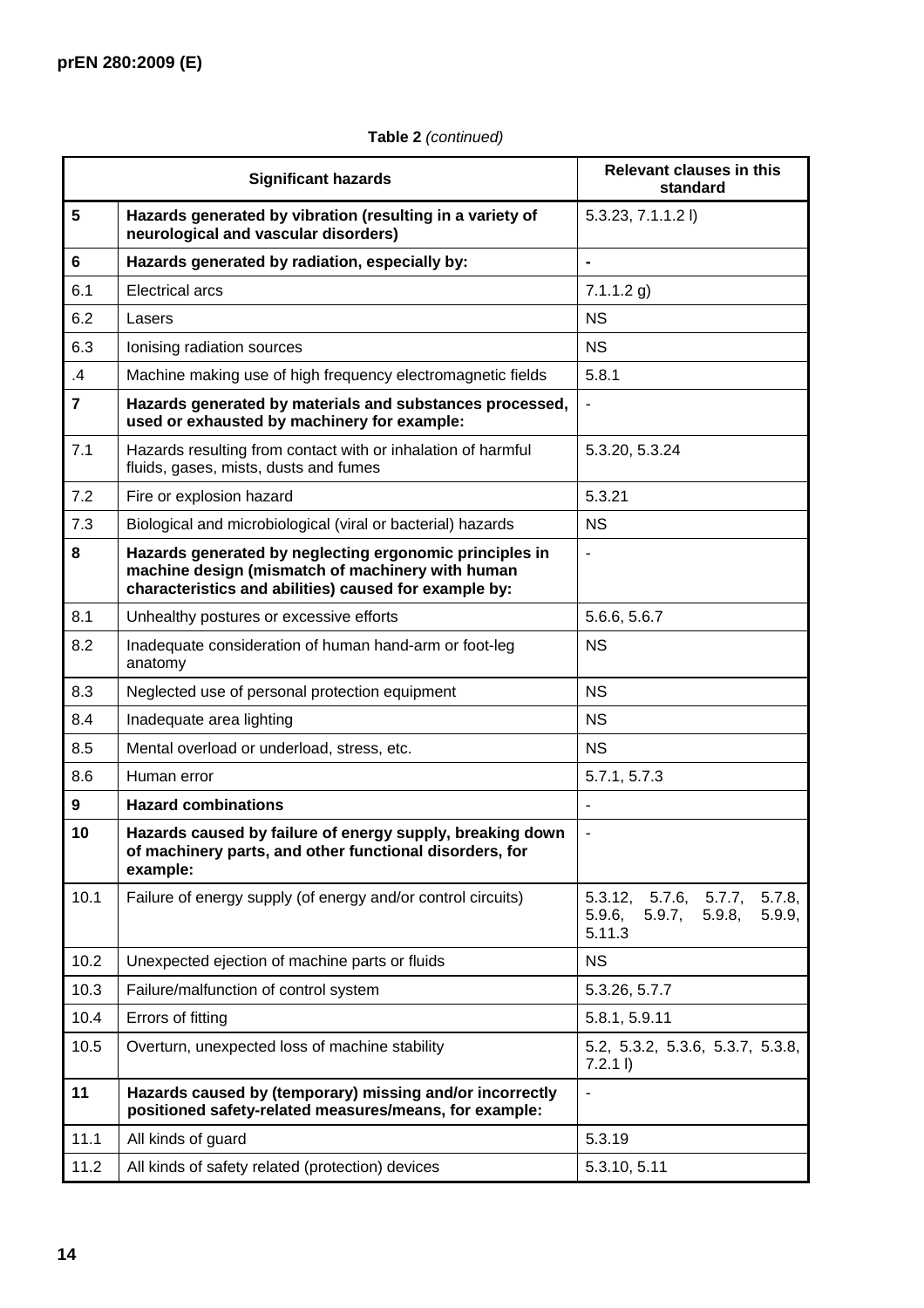**Table 2** *(continued)*

| | Significant hazards | Relevant clauses in this standard |
|---|---|---|
| **5** | **Hazards generated by vibration (resulting in a variety of neurological and vascular disorders)** | 5.3.23, 7.1.1.2 l) |
| **6** | **Hazards generated by radiation, especially by:** | **-** |
| 6.1 | Electrical arcs | 7.1.1.2 g) |
| 6.2 | Lasers | NS |
| 6.3 | Ionising radiation sources | NS |
| .4 | Machine making use of high frequency electromagnetic fields | 5.8.1 |
| **7** | **Hazards generated by materials and substances processed, used or exhausted by machinery for example:** | - |
| 7.1 | Hazards resulting from contact with or inhalation of harmful fluids, gases, mists, dusts and fumes | 5.3.20, 5.3.24 |
| 7.2 | Fire or explosion hazard | 5.3.21 |
| 7.3 | Biological and microbiological (viral or bacterial) hazards | NS |
| **8** | **Hazards generated by neglecting ergonomic principles in machine design (mismatch of machinery with human characteristics and abilities) caused for example by:** | - |
| 8.1 | Unhealthy postures or excessive efforts | 5.6.6, 5.6.7 |
| 8.2 | Inadequate consideration of human hand-arm or foot-leg anatomy | NS |
| 8.3 | Neglected use of personal protection equipment | NS |
| 8.4 | Inadequate area lighting | NS |
| 8.5 | Mental overload or underload, stress, etc. | NS |
| 8.6 | Human error | 5.7.1, 5.7.3 |
| **9** | **Hazard combinations** | - |
| **10** | **Hazards caused by failure of energy supply, breaking down of machinery parts, and other functional disorders, for example:** | - |
| 10.1 | Failure of energy supply (of energy and/or control circuits) | 5.3.12, 5.7.6, 5.7.7, 5.7.8, 5.9.6, 5.9.7, 5.9.8, 5.9.9, 5.11.3 |
| 10.2 | Unexpected ejection of machine parts or fluids | NS |
| 10.3 | Failure/malfunction of control system | 5.3.26, 5.7.7 |
| 10.4 | Errors of fitting | 5.8.1, 5.9.11 |
| 10.5 | Overturn, unexpected loss of machine stability | 5.2, 5.3.2, 5.3.6, 5.3.7, 5.3.8, 7.2.1 l) |
| **11** | **Hazards caused by (temporary) missing and/or incorrectly positioned safety-related measures/means, for example:** | - |
| 11.1 | All kinds of guard | 5.3.19 |
| 11.2 | All kinds of safety related (protection) devices | 5.3.10, 5.11 |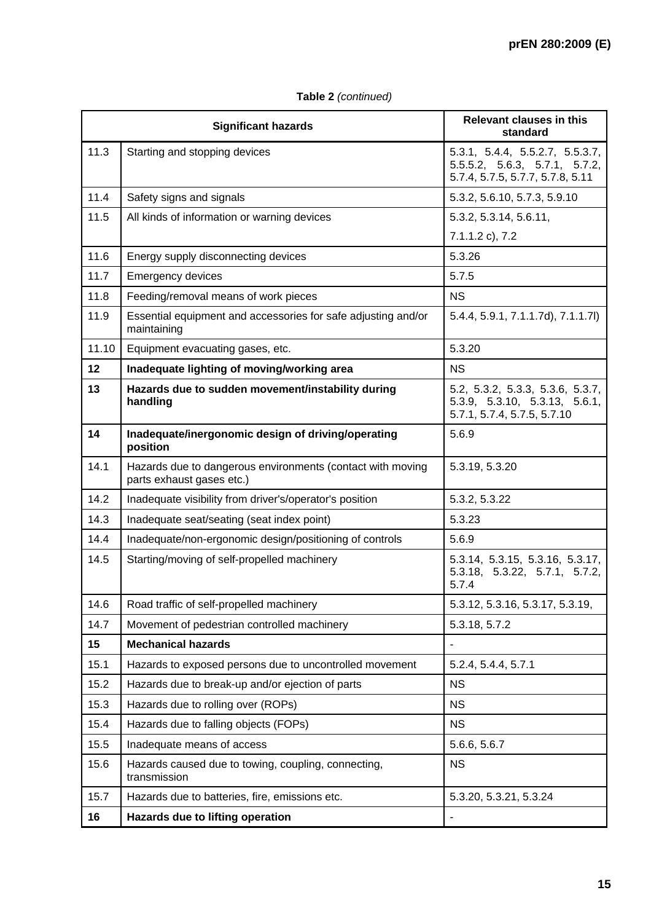**Table 2** *(continued)*

| Significant hazards | | Relevant clauses in this standard |
|---|---|---|
| 11.3 | Starting and stopping devices | 5.3.1, 5.4.4, 5.5.2.7, 5.5.3.7, 5.5.5.2, 5.6.3, 5.7.1, 5.7.2, 5.7.4, 5.7.5, 5.7.7, 5.7.8, 5.11 |
| 11.4 | Safety signs and signals | 5.3.2, 5.6.10, 5.7.3, 5.9.10 |
| 11.5 | All kinds of information or warning devices | 5.3.2, 5.3.14, 5.6.11, 7.1.1.2 c), 7.2 |
| 11.6 | Energy supply disconnecting devices | 5.3.26 |
| 11.7 | Emergency devices | 5.7.5 |
| 11.8 | Feeding/removal means of work pieces | NS |
| 11.9 | Essential equipment and accessories for safe adjusting and/or maintaining | 5.4.4, 5.9.1, 7.1.1.7d), 7.1.1.7l) |
| 11.10 | Equipment evacuating gases, etc. | 5.3.20 |
| **12** | **Inadequate lighting of moving/working area** | NS |
| **13** | **Hazards due to sudden movement/instability during handling** | 5.2, 5.3.2, 5.3.3, 5.3.6, 5.3.7, 5.3.9, 5.3.10, 5.3.13, 5.6.1, 5.7.1, 5.7.4, 5.7.5, 5.7.10 |
| **14** | **Inadequate/inergonomic design of driving/operating position** | 5.6.9 |
| 14.1 | Hazards due to dangerous environments (contact with moving parts exhaust gases etc.) | 5.3.19, 5.3.20 |
| 14.2 | Inadequate visibility from driver's/operator's position | 5.3.2, 5.3.22 |
| 14.3 | Inadequate seat/seating (seat index point) | 5.3.23 |
| 14.4 | Inadequate/non-ergonomic design/positioning of controls | 5.6.9 |
| 14.5 | Starting/moving of self-propelled machinery | 5.3.14, 5.3.15, 5.3.16, 5.3.17, 5.3.18, 5.3.22, 5.7.1, 5.7.2, 5.7.4 |
| 14.6 | Road traffic of self-propelled machinery | 5.3.12, 5.3.16, 5.3.17, 5.3.19, |
| 14.7 | Movement of pedestrian controlled machinery | 5.3.18, 5.7.2 |
| **15** | **Mechanical hazards** | - |
| 15.1 | Hazards to exposed persons due to uncontrolled movement | 5.2.4, 5.4.4, 5.7.1 |
| 15.2 | Hazards due to break-up and/or ejection of parts | NS |
| 15.3 | Hazards due to rolling over (ROPs) | NS |
| 15.4 | Hazards due to falling objects (FOPs) | NS |
| 15.5 | Inadequate means of access | 5.6.6, 5.6.7 |
| 15.6 | Hazards caused due to towing, coupling, connecting, transmission | NS |
| 15.7 | Hazards due to batteries, fire, emissions etc. | 5.3.20, 5.3.21, 5.3.24 |
| **16** | **Hazards due to lifting operation** | - |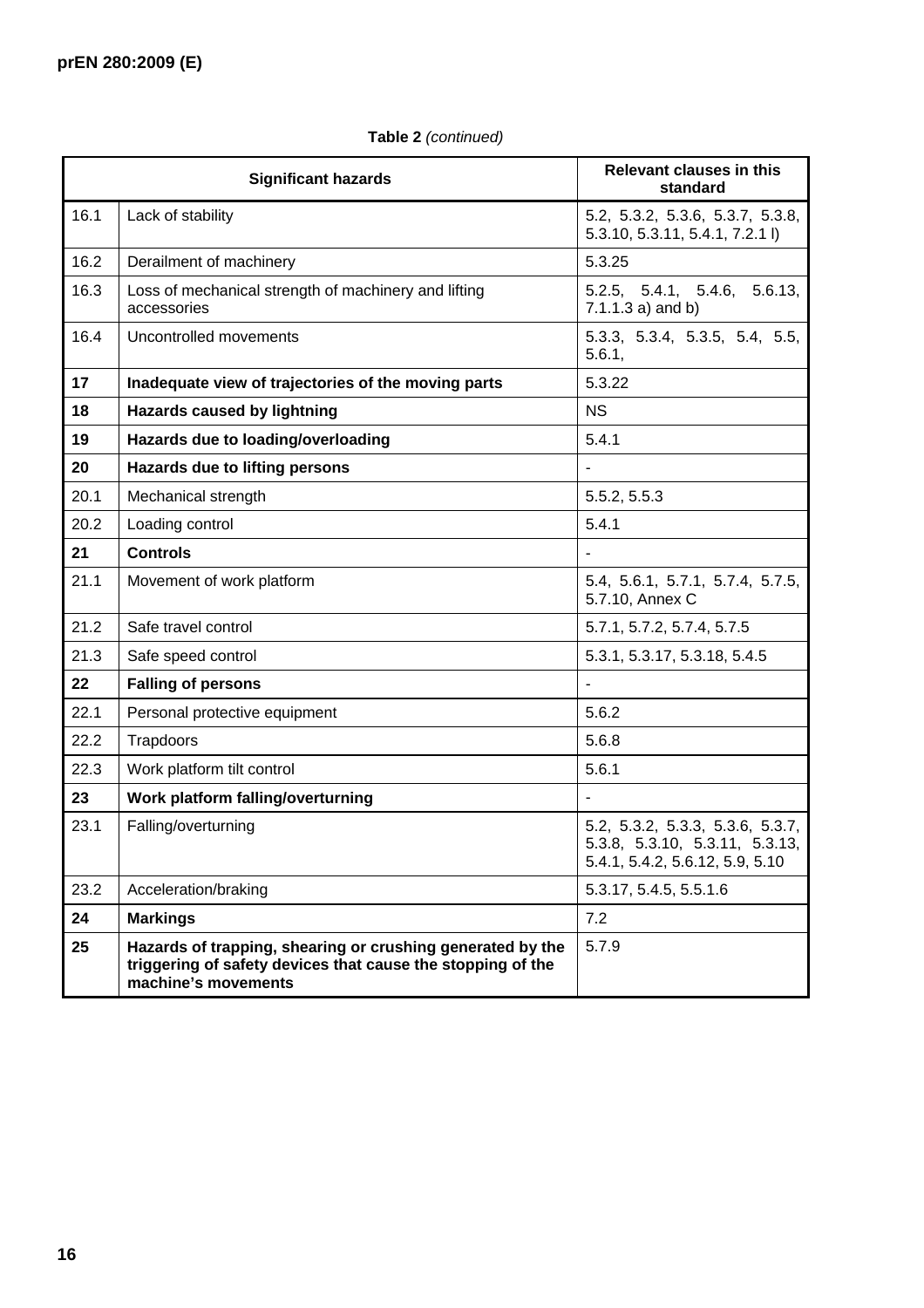**Table 2** *(continued)*

| Significant hazards | | Relevant clauses in this standard |
|---|---|---|
| 16.1 | Lack of stability | 5.2, 5.3.2, 5.3.6, 5.3.7, 5.3.8, 5.3.10, 5.3.11, 5.4.1, 7.2.1 l) |
| 16.2 | Derailment of machinery | 5.3.25 |
| 16.3 | Loss of mechanical strength of machinery and lifting accessories | 5.2.5, 5.4.1, 5.4.6, 5.6.13, 7.1.1.3 a) and b) |
| 16.4 | Uncontrolled movements | 5.3.3, 5.3.4, 5.3.5, 5.4, 5.5, 5.6.1, |
| **17** | **Inadequate view of trajectories of the moving parts** | 5.3.22 |
| **18** | **Hazards caused by lightning** | NS |
| **19** | **Hazards due to loading/overloading** | 5.4.1 |
| **20** | **Hazards due to lifting persons** | - |
| 20.1 | Mechanical strength | 5.5.2, 5.5.3 |
| 20.2 | Loading control | 5.4.1 |
| **21** | **Controls** | - |
| 21.1 | Movement of work platform | 5.4, 5.6.1, 5.7.1, 5.7.4, 5.7.5, 5.7.10, Annex C |
| 21.2 | Safe travel control | 5.7.1, 5.7.2, 5.7.4, 5.7.5 |
| 21.3 | Safe speed control | 5.3.1, 5.3.17, 5.3.18, 5.4.5 |
| **22** | **Falling of persons** | - |
| 22.1 | Personal protective equipment | 5.6.2 |
| 22.2 | Trapdoors | 5.6.8 |
| 22.3 | Work platform tilt control | 5.6.1 |
| **23** | **Work platform falling/overturning** | - |
| 23.1 | Falling/overturning | 5.2, 5.3.2, 5.3.3, 5.3.6, 5.3.7, 5.3.8, 5.3.10, 5.3.11, 5.3.13, 5.4.1, 5.4.2, 5.6.12, 5.9, 5.10 |
| 23.2 | Acceleration/braking | 5.3.17, 5.4.5, 5.5.1.6 |
| **24** | **Markings** | 7.2 |
| **25** | **Hazards of trapping, shearing or crushing generated by the triggering of safety devices that cause the stopping of the machine's movements** | 5.7.9 |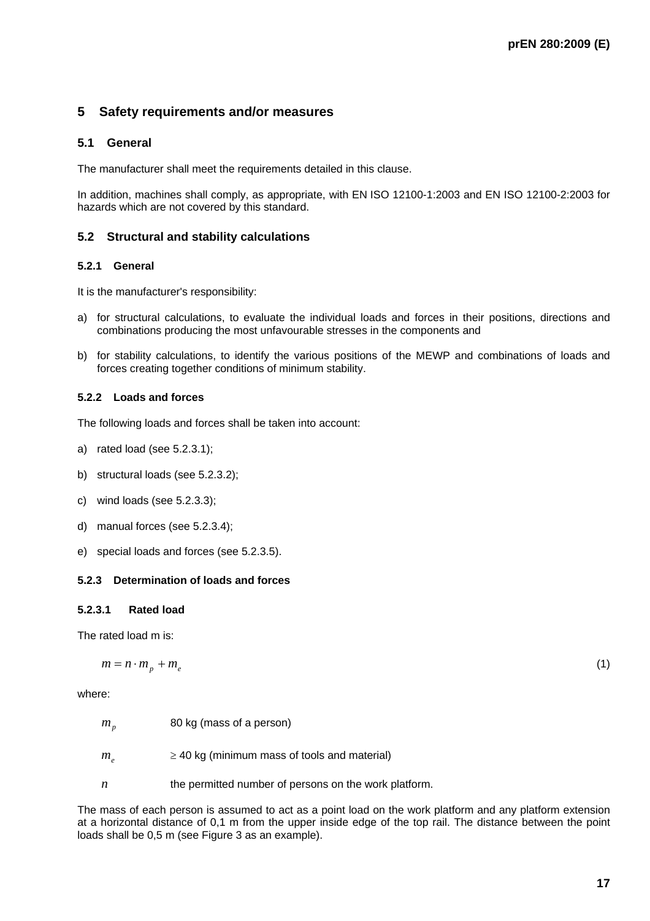## 5 Safety requirements and/or measures

### 5.1 General

The manufacturer shall meet the requirements detailed in this clause.

In addition, machines shall comply, as appropriate, with EN ISO 12100-1:2003 and EN ISO 12100-2:2003 for hazards which are not covered by this standard.

### 5.2 Structural and stability calculations

#### 5.2.1 General

It is the manufacturer's responsibility:

a) for structural calculations, to evaluate the individual loads and forces in their positions, directions and combinations producing the most unfavourable stresses in the components and

b) for stability calculations, to identify the various positions of the MEWP and combinations of loads and forces creating together conditions of minimum stability.

#### 5.2.2 Loads and forces

The following loads and forces shall be taken into account:

a) rated load (see 5.2.3.1);

b) structural loads (see 5.2.3.2);

c) wind loads (see 5.2.3.3);

d) manual forces (see 5.2.3.4);

e) special loads and forces (see 5.2.3.5).

#### 5.2.3 Determination of loads and forces

##### 5.2.3.1 Rated load

The rated load m is:

$$m = n \cdot m_p + m_e \tag{1}$$

where:

$m_p$ 80 kg (mass of a person)

$m_e$ $\geq$ 40 kg (minimum mass of tools and material)

$n$ the permitted number of persons on the work platform.

The mass of each person is assumed to act as a point load on the work platform and any platform extension at a horizontal distance of 0,1 m from the upper inside edge of the top rail. The distance between the point loads shall be 0,5 m (see Figure 3 as an example).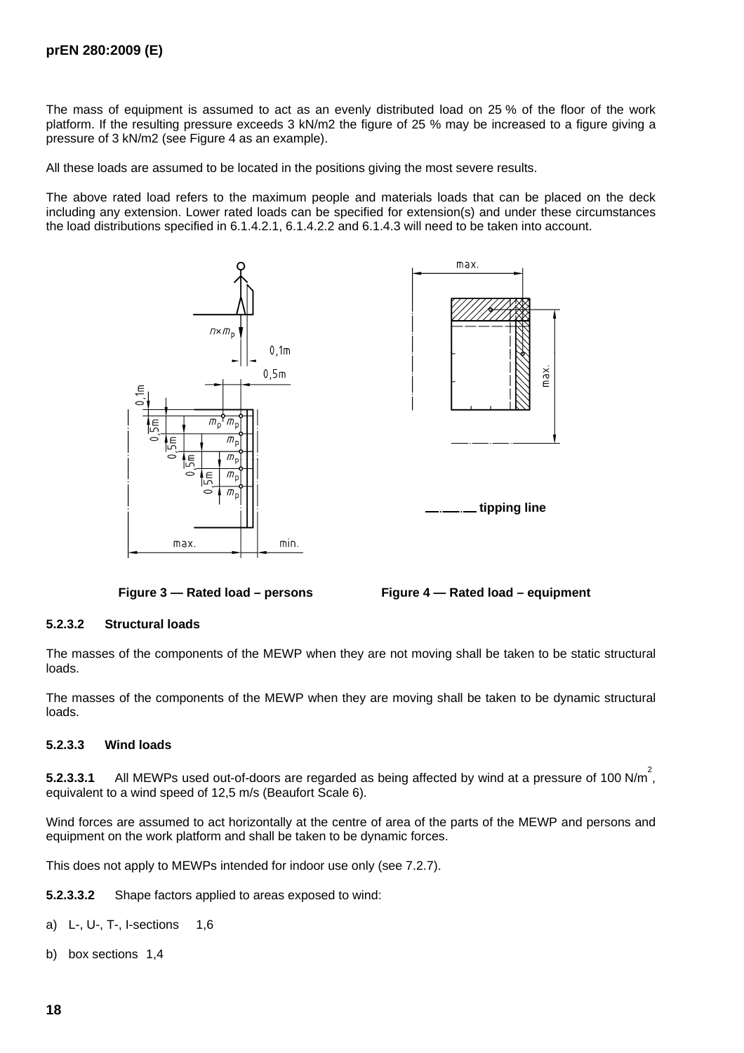The mass of equipment is assumed to act as an evenly distributed load on 25 % of the floor of the work platform. If the resulting pressure exceeds 3 kN/m2 the figure of 25 % may be increased to a figure giving a pressure of 3 kN/m2 (see Figure 4 as an example).

All these loads are assumed to be located in the positions giving the most severe results.

The above rated load refers to the maximum people and materials loads that can be placed on the deck including any extension. Lower rated loads can be specified for extension(s) and under these circumstances the load distributions specified in 6.1.4.2.1, 6.1.4.2.2 and 6.1.4.3 will need to be taken into account.

Figure 3 — Rated load – persons

Figure 4 — Rated load – equipment

#### 5.2.3.2 Structural loads

The masses of the components of the MEWP when they are not moving shall be taken to be static structural loads.

The masses of the components of the MEWP when they are moving shall be taken to be dynamic structural loads.

#### 5.2.3.3 Wind loads

**5.2.3.3.1** All MEWPs used out-of-doors are regarded as being affected by wind at a pressure of 100 N/m$^2$, equivalent to a wind speed of 12,5 m/s (Beaufort Scale 6).

Wind forces are assumed to act horizontally at the centre of area of the parts of the MEWP and persons and equipment on the work platform and shall be taken to be dynamic forces.

This does not apply to MEWPs intended for indoor use only (see 7.2.7).

**5.2.3.3.2** Shape factors applied to areas exposed to wind:

a) L-, U-, T-, I-sections 1,6

b) box sections 1,4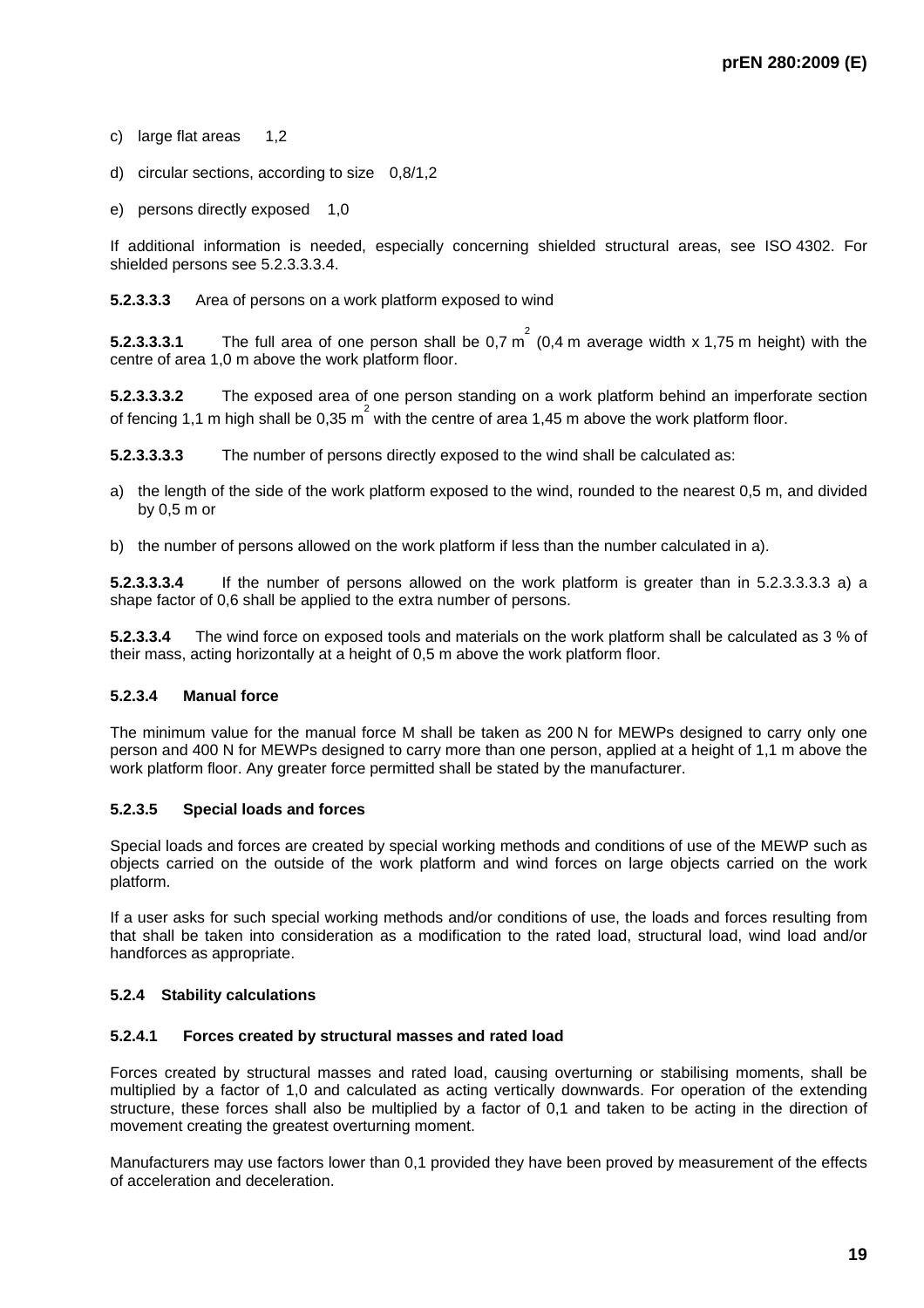c) large flat areas 1,2

d) circular sections, according to size 0,8/1,2

e) persons directly exposed 1,0

If additional information is needed, especially concerning shielded structural areas, see ISO 4302. For shielded persons see 5.2.3.3.3.4.

**5.2.3.3.3** Area of persons on a work platform exposed to wind

**5.2.3.3.3.1** The full area of one person shall be 0,7 $m^2$ (0,4 m average width x 1,75 m height) with the centre of area 1,0 m above the work platform floor.

**5.2.3.3.3.2** The exposed area of one person standing on a work platform behind an imperforate section of fencing 1,1 m high shall be 0,35 $m^2$ with the centre of area 1,45 m above the work platform floor.

**5.2.3.3.3.3** The number of persons directly exposed to the wind shall be calculated as:

a) the length of the side of the work platform exposed to the wind, rounded to the nearest 0,5 m, and divided by 0,5 m or

b) the number of persons allowed on the work platform if less than the number calculated in a).

**5.2.3.3.3.4** If the number of persons allowed on the work platform is greater than in 5.2.3.3.3.3 a) a shape factor of 0,6 shall be applied to the extra number of persons.

**5.2.3.3.4** The wind force on exposed tools and materials on the work platform shall be calculated as 3 % of their mass, acting horizontally at a height of 0,5 m above the work platform floor.

#### 5.2.3.4 Manual force

The minimum value for the manual force M shall be taken as 200 N for MEWPs designed to carry only one person and 400 N for MEWPs designed to carry more than one person, applied at a height of 1,1 m above the work platform floor. Any greater force permitted shall be stated by the manufacturer.

#### 5.2.3.5 Special loads and forces

Special loads and forces are created by special working methods and conditions of use of the MEWP such as objects carried on the outside of the work platform and wind forces on large objects carried on the work platform.

If a user asks for such special working methods and/or conditions of use, the loads and forces resulting from that shall be taken into consideration as a modification to the rated load, structural load, wind load and/or handforces as appropriate.

### 5.2.4 Stability calculations

#### 5.2.4.1 Forces created by structural masses and rated load

Forces created by structural masses and rated load, causing overturning or stabilising moments, shall be multiplied by a factor of 1,0 and calculated as acting vertically downwards. For operation of the extending structure, these forces shall also be multiplied by a factor of 0,1 and taken to be acting in the direction of movement creating the greatest overturning moment.

Manufacturers may use factors lower than 0,1 provided they have been proved by measurement of the effects of acceleration and deceleration.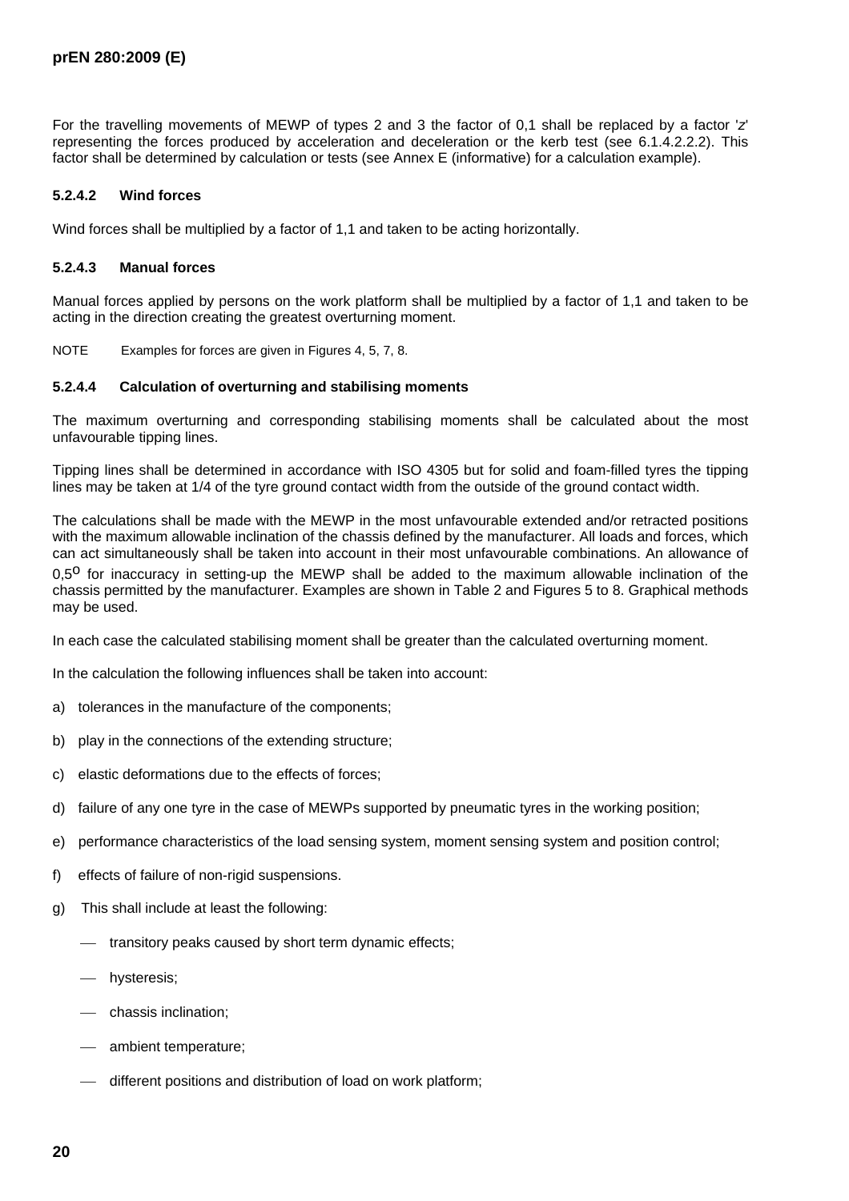For the travelling movements of MEWP of types 2 and 3 the factor of 0,1 shall be replaced by a factor '*z*' representing the forces produced by acceleration and deceleration or the kerb test (see 6.1.4.2.2.2). This factor shall be determined by calculation or tests (see Annex E (informative) for a calculation example).

#### 5.2.4.2 Wind forces

Wind forces shall be multiplied by a factor of 1,1 and taken to be acting horizontally.

#### 5.2.4.3 Manual forces

Manual forces applied by persons on the work platform shall be multiplied by a factor of 1,1 and taken to be acting in the direction creating the greatest overturning moment.

NOTE Examples for forces are given in Figures 4, 5, 7, 8.

#### 5.2.4.4 Calculation of overturning and stabilising moments

The maximum overturning and corresponding stabilising moments shall be calculated about the most unfavourable tipping lines.

Tipping lines shall be determined in accordance with ISO 4305 but for solid and foam-filled tyres the tipping lines may be taken at 1/4 of the tyre ground contact width from the outside of the ground contact width.

The calculations shall be made with the MEWP in the most unfavourable extended and/or retracted positions with the maximum allowable inclination of the chassis defined by the manufacturer. All loads and forces, which can act simultaneously shall be taken into account in their most unfavourable combinations. An allowance of 0,5° for inaccuracy in setting-up the MEWP shall be added to the maximum allowable inclination of the chassis permitted by the manufacturer. Examples are shown in Table 2 and Figures 5 to 8. Graphical methods may be used.

In each case the calculated stabilising moment shall be greater than the calculated overturning moment.

In the calculation the following influences shall be taken into account:

a) tolerances in the manufacture of the components;

b) play in the connections of the extending structure;

c) elastic deformations due to the effects of forces;

d) failure of any one tyre in the case of MEWPs supported by pneumatic tyres in the working position;

e) performance characteristics of the load sensing system, moment sensing system and position control;

f) effects of failure of non-rigid suspensions.

g) This shall include at least the following:

- transitory peaks caused by short term dynamic effects;
- hysteresis;
- chassis inclination;
- ambient temperature;
- different positions and distribution of load on work platform;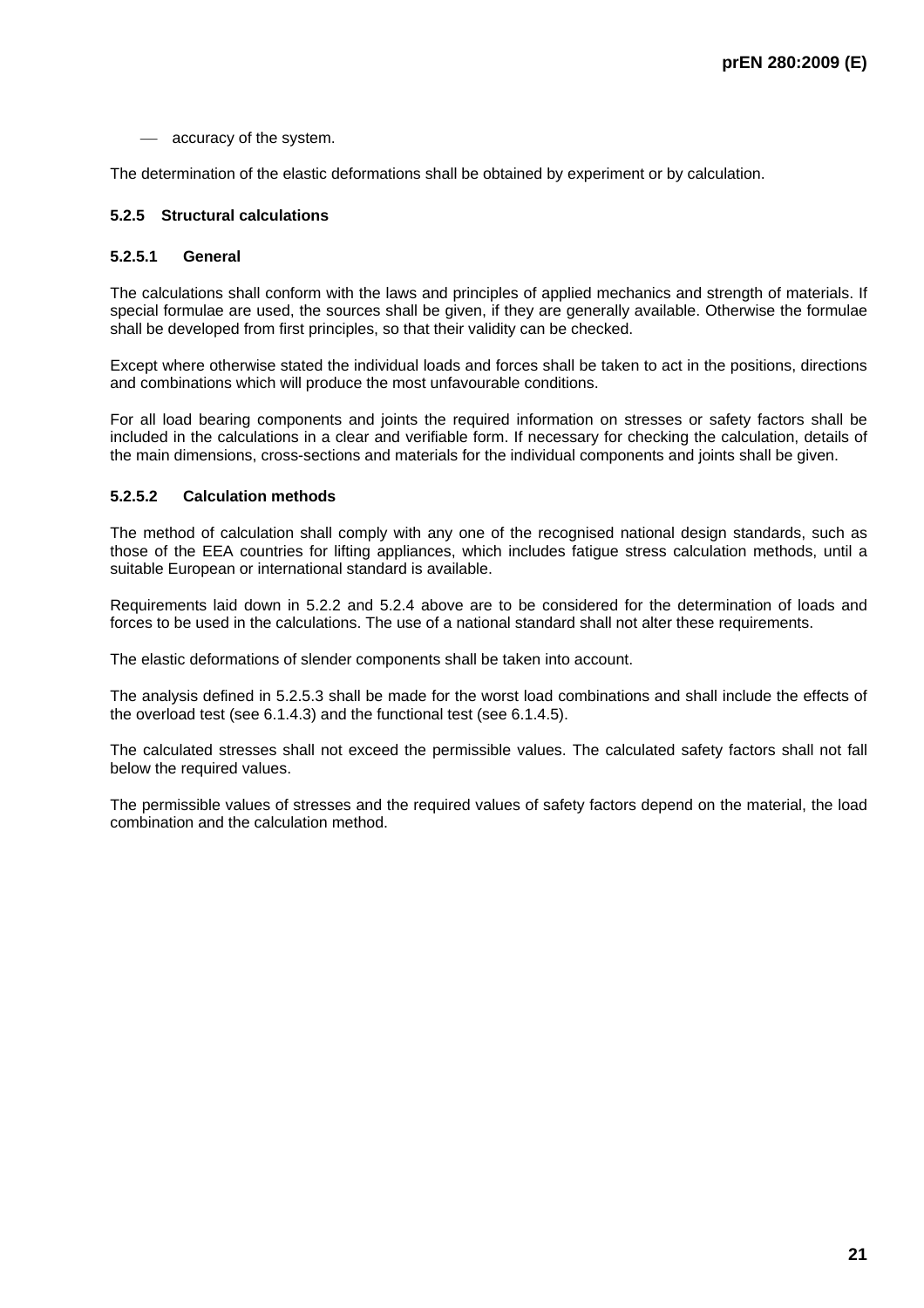- accuracy of the system.

The determination of the elastic deformations shall be obtained by experiment or by calculation.

### 5.2.5 Structural calculations

#### 5.2.5.1 General

The calculations shall conform with the laws and principles of applied mechanics and strength of materials. If special formulae are used, the sources shall be given, if they are generally available. Otherwise the formulae shall be developed from first principles, so that their validity can be checked.

Except where otherwise stated the individual loads and forces shall be taken to act in the positions, directions and combinations which will produce the most unfavourable conditions.

For all load bearing components and joints the required information on stresses or safety factors shall be included in the calculations in a clear and verifiable form. If necessary for checking the calculation, details of the main dimensions, cross-sections and materials for the individual components and joints shall be given.

#### 5.2.5.2 Calculation methods

The method of calculation shall comply with any one of the recognised national design standards, such as those of the EEA countries for lifting appliances, which includes fatigue stress calculation methods, until a suitable European or international standard is available.

Requirements laid down in 5.2.2 and 5.2.4 above are to be considered for the determination of loads and forces to be used in the calculations. The use of a national standard shall not alter these requirements.

The elastic deformations of slender components shall be taken into account.

The analysis defined in 5.2.5.3 shall be made for the worst load combinations and shall include the effects of the overload test (see 6.1.4.3) and the functional test (see 6.1.4.5).

The calculated stresses shall not exceed the permissible values. The calculated safety factors shall not fall below the required values.

The permissible values of stresses and the required values of safety factors depend on the material, the load combination and the calculation method.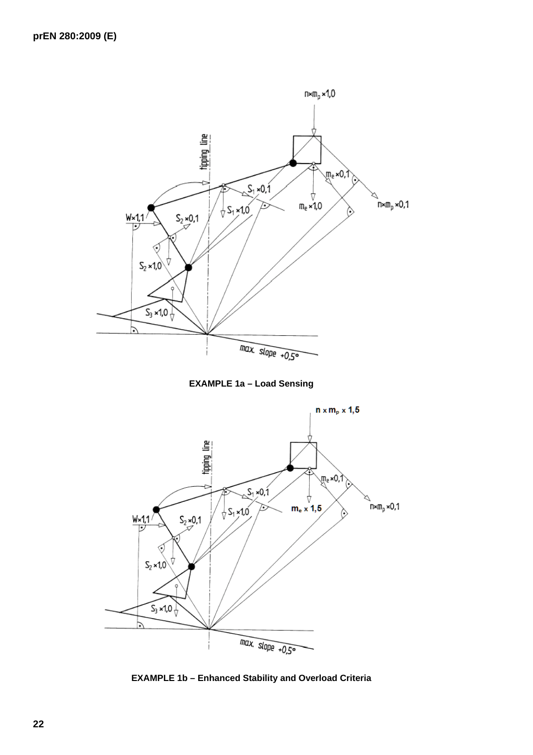EXAMPLE 1a – Load Sensing

EXAMPLE 1b – Enhanced Stability and Overload Criteria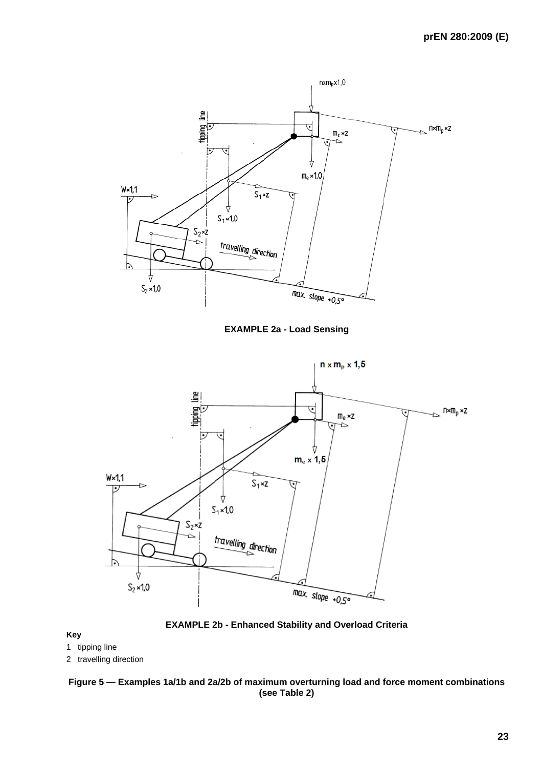**EXAMPLE 2a - Load Sensing**

**EXAMPLE 2b - Enhanced Stability and Overload Criteria**

**Key**

1 tipping line

2 travelling direction

**Figure 5 — Examples 1a/1b and 2a/2b of maximum overturning load and force moment combinations (see Table 2)**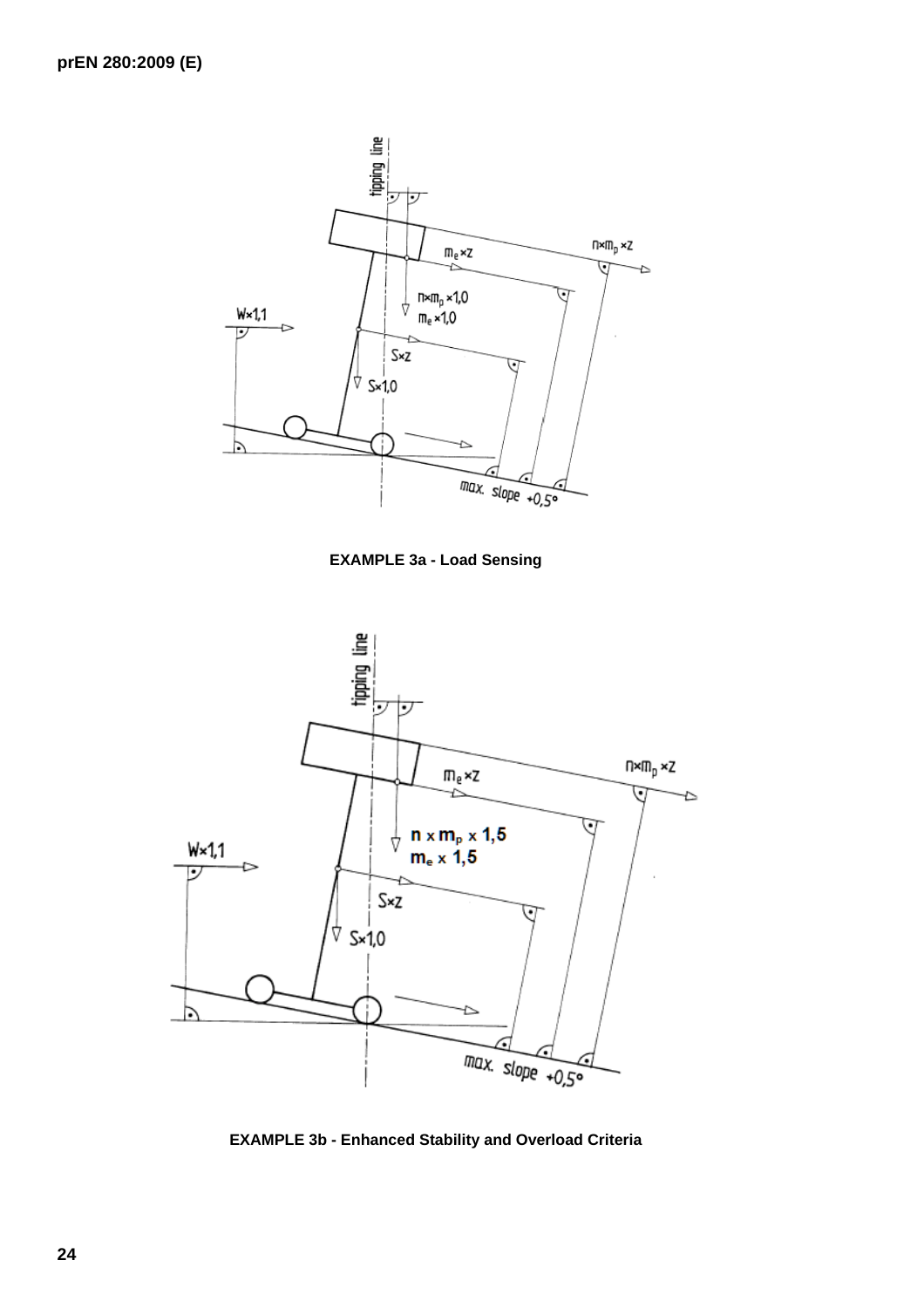EXAMPLE 3a - Load Sensing

EXAMPLE 3b - Enhanced Stability and Overload Criteria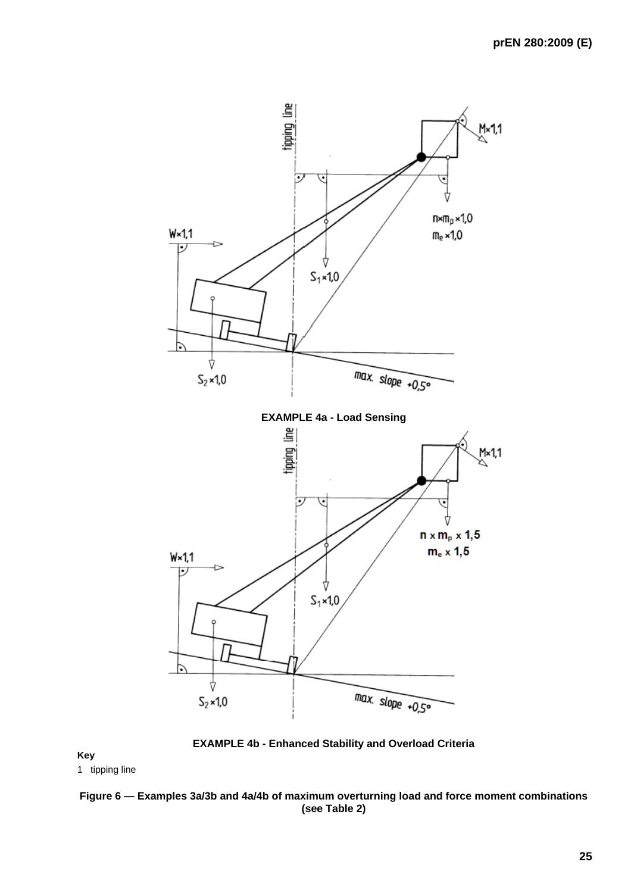EXAMPLE 4a - Load Sensing

EXAMPLE 4b - Enhanced Stability and Overload Criteria

**Key**

1 tipping line

**Figure 6 — Examples 3a/3b and 4a/4b of maximum overturning load and force moment combinations (see Table 2)**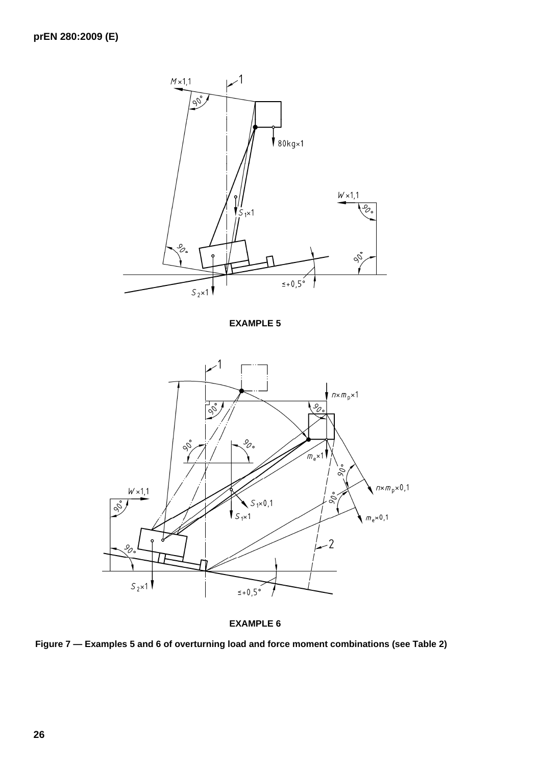EXAMPLE 5

EXAMPLE 6

**Figure 7 — Examples 5 and 6 of overturning load and force moment combinations (see Table 2)**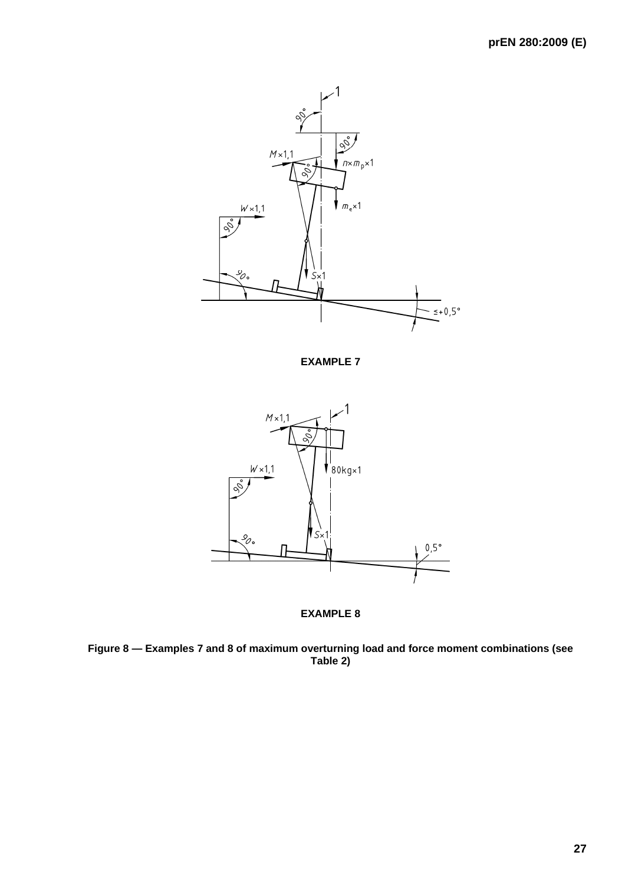EXAMPLE 7

EXAMPLE 8

Figure 8 — Examples 7 and 8 of maximum overturning load and force moment combinations (see Table 2)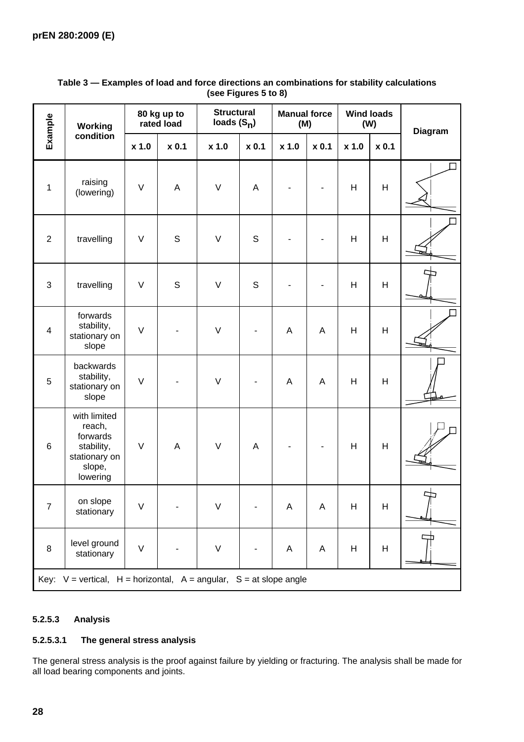**Table 3 — Examples of load and force directions an combinations for stability calculations (see Figures 5 to 8)**

| Example | Working condition | 80 kg up to rated load | | Structural loads ($S_n$) | | Manual force (M) | | Wind loads (W) | | Diagram |
|---|---|---|---|---|---|---|---|---|---|---|
| | | x 1.0 | x 0.1 | x 1.0 | x 0.1 | x 1.0 | x 0.1 | x 1.0 | x 0.1 | |
| 1 | raising (lowering) | V | A | V | A | - | - | H | H | |
| 2 | travelling | V | S | V | S | - | - | H | H | |
| 3 | travelling | V | S | V | S | - | - | H | H | |
| 4 | forwards stability, stationary on slope | V | - | V | - | A | A | H | H | |
| 5 | backwards stability, stationary on slope | V | - | V | - | A | A | H | H | |
| 6 | with limited reach, forwards stability, stationary on slope, lowering | V | A | V | A | - | - | H | H | |
| 7 | on slope stationary | V | - | V | - | A | A | H | H | |
| 8 | level ground stationary | V | - | V | - | A | A | H | H | |

Key: V = vertical, H = horizontal, A = angular, S = at slope angle

#### 5.2.5.3 Analysis

##### 5.2.5.3.1 The general stress analysis

The general stress analysis is the proof against failure by yielding or fracturing. The analysis shall be made for all load bearing components and joints.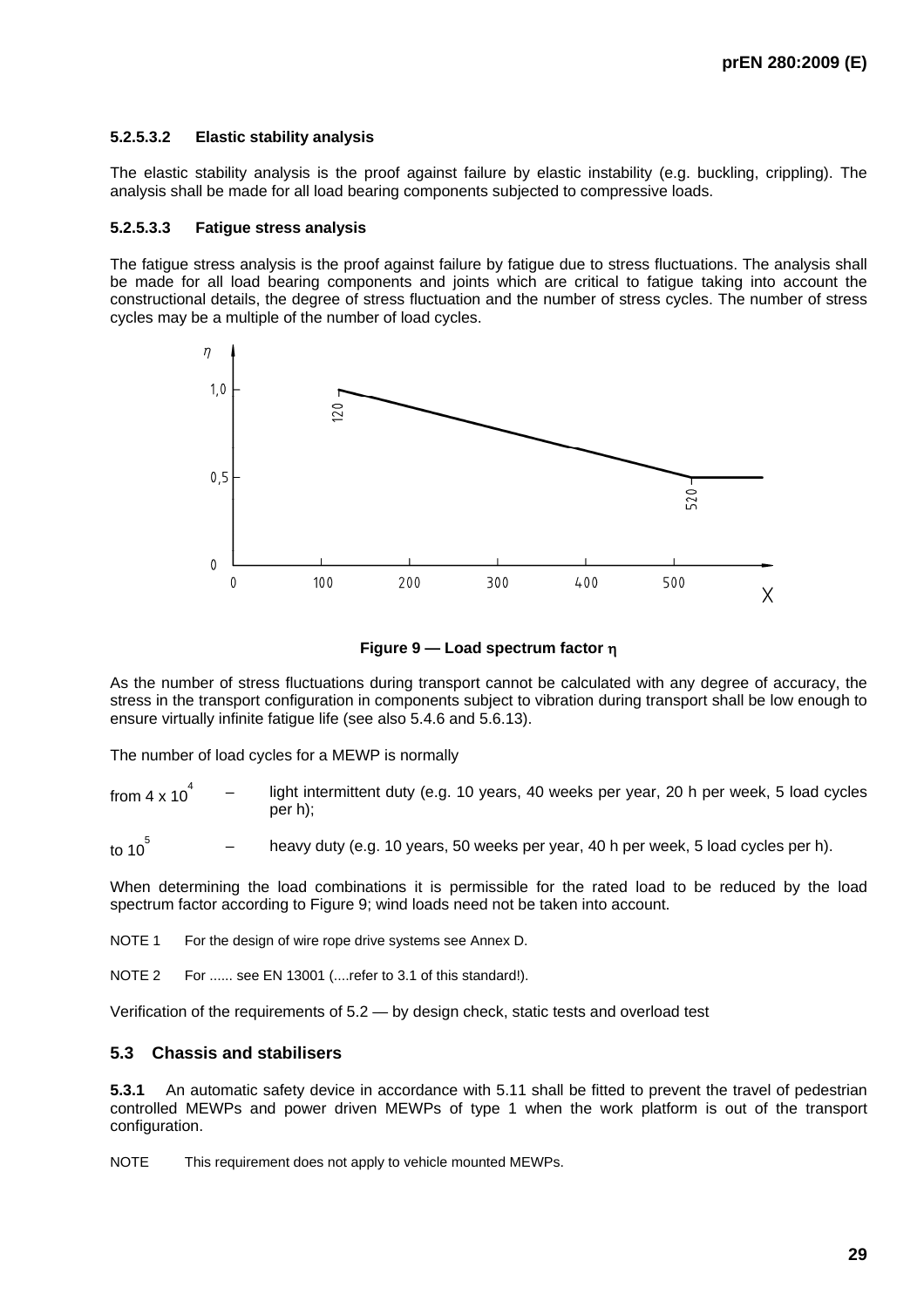#### 5.2.5.3.2 Elastic stability analysis

The elastic stability analysis is the proof against failure by elastic instability (e.g. buckling, crippling). The analysis shall be made for all load bearing components subjected to compressive loads.

#### 5.2.5.3.3 Fatigue stress analysis

The fatigue stress analysis is the proof against failure by fatigue due to stress fluctuations. The analysis shall be made for all load bearing components and joints which are critical to fatigue taking into account the constructional details, the degree of stress fluctuation and the number of stress cycles. The number of stress cycles may be a multiple of the number of load cycles.

**Figure 9 — Load spectrum factor η**

As the number of stress fluctuations during transport cannot be calculated with any degree of accuracy, the stress in the transport configuration in components subject to vibration during transport shall be low enough to ensure virtually infinite fatigue life (see also 5.4.6 and 5.6.13).

The number of load cycles for a MEWP is normally

from $4 \times 10^4$ – light intermittent duty (e.g. 10 years, 40 weeks per year, 20 h per week, 5 load cycles per h);

to $10^5$ – heavy duty (e.g. 10 years, 50 weeks per year, 40 h per week, 5 load cycles per h).

When determining the load combinations it is permissible for the rated load to be reduced by the load spectrum factor according to Figure 9; wind loads need not be taken into account.

NOTE 1 For the design of wire rope drive systems see Annex D.

NOTE 2 For ...... see EN 13001 (....refer to 3.1 of this standard!).

Verification of the requirements of 5.2 — by design check, static tests and overload test

## 5.3 Chassis and stabilisers

**5.3.1** An automatic safety device in accordance with 5.11 shall be fitted to prevent the travel of pedestrian controlled MEWPs and power driven MEWPs of type 1 when the work platform is out of the transport configuration.

NOTE This requirement does not apply to vehicle mounted MEWPs.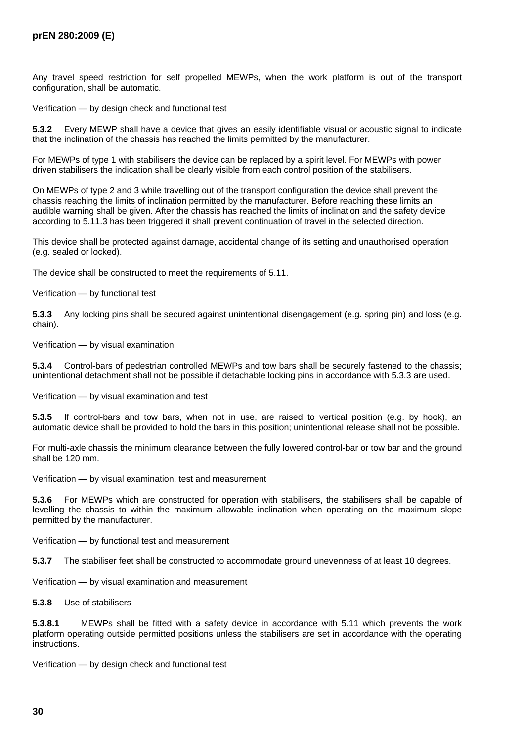Any travel speed restriction for self propelled MEWPs, when the work platform is out of the transport configuration, shall be automatic.

Verification — by design check and functional test

**5.3.2** Every MEWP shall have a device that gives an easily identifiable visual or acoustic signal to indicate that the inclination of the chassis has reached the limits permitted by the manufacturer.

For MEWPs of type 1 with stabilisers the device can be replaced by a spirit level. For MEWPs with power driven stabilisers the indication shall be clearly visible from each control position of the stabilisers.

On MEWPs of type 2 and 3 while travelling out of the transport configuration the device shall prevent the chassis reaching the limits of inclination permitted by the manufacturer. Before reaching these limits an audible warning shall be given. After the chassis has reached the limits of inclination and the safety device according to 5.11.3 has been triggered it shall prevent continuation of travel in the selected direction.

This device shall be protected against damage, accidental change of its setting and unauthorised operation (e.g. sealed or locked).

The device shall be constructed to meet the requirements of 5.11.

Verification — by functional test

**5.3.3** Any locking pins shall be secured against unintentional disengagement (e.g. spring pin) and loss (e.g. chain).

Verification — by visual examination

**5.3.4** Control-bars of pedestrian controlled MEWPs and tow bars shall be securely fastened to the chassis; unintentional detachment shall not be possible if detachable locking pins in accordance with 5.3.3 are used.

Verification — by visual examination and test

**5.3.5** If control-bars and tow bars, when not in use, are raised to vertical position (e.g. by hook), an automatic device shall be provided to hold the bars in this position; unintentional release shall not be possible.

For multi-axle chassis the minimum clearance between the fully lowered control-bar or tow bar and the ground shall be 120 mm.

Verification — by visual examination, test and measurement

**5.3.6** For MEWPs which are constructed for operation with stabilisers, the stabilisers shall be capable of levelling the chassis to within the maximum allowable inclination when operating on the maximum slope permitted by the manufacturer.

Verification — by functional test and measurement

**5.3.7** The stabiliser feet shall be constructed to accommodate ground unevenness of at least 10 degrees.

Verification — by visual examination and measurement

**5.3.8** Use of stabilisers

**5.3.8.1** MEWPs shall be fitted with a safety device in accordance with 5.11 which prevents the work platform operating outside permitted positions unless the stabilisers are set in accordance with the operating instructions.

Verification — by design check and functional test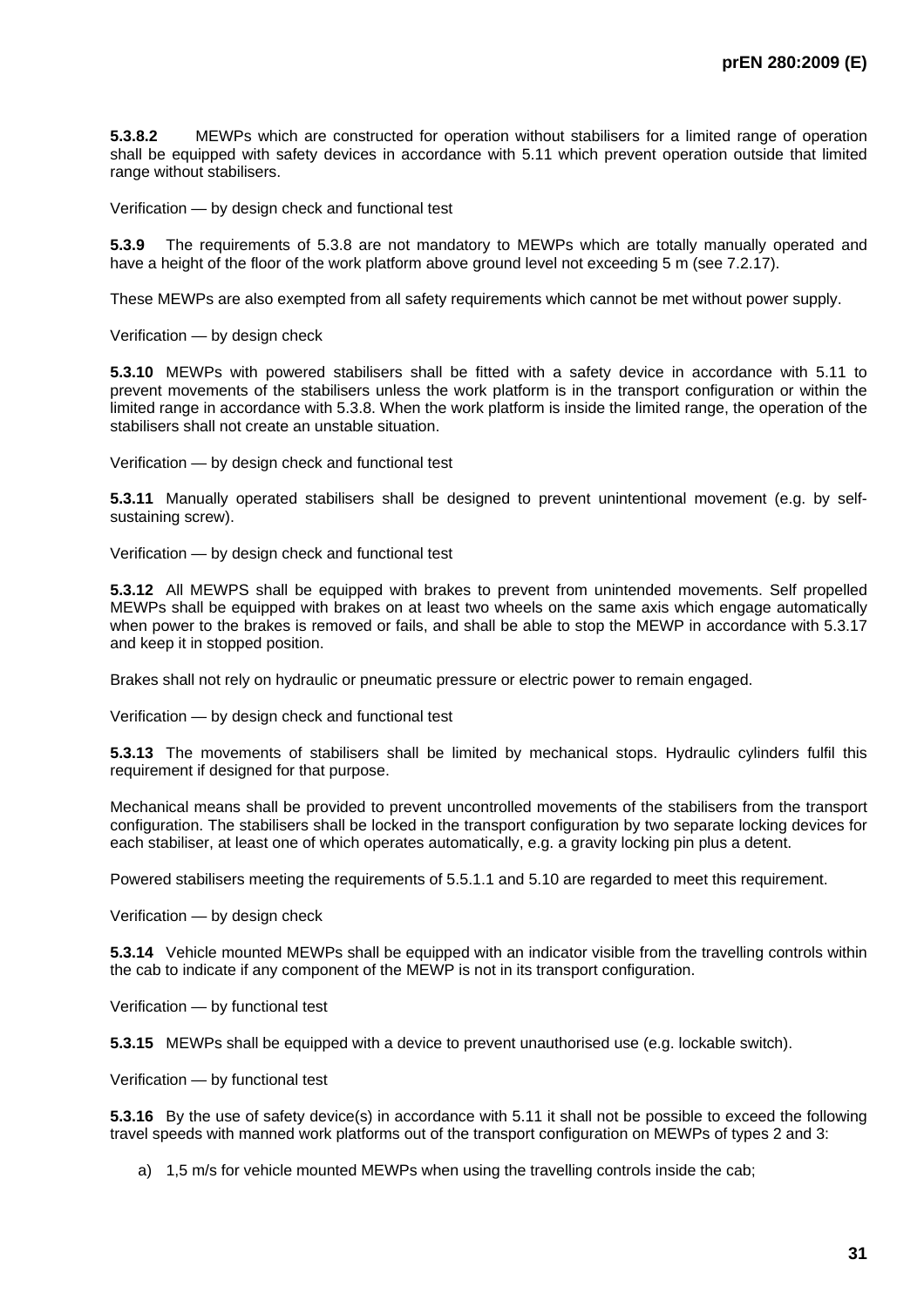**5.3.8.2** MEWPs which are constructed for operation without stabilisers for a limited range of operation shall be equipped with safety devices in accordance with 5.11 which prevent operation outside that limited range without stabilisers.

Verification — by design check and functional test

**5.3.9** The requirements of 5.3.8 are not mandatory to MEWPs which are totally manually operated and have a height of the floor of the work platform above ground level not exceeding 5 m (see 7.2.17).

These MEWPs are also exempted from all safety requirements which cannot be met without power supply.

Verification — by design check

**5.3.10** MEWPs with powered stabilisers shall be fitted with a safety device in accordance with 5.11 to prevent movements of the stabilisers unless the work platform is in the transport configuration or within the limited range in accordance with 5.3.8. When the work platform is inside the limited range, the operation of the stabilisers shall not create an unstable situation.

Verification — by design check and functional test

**5.3.11** Manually operated stabilisers shall be designed to prevent unintentional movement (e.g. by self-sustaining screw).

Verification — by design check and functional test

**5.3.12** All MEWPS shall be equipped with brakes to prevent from unintended movements. Self propelled MEWPs shall be equipped with brakes on at least two wheels on the same axis which engage automatically when power to the brakes is removed or fails, and shall be able to stop the MEWP in accordance with 5.3.17 and keep it in stopped position.

Brakes shall not rely on hydraulic or pneumatic pressure or electric power to remain engaged.

Verification — by design check and functional test

**5.3.13** The movements of stabilisers shall be limited by mechanical stops. Hydraulic cylinders fulfil this requirement if designed for that purpose.

Mechanical means shall be provided to prevent uncontrolled movements of the stabilisers from the transport configuration. The stabilisers shall be locked in the transport configuration by two separate locking devices for each stabiliser, at least one of which operates automatically, e.g. a gravity locking pin plus a detent.

Powered stabilisers meeting the requirements of 5.5.1.1 and 5.10 are regarded to meet this requirement.

Verification — by design check

**5.3.14** Vehicle mounted MEWPs shall be equipped with an indicator visible from the travelling controls within the cab to indicate if any component of the MEWP is not in its transport configuration.

Verification — by functional test

**5.3.15** MEWPs shall be equipped with a device to prevent unauthorised use (e.g. lockable switch).

Verification — by functional test

**5.3.16** By the use of safety device(s) in accordance with 5.11 it shall not be possible to exceed the following travel speeds with manned work platforms out of the transport configuration on MEWPs of types 2 and 3:

a) 1,5 m/s for vehicle mounted MEWPs when using the travelling controls inside the cab;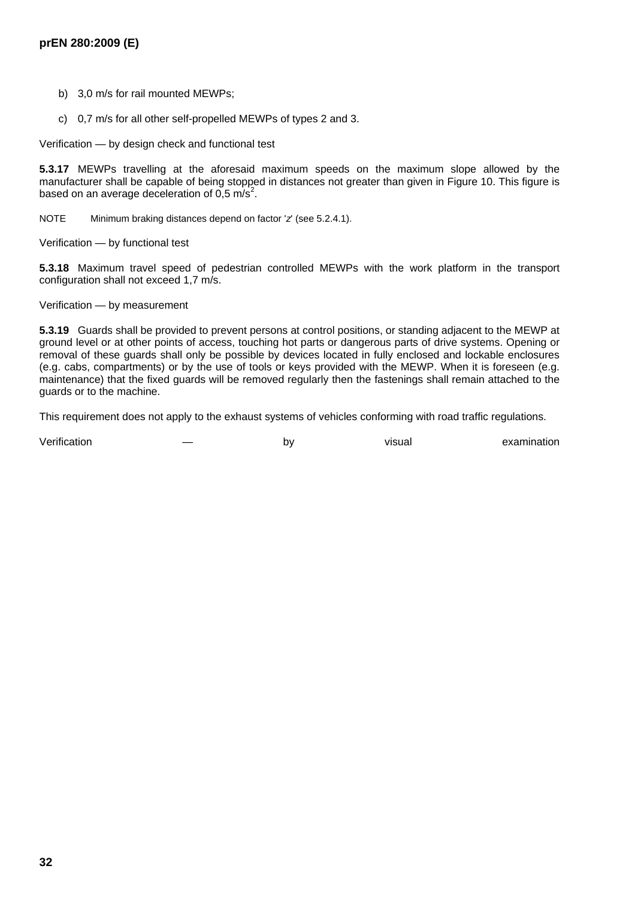b) 3,0 m/s for rail mounted MEWPs;

c) 0,7 m/s for all other self-propelled MEWPs of types 2 and 3.

Verification — by design check and functional test

**5.3.17** MEWPs travelling at the aforesaid maximum speeds on the maximum slope allowed by the manufacturer shall be capable of being stopped in distances not greater than given in Figure 10. This figure is based on an average deceleration of 0,5 $m/s^2$.

NOTE Minimum braking distances depend on factor '*z*' (see 5.2.4.1).

Verification — by functional test

**5.3.18** Maximum travel speed of pedestrian controlled MEWPs with the work platform in the transport configuration shall not exceed 1,7 m/s.

Verification — by measurement

**5.3.19** Guards shall be provided to prevent persons at control positions, or standing adjacent to the MEWP at ground level or at other points of access, touching hot parts or dangerous parts of drive systems. Opening or removal of these guards shall only be possible by devices located in fully enclosed and lockable enclosures (e.g. cabs, compartments) or by the use of tools or keys provided with the MEWP. When it is foreseen (e.g. maintenance) that the fixed guards will be removed regularly then the fastenings shall remain attached to the guards or to the machine.

This requirement does not apply to the exhaust systems of vehicles conforming with road traffic regulations.

Verification — by visual examination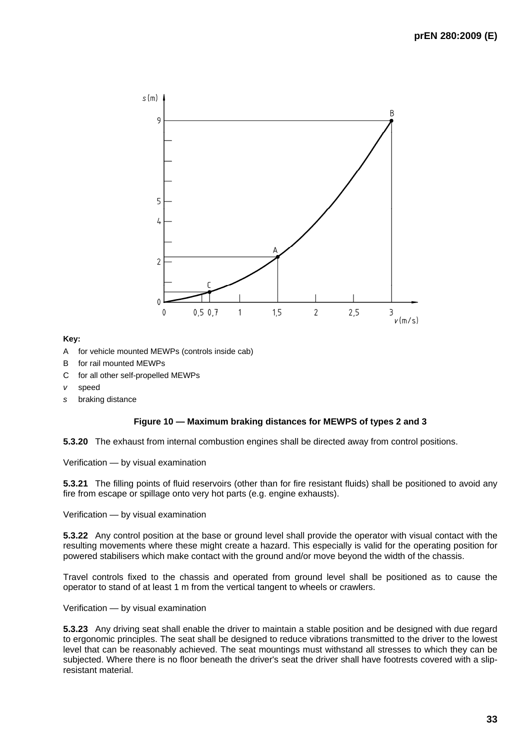**Key:**

- A for vehicle mounted MEWPs (controls inside cab)
- B for rail mounted MEWPs
- C for all other self-propelled MEWPs
- *v* speed
- *s* braking distance

**Figure 10 — Maximum braking distances for MEWPS of types 2 and 3**

**5.3.20** The exhaust from internal combustion engines shall be directed away from control positions.

Verification — by visual examination

**5.3.21** The filling points of fluid reservoirs (other than for fire resistant fluids) shall be positioned to avoid any fire from escape or spillage onto very hot parts (e.g. engine exhausts).

Verification — by visual examination

**5.3.22** Any control position at the base or ground level shall provide the operator with visual contact with the resulting movements where these might create a hazard. This especially is valid for the operating position for powered stabilisers which make contact with the ground and/or move beyond the width of the chassis.

Travel controls fixed to the chassis and operated from ground level shall be positioned as to cause the operator to stand of at least 1 m from the vertical tangent to wheels or crawlers.

Verification — by visual examination

**5.3.23** Any driving seat shall enable the driver to maintain a stable position and be designed with due regard to ergonomic principles. The seat shall be designed to reduce vibrations transmitted to the driver to the lowest level that can be reasonably achieved. The seat mountings must withstand all stresses to which they can be subjected. Where there is no floor beneath the driver's seat the driver shall have footrests covered with a slip-resistant material.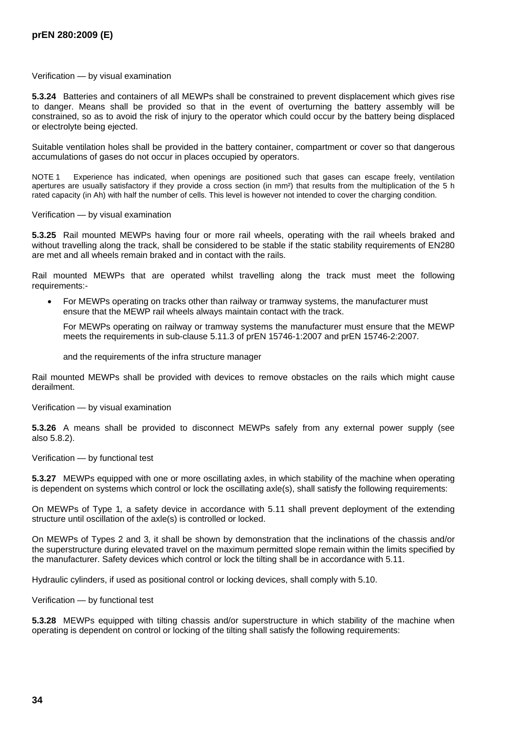Verification — by visual examination

**5.3.24** Batteries and containers of all MEWPs shall be constrained to prevent displacement which gives rise to danger. Means shall be provided so that in the event of overturning the battery assembly will be constrained, so as to avoid the risk of injury to the operator which could occur by the battery being displaced or electrolyte being ejected.

Suitable ventilation holes shall be provided in the battery container, compartment or cover so that dangerous accumulations of gases do not occur in places occupied by operators.

NOTE 1 Experience has indicated, when openings are positioned such that gases can escape freely, ventilation apertures are usually satisfactory if they provide a cross section (in mm²) that results from the multiplication of the 5 h rated capacity (in Ah) with half the number of cells. This level is however not intended to cover the charging condition.

Verification — by visual examination

**5.3.25** Rail mounted MEWPs having four or more rail wheels, operating with the rail wheels braked and without travelling along the track, shall be considered to be stable if the static stability requirements of EN280 are met and all wheels remain braked and in contact with the rails.

Rail mounted MEWPs that are operated whilst travelling along the track must meet the following requirements:-

- For MEWPs operating on tracks other than railway or tramway systems, the manufacturer must ensure that the MEWP rail wheels always maintain contact with the track.

  For MEWPs operating on railway or tramway systems the manufacturer must ensure that the MEWP meets the requirements in sub-clause 5.11.3 of prEN 15746-1:2007 and prEN 15746-2:2007.

  and the requirements of the infra structure manager

Rail mounted MEWPs shall be provided with devices to remove obstacles on the rails which might cause derailment.

Verification — by visual examination

**5.3.26** A means shall be provided to disconnect MEWPs safely from any external power supply (see also 5.8.2).

Verification — by functional test

**5.3.27** MEWPs equipped with one or more oscillating axles, in which stability of the machine when operating is dependent on systems which control or lock the oscillating axle(s), shall satisfy the following requirements:

On MEWPs of Type 1, a safety device in accordance with 5.11 shall prevent deployment of the extending structure until oscillation of the axle(s) is controlled or locked.

On MEWPs of Types 2 and 3, it shall be shown by demonstration that the inclinations of the chassis and/or the superstructure during elevated travel on the maximum permitted slope remain within the limits specified by the manufacturer. Safety devices which control or lock the tilting shall be in accordance with 5.11.

Hydraulic cylinders, if used as positional control or locking devices, shall comply with 5.10.

Verification — by functional test

**5.3.28** MEWPs equipped with tilting chassis and/or superstructure in which stability of the machine when operating is dependent on control or locking of the tilting shall satisfy the following requirements: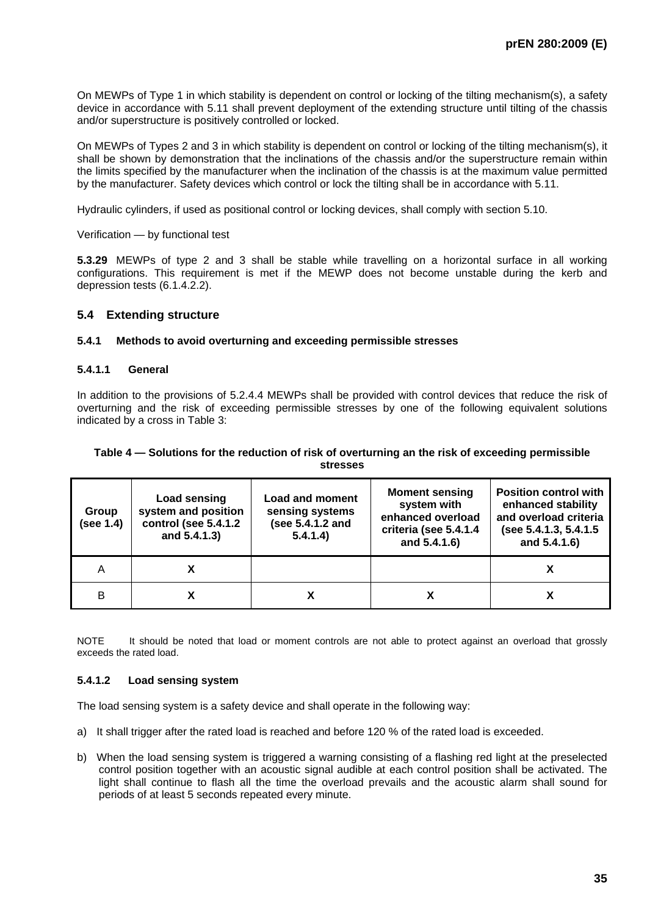On MEWPs of Type 1 in which stability is dependent on control or locking of the tilting mechanism(s), a safety device in accordance with 5.11 shall prevent deployment of the extending structure until tilting of the chassis and/or superstructure is positively controlled or locked.

On MEWPs of Types 2 and 3 in which stability is dependent on control or locking of the tilting mechanism(s), it shall be shown by demonstration that the inclinations of the chassis and/or the superstructure remain within the limits specified by the manufacturer when the inclination of the chassis is at the maximum value permitted by the manufacturer. Safety devices which control or lock the tilting shall be in accordance with 5.11.

Hydraulic cylinders, if used as positional control or locking devices, shall comply with section 5.10.

Verification — by functional test

**5.3.29** MEWPs of type 2 and 3 shall be stable while travelling on a horizontal surface in all working configurations. This requirement is met if the MEWP does not become unstable during the kerb and depression tests (6.1.4.2.2).

## 5.4 Extending structure

### 5.4.1 Methods to avoid overturning and exceeding permissible stresses

#### 5.4.1.1 General

In addition to the provisions of 5.2.4.4 MEWPs shall be provided with control devices that reduce the risk of overturning and the risk of exceeding permissible stresses by one of the following equivalent solutions indicated by a cross in Table 3:

**Table 4 — Solutions for the reduction of risk of overturning an the risk of exceeding permissible stresses**

| Group (see 1.4) | Load sensing system and position control (see 5.4.1.2 and 5.4.1.3) | Load and moment sensing systems (see 5.4.1.2 and 5.4.1.4) | Moment sensing system with enhanced overload criteria (see 5.4.1.4 and 5.4.1.6) | Position control with enhanced stability and overload criteria (see 5.4.1.3, 5.4.1.5 and 5.4.1.6) |
|---|---|---|---|---|
| A | X | | | X |
| B | X | X | X | X |

NOTE It should be noted that load or moment controls are not able to protect against an overload that grossly exceeds the rated load.

#### 5.4.1.2 Load sensing system

The load sensing system is a safety device and shall operate in the following way:

a) It shall trigger after the rated load is reached and before 120 % of the rated load is exceeded.

b) When the load sensing system is triggered a warning consisting of a flashing red light at the preselected control position together with an acoustic signal audible at each control position shall be activated. The light shall continue to flash all the time the overload prevails and the acoustic alarm shall sound for periods of at least 5 seconds repeated every minute.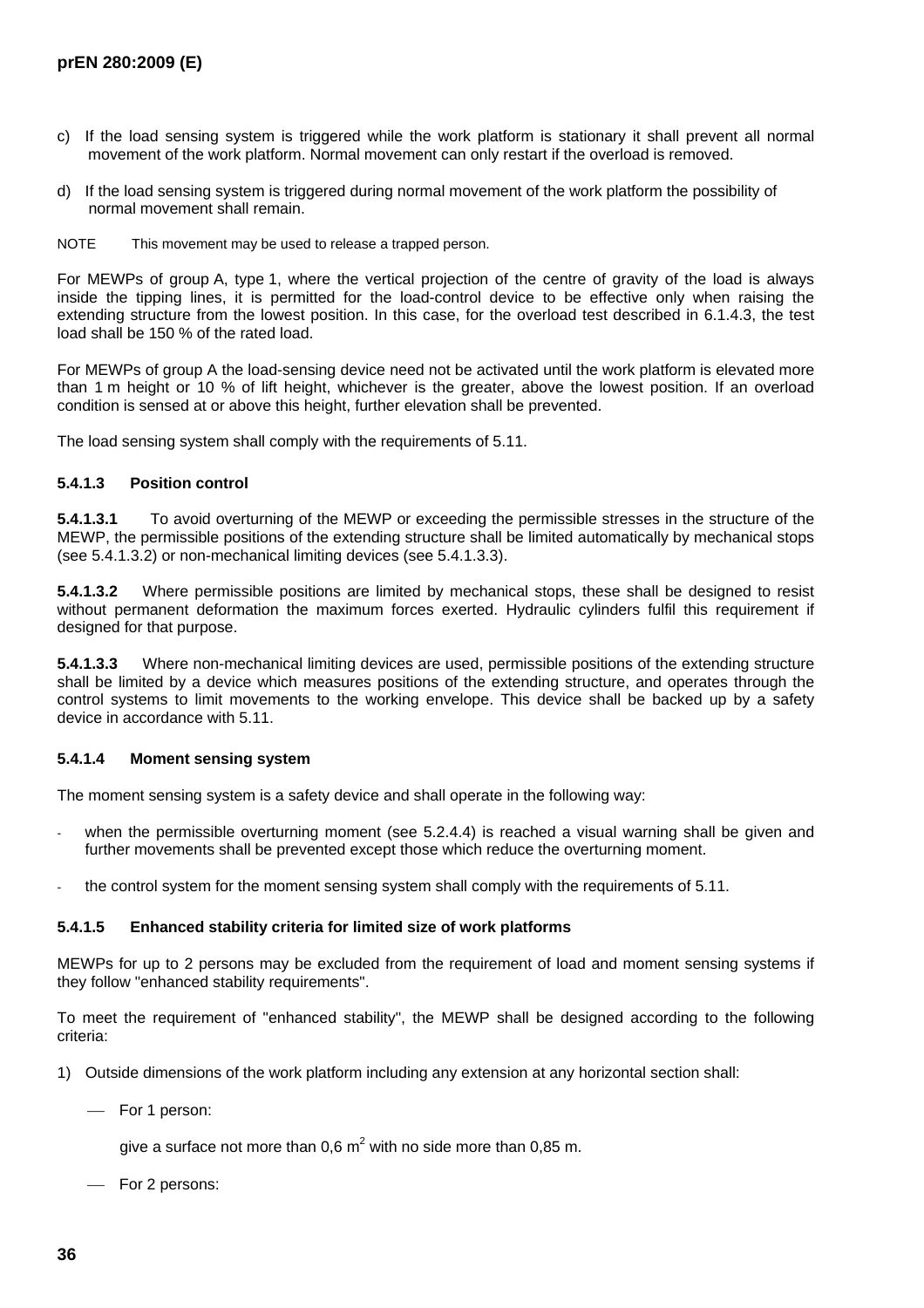c) If the load sensing system is triggered while the work platform is stationary it shall prevent all normal movement of the work platform. Normal movement can only restart if the overload is removed.

d) If the load sensing system is triggered during normal movement of the work platform the possibility of normal movement shall remain.

NOTE This movement may be used to release a trapped person.

For MEWPs of group A, type 1, where the vertical projection of the centre of gravity of the load is always inside the tipping lines, it is permitted for the load-control device to be effective only when raising the extending structure from the lowest position. In this case, for the overload test described in 6.1.4.3, the test load shall be 150 % of the rated load.

For MEWPs of group A the load-sensing device need not be activated until the work platform is elevated more than 1 m height or 10 % of lift height, whichever is the greater, above the lowest position. If an overload condition is sensed at or above this height, further elevation shall be prevented.

The load sensing system shall comply with the requirements of 5.11.

#### 5.4.1.3 Position control

**5.4.1.3.1** To avoid overturning of the MEWP or exceeding the permissible stresses in the structure of the MEWP, the permissible positions of the extending structure shall be limited automatically by mechanical stops (see 5.4.1.3.2) or non-mechanical limiting devices (see 5.4.1.3.3).

**5.4.1.3.2** Where permissible positions are limited by mechanical stops, these shall be designed to resist without permanent deformation the maximum forces exerted. Hydraulic cylinders fulfil this requirement if designed for that purpose.

**5.4.1.3.3** Where non-mechanical limiting devices are used, permissible positions of the extending structure shall be limited by a device which measures positions of the extending structure, and operates through the control systems to limit movements to the working envelope. This device shall be backed up by a safety device in accordance with 5.11.

#### 5.4.1.4 Moment sensing system

The moment sensing system is a safety device and shall operate in the following way:

- when the permissible overturning moment (see 5.2.4.4) is reached a visual warning shall be given and further movements shall be prevented except those which reduce the overturning moment.
- the control system for the moment sensing system shall comply with the requirements of 5.11.

#### 5.4.1.5 Enhanced stability criteria for limited size of work platforms

MEWPs for up to 2 persons may be excluded from the requirement of load and moment sensing systems if they follow "enhanced stability requirements".

To meet the requirement of "enhanced stability", the MEWP shall be designed according to the following criteria:

1) Outside dimensions of the work platform including any extension at any horizontal section shall:

   — For 1 person:

     give a surface not more than 0,6 $m^2$ with no side more than 0,85 m.

   — For 2 persons: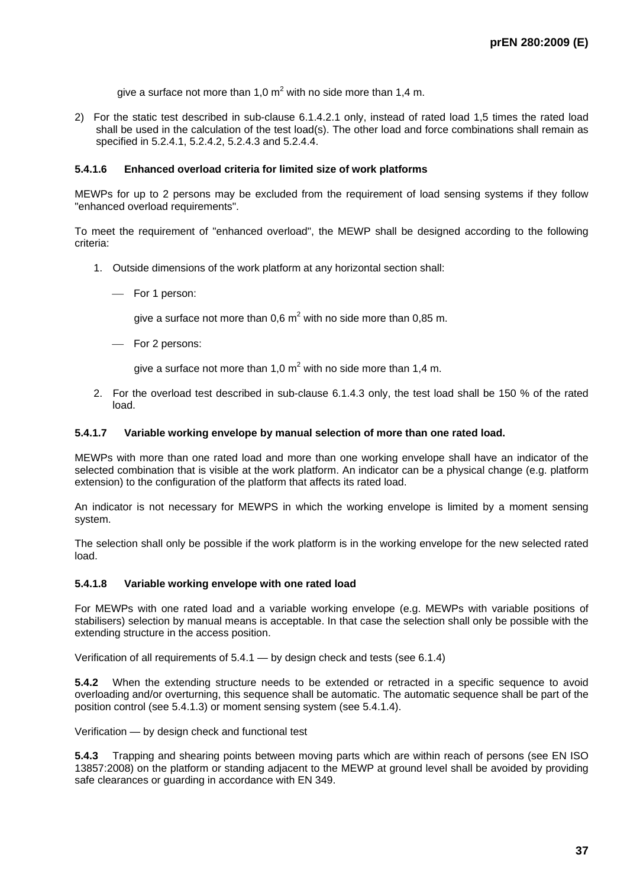give a surface not more than 1,0 $m^2$ with no side more than 1,4 m.

2) For the static test described in sub-clause 6.1.4.2.1 only, instead of rated load 1,5 times the rated load shall be used in the calculation of the test load(s). The other load and force combinations shall remain as specified in 5.2.4.1, 5.2.4.2, 5.2.4.3 and 5.2.4.4.

#### 5.4.1.6 Enhanced overload criteria for limited size of work platforms

MEWPs for up to 2 persons may be excluded from the requirement of load sensing systems if they follow "enhanced overload requirements".

To meet the requirement of "enhanced overload", the MEWP shall be designed according to the following criteria:

1. Outside dimensions of the work platform at any horizontal section shall:

   — For 1 person:

     give a surface not more than 0,6 $m^2$ with no side more than 0,85 m.

   — For 2 persons:

     give a surface not more than 1,0 $m^2$ with no side more than 1,4 m.

2. For the overload test described in sub-clause 6.1.4.3 only, the test load shall be 150 % of the rated load.

#### 5.4.1.7 Variable working envelope by manual selection of more than one rated load.

MEWPs with more than one rated load and more than one working envelope shall have an indicator of the selected combination that is visible at the work platform. An indicator can be a physical change (e.g. platform extension) to the configuration of the platform that affects its rated load.

An indicator is not necessary for MEWPS in which the working envelope is limited by a moment sensing system.

The selection shall only be possible if the work platform is in the working envelope for the new selected rated load.

#### 5.4.1.8 Variable working envelope with one rated load

For MEWPs with one rated load and a variable working envelope (e.g. MEWPs with variable positions of stabilisers) selection by manual means is acceptable. In that case the selection shall only be possible with the extending structure in the access position.

Verification of all requirements of 5.4.1 — by design check and tests (see 6.1.4)

**5.4.2** When the extending structure needs to be extended or retracted in a specific sequence to avoid overloading and/or overturning, this sequence shall be automatic. The automatic sequence shall be part of the position control (see 5.4.1.3) or moment sensing system (see 5.4.1.4).

Verification — by design check and functional test

**5.4.3** Trapping and shearing points between moving parts which are within reach of persons (see EN ISO 13857:2008) on the platform or standing adjacent to the MEWP at ground level shall be avoided by providing safe clearances or guarding in accordance with EN 349.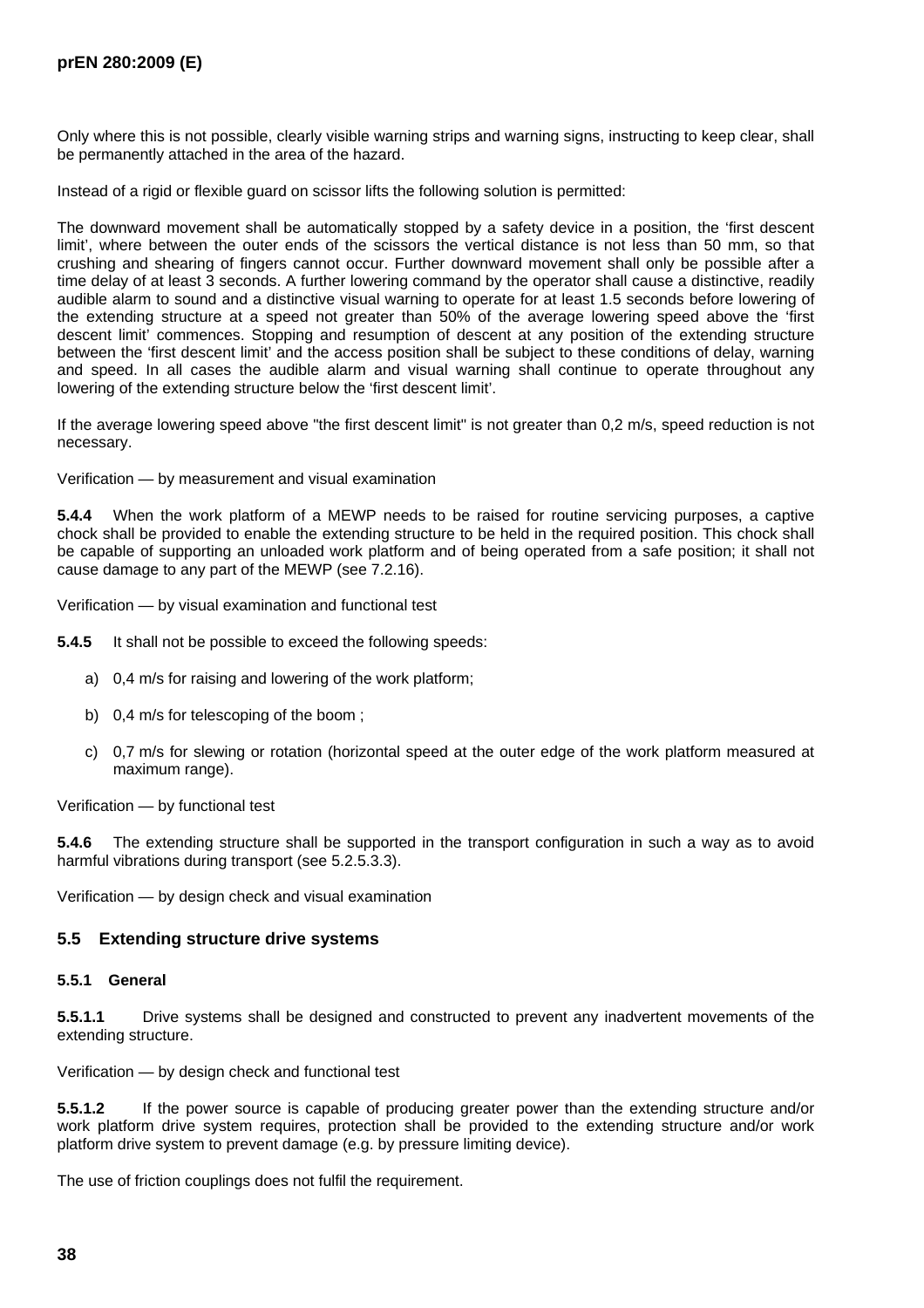Only where this is not possible, clearly visible warning strips and warning signs, instructing to keep clear, shall be permanently attached in the area of the hazard.

Instead of a rigid or flexible guard on scissor lifts the following solution is permitted:

The downward movement shall be automatically stopped by a safety device in a position, the 'first descent limit', where between the outer ends of the scissors the vertical distance is not less than 50 mm, so that crushing and shearing of fingers cannot occur. Further downward movement shall only be possible after a time delay of at least 3 seconds. A further lowering command by the operator shall cause a distinctive, readily audible alarm to sound and a distinctive visual warning to operate for at least 1.5 seconds before lowering of the extending structure at a speed not greater than 50% of the average lowering speed above the 'first descent limit' commences. Stopping and resumption of descent at any position of the extending structure between the 'first descent limit' and the access position shall be subject to these conditions of delay, warning and speed. In all cases the audible alarm and visual warning shall continue to operate throughout any lowering of the extending structure below the 'first descent limit'.

If the average lowering speed above "the first descent limit" is not greater than 0,2 m/s, speed reduction is not necessary.

Verification — by measurement and visual examination

**5.4.4** When the work platform of a MEWP needs to be raised for routine servicing purposes, a captive chock shall be provided to enable the extending structure to be held in the required position. This chock shall be capable of supporting an unloaded work platform and of being operated from a safe position; it shall not cause damage to any part of the MEWP (see 7.2.16).

Verification — by visual examination and functional test

**5.4.5** It shall not be possible to exceed the following speeds:

a) 0,4 m/s for raising and lowering of the work platform;

b) 0,4 m/s for telescoping of the boom ;

c) 0,7 m/s for slewing or rotation (horizontal speed at the outer edge of the work platform measured at maximum range).

Verification — by functional test

**5.4.6** The extending structure shall be supported in the transport configuration in such a way as to avoid harmful vibrations during transport (see 5.2.5.3.3).

Verification — by design check and visual examination

## 5.5 Extending structure drive systems

### 5.5.1 General

**5.5.1.1** Drive systems shall be designed and constructed to prevent any inadvertent movements of the extending structure.

Verification — by design check and functional test

**5.5.1.2** If the power source is capable of producing greater power than the extending structure and/or work platform drive system requires, protection shall be provided to the extending structure and/or work platform drive system to prevent damage (e.g. by pressure limiting device).

The use of friction couplings does not fulfil the requirement.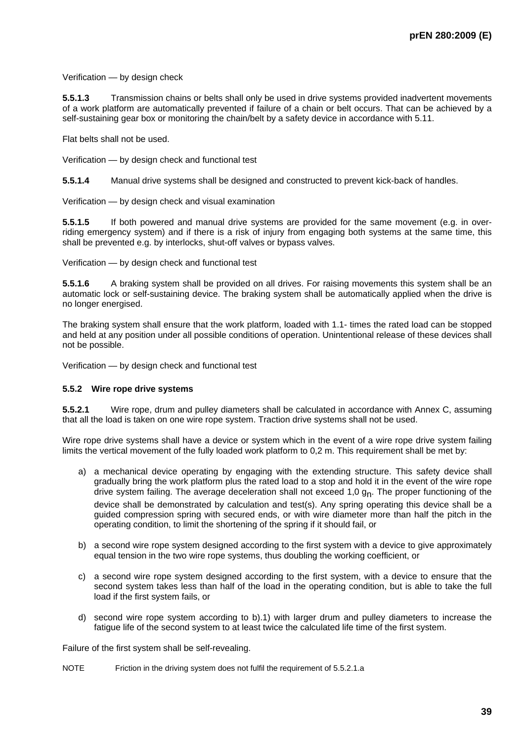Verification — by design check

**5.5.1.3** Transmission chains or belts shall only be used in drive systems provided inadvertent movements of a work platform are automatically prevented if failure of a chain or belt occurs. That can be achieved by a self-sustaining gear box or monitoring the chain/belt by a safety device in accordance with 5.11.

Flat belts shall not be used.

Verification — by design check and functional test

**5.5.1.4** Manual drive systems shall be designed and constructed to prevent kick-back of handles.

Verification — by design check and visual examination

**5.5.1.5** If both powered and manual drive systems are provided for the same movement (e.g. in over-riding emergency system) and if there is a risk of injury from engaging both systems at the same time, this shall be prevented e.g. by interlocks, shut-off valves or bypass valves.

Verification — by design check and functional test

**5.5.1.6** A braking system shall be provided on all drives. For raising movements this system shall be an automatic lock or self-sustaining device. The braking system shall be automatically applied when the drive is no longer energised.

The braking system shall ensure that the work platform, loaded with 1.1- times the rated load can be stopped and held at any position under all possible conditions of operation. Unintentional release of these devices shall not be possible.

Verification — by design check and functional test

### 5.5.2 Wire rope drive systems

**5.5.2.1** Wire rope, drum and pulley diameters shall be calculated in accordance with Annex C, assuming that all the load is taken on one wire rope system. Traction drive systems shall not be used.

Wire rope drive systems shall have a device or system which in the event of a wire rope drive system failing limits the vertical movement of the fully loaded work platform to 0,2 m. This requirement shall be met by:

a) a mechanical device operating by engaging with the extending structure. This safety device shall gradually bring the work platform plus the rated load to a stop and hold it in the event of the wire rope drive system failing. The average deceleration shall not exceed 1,0 $g_n$. The proper functioning of the device shall be demonstrated by calculation and test(s). Any spring operating this device shall be a guided compression spring with secured ends, or with wire diameter more than half the pitch in the operating condition, to limit the shortening of the spring if it should fail, or

b) a second wire rope system designed according to the first system with a device to give approximately equal tension in the two wire rope systems, thus doubling the working coefficient, or

c) a second wire rope system designed according to the first system, with a device to ensure that the second system takes less than half of the load in the operating condition, but is able to take the full load if the first system fails, or

d) second wire rope system according to b).1) with larger drum and pulley diameters to increase the fatigue life of the second system to at least twice the calculated life time of the first system.

Failure of the first system shall be self-revealing.

NOTE Friction in the driving system does not fulfil the requirement of 5.5.2.1.a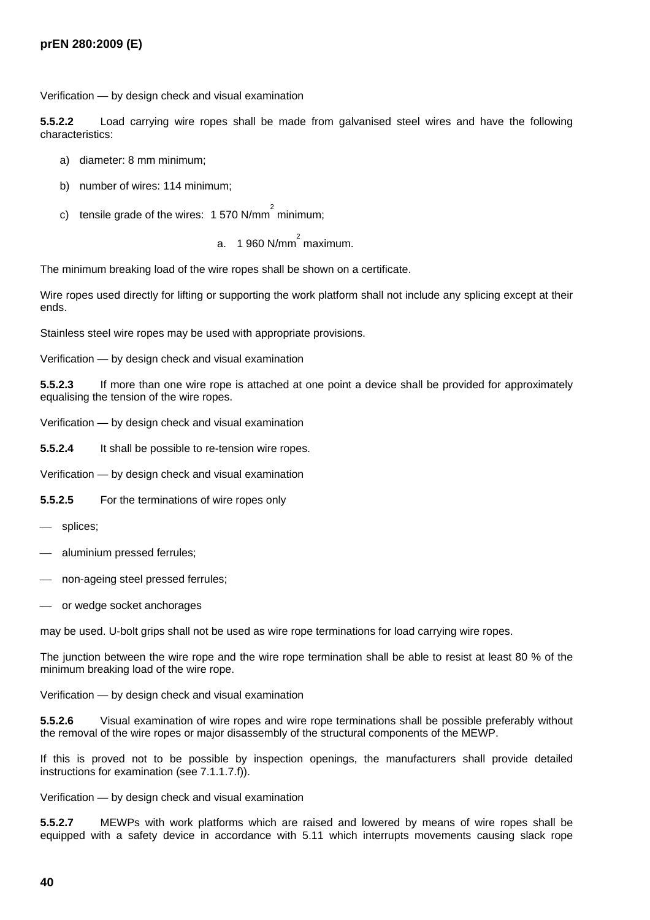Verification — by design check and visual examination

**5.5.2.2** Load carrying wire ropes shall be made from galvanised steel wires and have the following characteristics:

a) diameter: 8 mm minimum;

b) number of wires: 114 minimum;

c) tensile grade of the wires: 1 570 N/mm$^2$ minimum;

   a. 1 960 N/mm$^2$ maximum.

The minimum breaking load of the wire ropes shall be shown on a certificate.

Wire ropes used directly for lifting or supporting the work platform shall not include any splicing except at their ends.

Stainless steel wire ropes may be used with appropriate provisions.

Verification — by design check and visual examination

**5.5.2.3** If more than one wire rope is attached at one point a device shall be provided for approximately equalising the tension of the wire ropes.

Verification — by design check and visual examination

**5.5.2.4** It shall be possible to re-tension wire ropes.

Verification — by design check and visual examination

**5.5.2.5** For the terminations of wire ropes only

- splices;
- aluminium pressed ferrules;
- non-ageing steel pressed ferrules;
- or wedge socket anchorages

may be used. U-bolt grips shall not be used as wire rope terminations for load carrying wire ropes.

The junction between the wire rope and the wire rope termination shall be able to resist at least 80 % of the minimum breaking load of the wire rope.

Verification — by design check and visual examination

**5.5.2.6** Visual examination of wire ropes and wire rope terminations shall be possible preferably without the removal of the wire ropes or major disassembly of the structural components of the MEWP.

If this is proved not to be possible by inspection openings, the manufacturers shall provide detailed instructions for examination (see 7.1.1.7.f)).

Verification — by design check and visual examination

**5.5.2.7** MEWPs with work platforms which are raised and lowered by means of wire ropes shall be equipped with a safety device in accordance with 5.11 which interrupts movements causing slack rope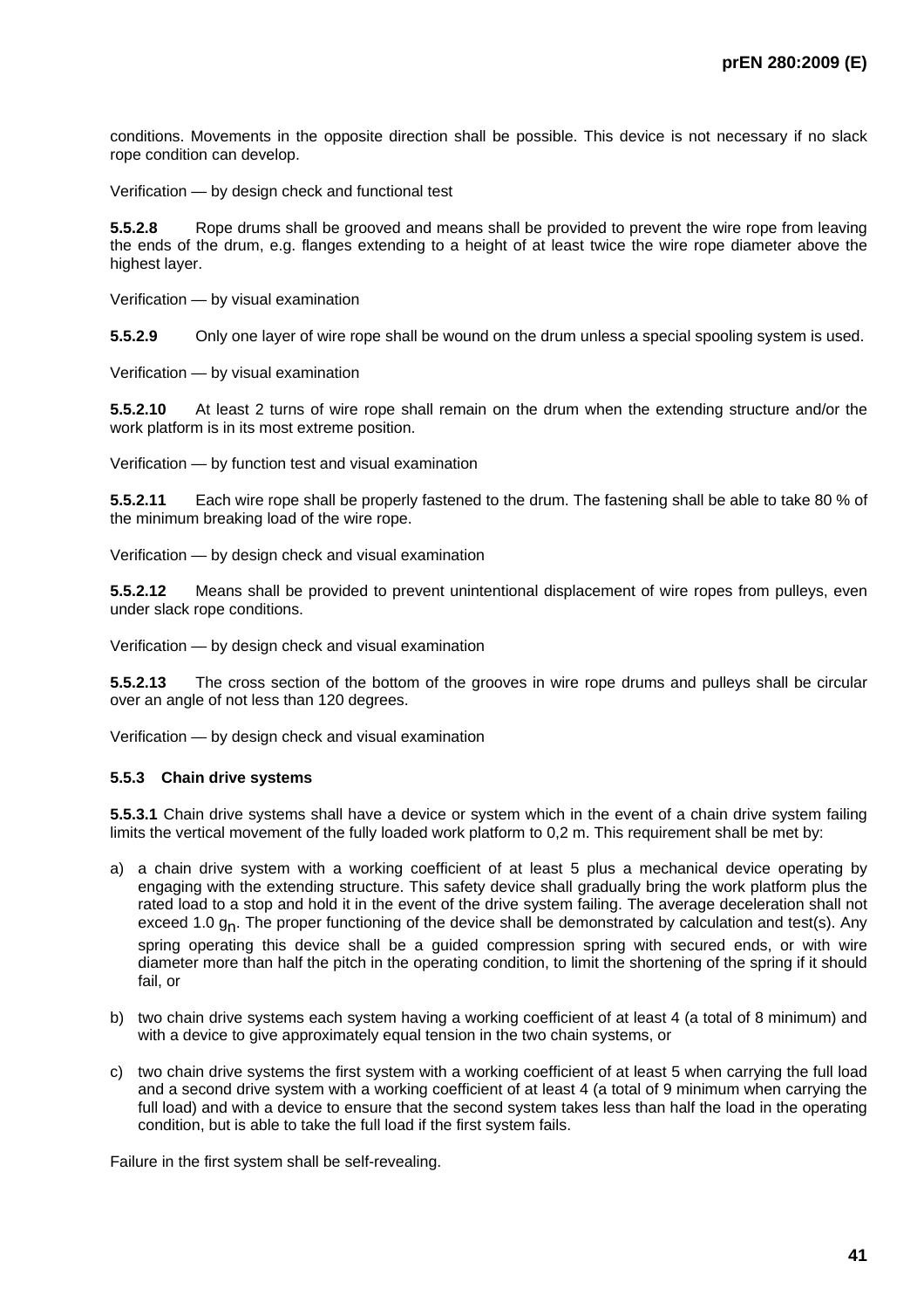conditions. Movements in the opposite direction shall be possible. This device is not necessary if no slack rope condition can develop.

Verification — by design check and functional test

**5.5.2.8** Rope drums shall be grooved and means shall be provided to prevent the wire rope from leaving the ends of the drum, e.g. flanges extending to a height of at least twice the wire rope diameter above the highest layer.

Verification — by visual examination

**5.5.2.9** Only one layer of wire rope shall be wound on the drum unless a special spooling system is used.

Verification — by visual examination

**5.5.2.10** At least 2 turns of wire rope shall remain on the drum when the extending structure and/or the work platform is in its most extreme position.

Verification — by function test and visual examination

**5.5.2.11** Each wire rope shall be properly fastened to the drum. The fastening shall be able to take 80 % of the minimum breaking load of the wire rope.

Verification — by design check and visual examination

**5.5.2.12** Means shall be provided to prevent unintentional displacement of wire ropes from pulleys, even under slack rope conditions.

Verification — by design check and visual examination

**5.5.2.13** The cross section of the bottom of the grooves in wire rope drums and pulleys shall be circular over an angle of not less than 120 degrees.

Verification — by design check and visual examination

### 5.5.3 Chain drive systems

**5.5.3.1** Chain drive systems shall have a device or system which in the event of a chain drive system failing limits the vertical movement of the fully loaded work platform to 0,2 m. This requirement shall be met by:

a) a chain drive system with a working coefficient of at least 5 plus a mechanical device operating by engaging with the extending structure. This safety device shall gradually bring the work platform plus the rated load to a stop and hold it in the event of the drive system failing. The average deceleration shall not exceed 1.0 $g_n$. The proper functioning of the device shall be demonstrated by calculation and test(s). Any spring operating this device shall be a guided compression spring with secured ends, or with wire diameter more than half the pitch in the operating condition, to limit the shortening of the spring if it should fail, or

b) two chain drive systems each system having a working coefficient of at least 4 (a total of 8 minimum) and with a device to give approximately equal tension in the two chain systems, or

c) two chain drive systems the first system with a working coefficient of at least 5 when carrying the full load and a second drive system with a working coefficient of at least 4 (a total of 9 minimum when carrying the full load) and with a device to ensure that the second system takes less than half the load in the operating condition, but is able to take the full load if the first system fails.

Failure in the first system shall be self-revealing.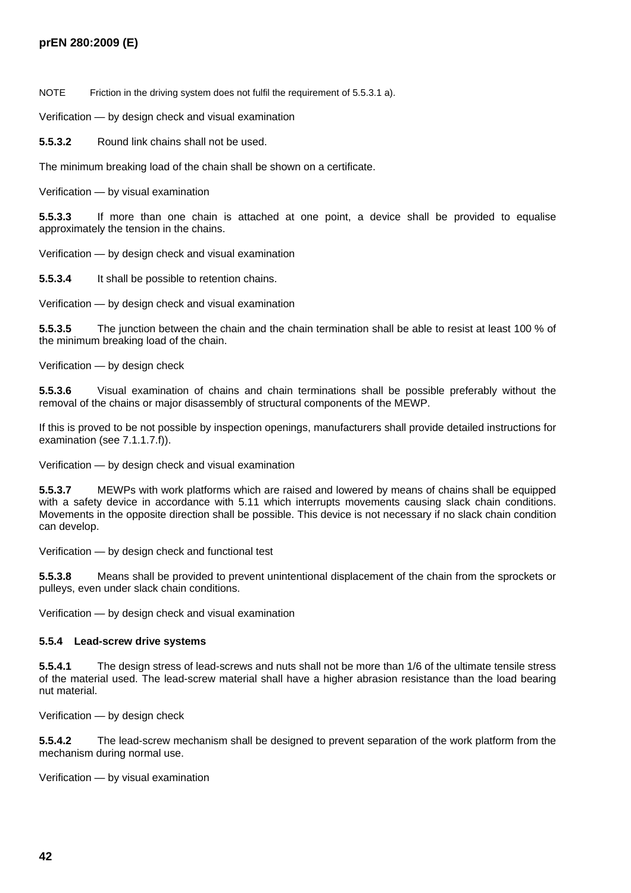NOTE Friction in the driving system does not fulfil the requirement of 5.5.3.1 a).

Verification — by design check and visual examination

**5.5.3.2** Round link chains shall not be used.

The minimum breaking load of the chain shall be shown on a certificate.

Verification — by visual examination

**5.5.3.3** If more than one chain is attached at one point, a device shall be provided to equalise approximately the tension in the chains.

Verification — by design check and visual examination

**5.5.3.4** It shall be possible to retention chains.

Verification — by design check and visual examination

**5.5.3.5** The junction between the chain and the chain termination shall be able to resist at least 100 % of the minimum breaking load of the chain.

Verification — by design check

**5.5.3.6** Visual examination of chains and chain terminations shall be possible preferably without the removal of the chains or major disassembly of structural components of the MEWP.

If this is proved to be not possible by inspection openings, manufacturers shall provide detailed instructions for examination (see 7.1.1.7.f)).

Verification — by design check and visual examination

**5.5.3.7** MEWPs with work platforms which are raised and lowered by means of chains shall be equipped with a safety device in accordance with 5.11 which interrupts movements causing slack chain conditions. Movements in the opposite direction shall be possible. This device is not necessary if no slack chain condition can develop.

Verification — by design check and functional test

**5.5.3.8** Means shall be provided to prevent unintentional displacement of the chain from the sprockets or pulleys, even under slack chain conditions.

Verification — by design check and visual examination

### 5.5.4 Lead-screw drive systems

**5.5.4.1** The design stress of lead-screws and nuts shall not be more than 1/6 of the ultimate tensile stress of the material used. The lead-screw material shall have a higher abrasion resistance than the load bearing nut material.

Verification — by design check

**5.5.4.2** The lead-screw mechanism shall be designed to prevent separation of the work platform from the mechanism during normal use.

Verification — by visual examination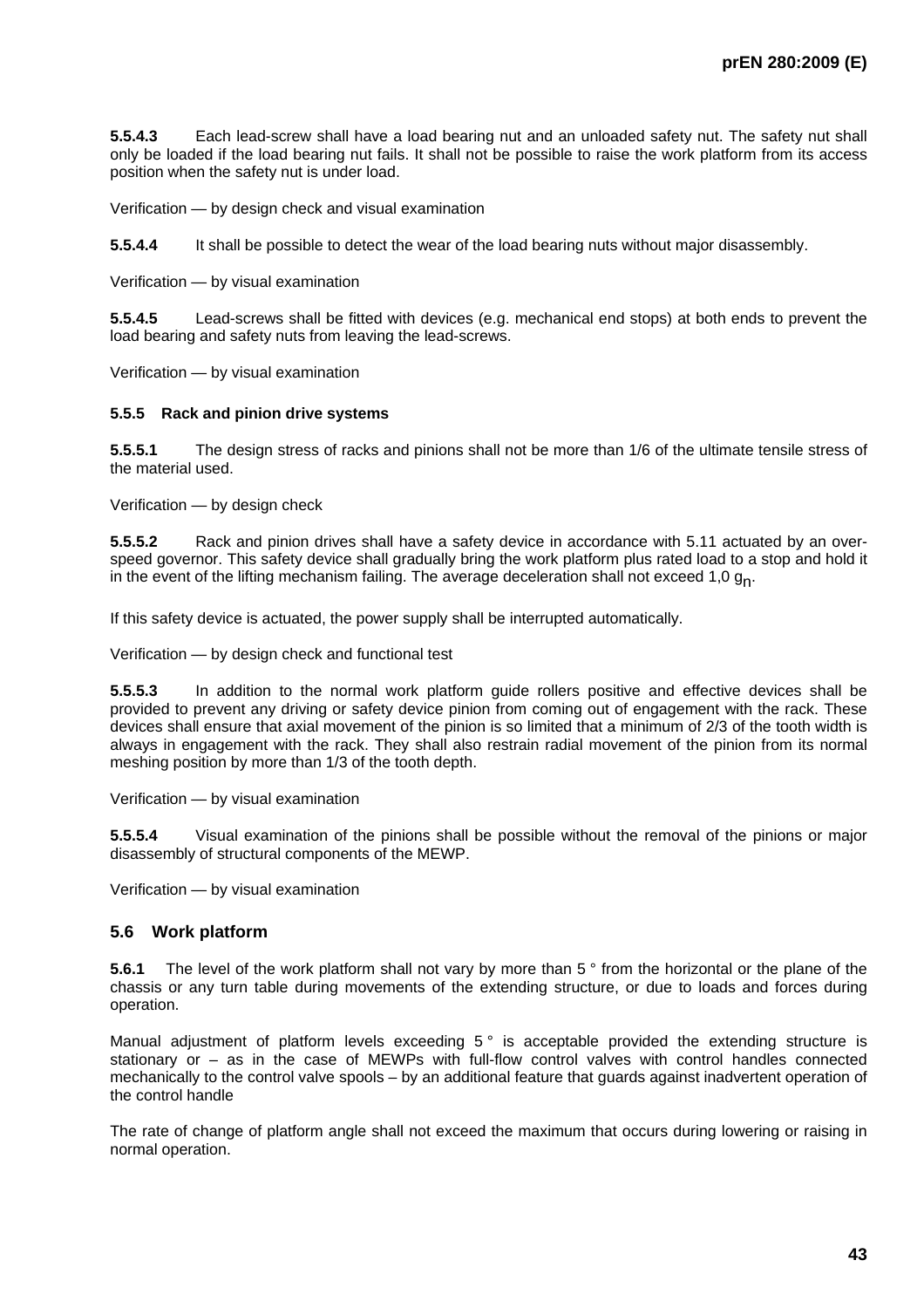**5.5.4.3** Each lead-screw shall have a load bearing nut and an unloaded safety nut. The safety nut shall only be loaded if the load bearing nut fails. It shall not be possible to raise the work platform from its access position when the safety nut is under load.

Verification — by design check and visual examination

**5.5.4.4** It shall be possible to detect the wear of the load bearing nuts without major disassembly.

Verification — by visual examination

**5.5.4.5** Lead-screws shall be fitted with devices (e.g. mechanical end stops) at both ends to prevent the load bearing and safety nuts from leaving the lead-screws.

Verification — by visual examination

### 5.5.5 Rack and pinion drive systems

**5.5.5.1** The design stress of racks and pinions shall not be more than 1/6 of the ultimate tensile stress of the material used.

Verification — by design check

**5.5.5.2** Rack and pinion drives shall have a safety device in accordance with 5.11 actuated by an over-speed governor. This safety device shall gradually bring the work platform plus rated load to a stop and hold it in the event of the lifting mechanism failing. The average deceleration shall not exceed 1,0 $g_n$.

If this safety device is actuated, the power supply shall be interrupted automatically.

Verification — by design check and functional test

**5.5.5.3** In addition to the normal work platform guide rollers positive and effective devices shall be provided to prevent any driving or safety device pinion from coming out of engagement with the rack. These devices shall ensure that axial movement of the pinion is so limited that a minimum of 2/3 of the tooth width is always in engagement with the rack. They shall also restrain radial movement of the pinion from its normal meshing position by more than 1/3 of the tooth depth.

Verification — by visual examination

**5.5.5.4** Visual examination of the pinions shall be possible without the removal of the pinions or major disassembly of structural components of the MEWP.

Verification — by visual examination

## 5.6 Work platform

**5.6.1** The level of the work platform shall not vary by more than 5 ° from the horizontal or the plane of the chassis or any turn table during movements of the extending structure, or due to loads and forces during operation.

Manual adjustment of platform levels exceeding 5 ° is acceptable provided the extending structure is stationary or – as in the case of MEWPs with full-flow control valves with control handles connected mechanically to the control valve spools – by an additional feature that guards against inadvertent operation of the control handle

The rate of change of platform angle shall not exceed the maximum that occurs during lowering or raising in normal operation.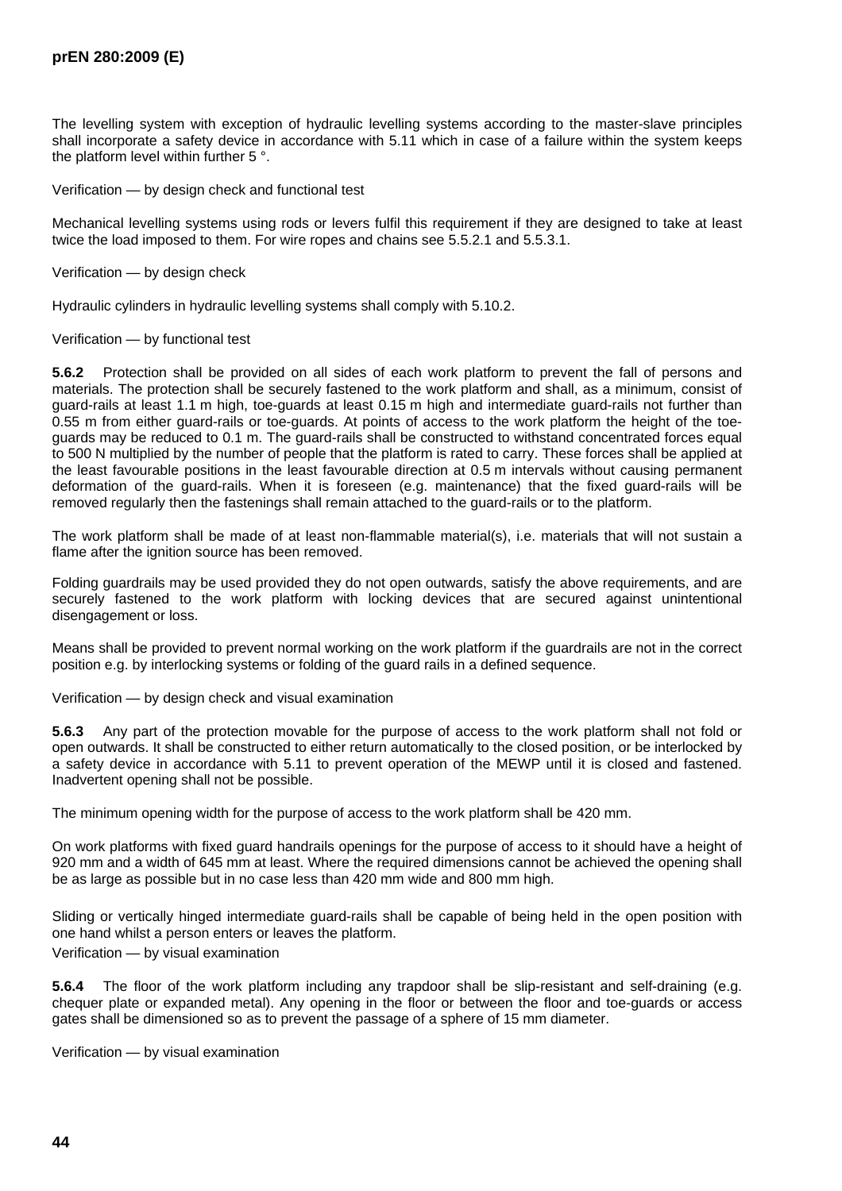The levelling system with exception of hydraulic levelling systems according to the master-slave principles shall incorporate a safety device in accordance with 5.11 which in case of a failure within the system keeps the platform level within further 5 °.

Verification — by design check and functional test

Mechanical levelling systems using rods or levers fulfil this requirement if they are designed to take at least twice the load imposed to them. For wire ropes and chains see 5.5.2.1 and 5.5.3.1.

Verification — by design check

Hydraulic cylinders in hydraulic levelling systems shall comply with 5.10.2.

Verification — by functional test

**5.6.2** Protection shall be provided on all sides of each work platform to prevent the fall of persons and materials. The protection shall be securely fastened to the work platform and shall, as a minimum, consist of guard-rails at least 1.1 m high, toe-guards at least 0.15 m high and intermediate guard-rails not further than 0.55 m from either guard-rails or toe-guards. At points of access to the work platform the height of the toe-guards may be reduced to 0.1 m. The guard-rails shall be constructed to withstand concentrated forces equal to 500 N multiplied by the number of people that the platform is rated to carry. These forces shall be applied at the least favourable positions in the least favourable direction at 0.5 m intervals without causing permanent deformation of the guard-rails. When it is foreseen (e.g. maintenance) that the fixed guard-rails will be removed regularly then the fastenings shall remain attached to the guard-rails or to the platform.

The work platform shall be made of at least non-flammable material(s), i.e. materials that will not sustain a flame after the ignition source has been removed.

Folding guardrails may be used provided they do not open outwards, satisfy the above requirements, and are securely fastened to the work platform with locking devices that are secured against unintentional disengagement or loss.

Means shall be provided to prevent normal working on the work platform if the guardrails are not in the correct position e.g. by interlocking systems or folding of the guard rails in a defined sequence.

Verification — by design check and visual examination

**5.6.3** Any part of the protection movable for the purpose of access to the work platform shall not fold or open outwards. It shall be constructed to either return automatically to the closed position, or be interlocked by a safety device in accordance with 5.11 to prevent operation of the MEWP until it is closed and fastened. Inadvertent opening shall not be possible.

The minimum opening width for the purpose of access to the work platform shall be 420 mm.

On work platforms with fixed guard handrails openings for the purpose of access to it should have a height of 920 mm and a width of 645 mm at least. Where the required dimensions cannot be achieved the opening shall be as large as possible but in no case less than 420 mm wide and 800 mm high.

Sliding or vertically hinged intermediate guard-rails shall be capable of being held in the open position with one hand whilst a person enters or leaves the platform.

Verification — by visual examination

**5.6.4** The floor of the work platform including any trapdoor shall be slip-resistant and self-draining (e.g. chequer plate or expanded metal). Any opening in the floor or between the floor and toe-guards or access gates shall be dimensioned so as to prevent the passage of a sphere of 15 mm diameter.

Verification — by visual examination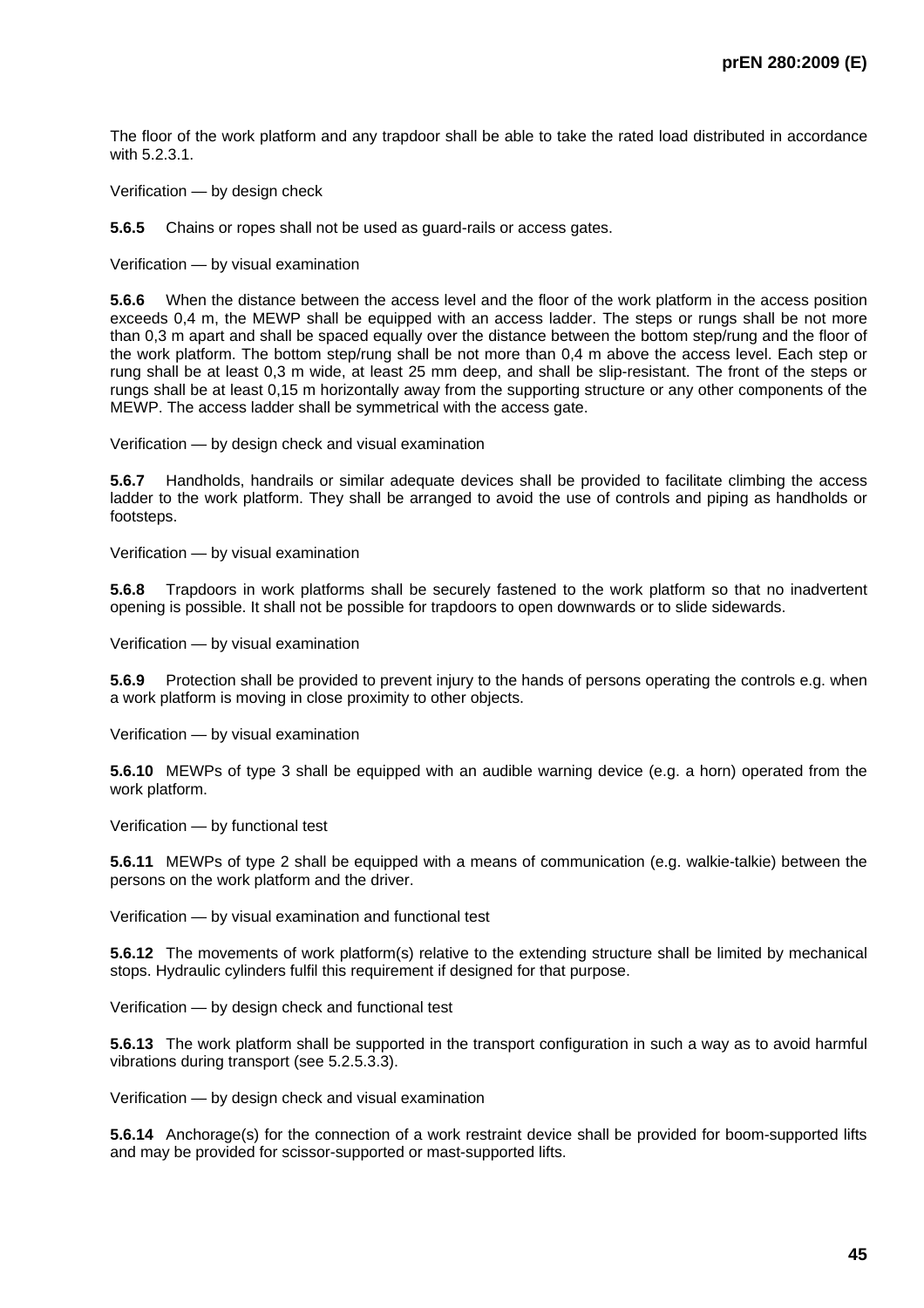The floor of the work platform and any trapdoor shall be able to take the rated load distributed in accordance with 5.2.3.1.

Verification — by design check

**5.6.5** Chains or ropes shall not be used as guard-rails or access gates.

Verification — by visual examination

**5.6.6** When the distance between the access level and the floor of the work platform in the access position exceeds 0,4 m, the MEWP shall be equipped with an access ladder. The steps or rungs shall be not more than 0,3 m apart and shall be spaced equally over the distance between the bottom step/rung and the floor of the work platform. The bottom step/rung shall be not more than 0,4 m above the access level. Each step or rung shall be at least 0,3 m wide, at least 25 mm deep, and shall be slip-resistant. The front of the steps or rungs shall be at least 0,15 m horizontally away from the supporting structure or any other components of the MEWP. The access ladder shall be symmetrical with the access gate.

Verification — by design check and visual examination

**5.6.7** Handholds, handrails or similar adequate devices shall be provided to facilitate climbing the access ladder to the work platform. They shall be arranged to avoid the use of controls and piping as handholds or footsteps.

Verification — by visual examination

**5.6.8** Trapdoors in work platforms shall be securely fastened to the work platform so that no inadvertent opening is possible. It shall not be possible for trapdoors to open downwards or to slide sidewards.

Verification — by visual examination

**5.6.9** Protection shall be provided to prevent injury to the hands of persons operating the controls e.g. when a work platform is moving in close proximity to other objects.

Verification — by visual examination

**5.6.10** MEWPs of type 3 shall be equipped with an audible warning device (e.g. a horn) operated from the work platform.

Verification — by functional test

**5.6.11** MEWPs of type 2 shall be equipped with a means of communication (e.g. walkie-talkie) between the persons on the work platform and the driver.

Verification — by visual examination and functional test

**5.6.12** The movements of work platform(s) relative to the extending structure shall be limited by mechanical stops. Hydraulic cylinders fulfil this requirement if designed for that purpose.

Verification — by design check and functional test

**5.6.13** The work platform shall be supported in the transport configuration in such a way as to avoid harmful vibrations during transport (see 5.2.5.3.3).

Verification — by design check and visual examination

**5.6.14** Anchorage(s) for the connection of a work restraint device shall be provided for boom-supported lifts and may be provided for scissor-supported or mast-supported lifts.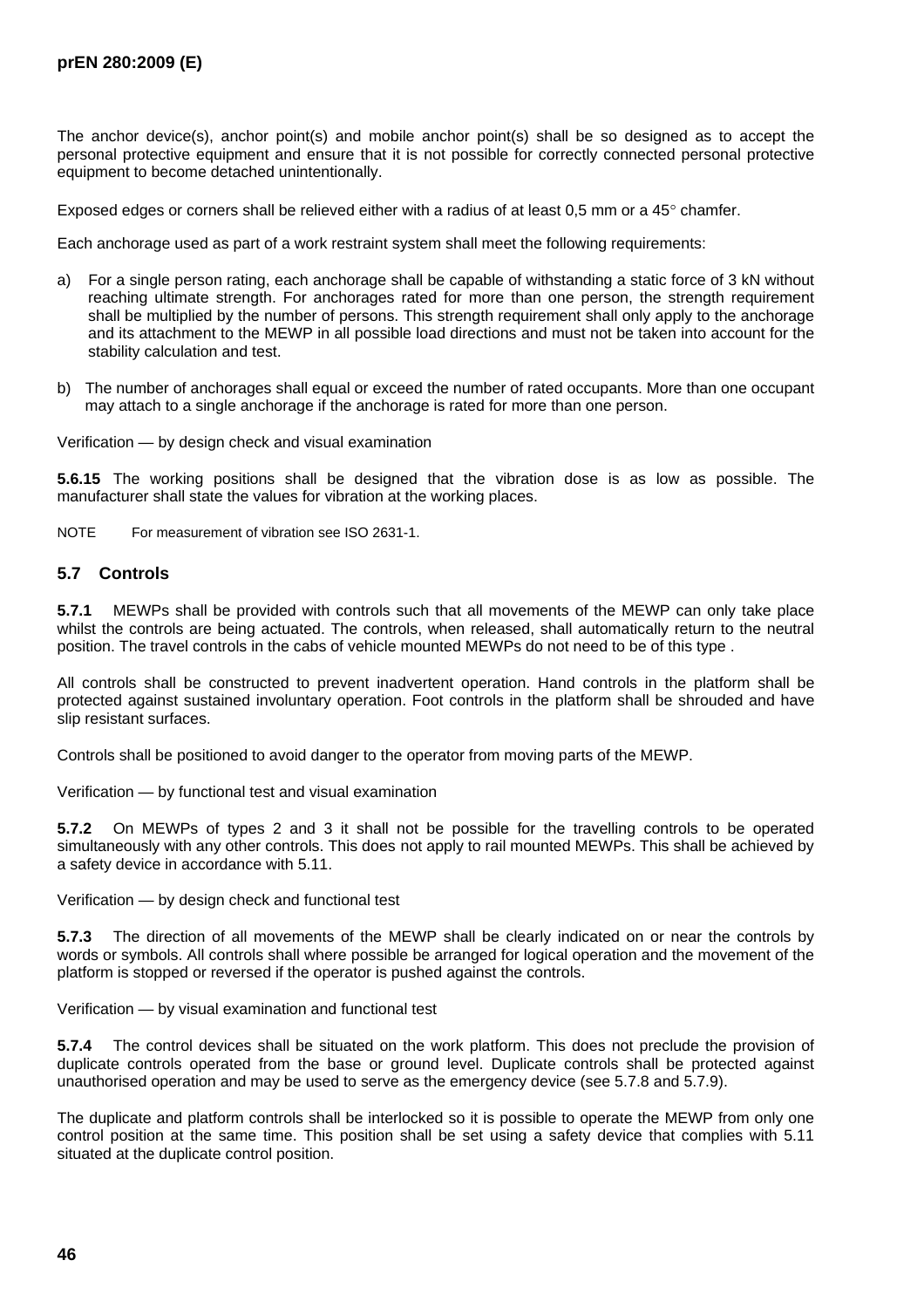The anchor device(s), anchor point(s) and mobile anchor point(s) shall be so designed as to accept the personal protective equipment and ensure that it is not possible for correctly connected personal protective equipment to become detached unintentionally.

Exposed edges or corners shall be relieved either with a radius of at least 0,5 mm or a 45° chamfer.

Each anchorage used as part of a work restraint system shall meet the following requirements:

a) For a single person rating, each anchorage shall be capable of withstanding a static force of 3 kN without reaching ultimate strength. For anchorages rated for more than one person, the strength requirement shall be multiplied by the number of persons. This strength requirement shall only apply to the anchorage and its attachment to the MEWP in all possible load directions and must not be taken into account for the stability calculation and test.

b) The number of anchorages shall equal or exceed the number of rated occupants. More than one occupant may attach to a single anchorage if the anchorage is rated for more than one person.

Verification — by design check and visual examination

**5.6.15** The working positions shall be designed that the vibration dose is as low as possible. The manufacturer shall state the values for vibration at the working places.

NOTE For measurement of vibration see ISO 2631-1.

## 5.7 Controls

**5.7.1** MEWPs shall be provided with controls such that all movements of the MEWP can only take place whilst the controls are being actuated. The controls, when released, shall automatically return to the neutral position. The travel controls in the cabs of vehicle mounted MEWPs do not need to be of this type .

All controls shall be constructed to prevent inadvertent operation. Hand controls in the platform shall be protected against sustained involuntary operation. Foot controls in the platform shall be shrouded and have slip resistant surfaces.

Controls shall be positioned to avoid danger to the operator from moving parts of the MEWP.

Verification — by functional test and visual examination

**5.7.2** On MEWPs of types 2 and 3 it shall not be possible for the travelling controls to be operated simultaneously with any other controls. This does not apply to rail mounted MEWPs. This shall be achieved by a safety device in accordance with 5.11.

Verification — by design check and functional test

**5.7.3** The direction of all movements of the MEWP shall be clearly indicated on or near the controls by words or symbols. All controls shall where possible be arranged for logical operation and the movement of the platform is stopped or reversed if the operator is pushed against the controls.

Verification — by visual examination and functional test

**5.7.4** The control devices shall be situated on the work platform. This does not preclude the provision of duplicate controls operated from the base or ground level. Duplicate controls shall be protected against unauthorised operation and may be used to serve as the emergency device (see 5.7.8 and 5.7.9).

The duplicate and platform controls shall be interlocked so it is possible to operate the MEWP from only one control position at the same time. This position shall be set using a safety device that complies with 5.11 situated at the duplicate control position.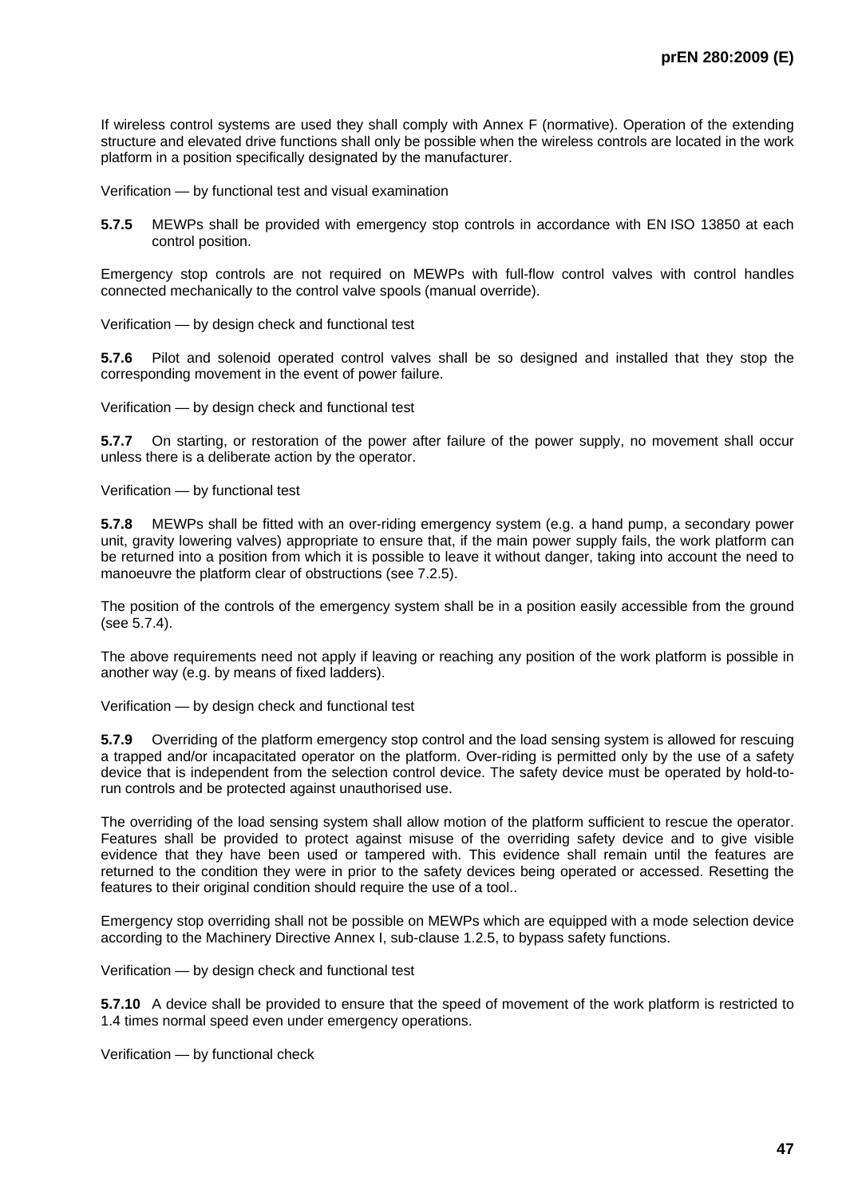If wireless control systems are used they shall comply with Annex F (normative). Operation of the extending structure and elevated drive functions shall only be possible when the wireless controls are located in the work platform in a position specifically designated by the manufacturer.

Verification — by functional test and visual examination

**5.7.5** MEWPs shall be provided with emergency stop controls in accordance with EN ISO 13850 at each control position.

Emergency stop controls are not required on MEWPs with full-flow control valves with control handles connected mechanically to the control valve spools (manual override).

Verification — by design check and functional test

**5.7.6** Pilot and solenoid operated control valves shall be so designed and installed that they stop the corresponding movement in the event of power failure.

Verification — by design check and functional test

**5.7.7** On starting, or restoration of the power after failure of the power supply, no movement shall occur unless there is a deliberate action by the operator.

Verification — by functional test

**5.7.8** MEWPs shall be fitted with an over-riding emergency system (e.g. a hand pump, a secondary power unit, gravity lowering valves) appropriate to ensure that, if the main power supply fails, the work platform can be returned into a position from which it is possible to leave it without danger, taking into account the need to manoeuvre the platform clear of obstructions (see 7.2.5).

The position of the controls of the emergency system shall be in a position easily accessible from the ground (see 5.7.4).

The above requirements need not apply if leaving or reaching any position of the work platform is possible in another way (e.g. by means of fixed ladders).

Verification — by design check and functional test

**5.7.9** Overriding of the platform emergency stop control and the load sensing system is allowed for rescuing a trapped and/or incapacitated operator on the platform. Over-riding is permitted only by the use of a safety device that is independent from the selection control device. The safety device must be operated by hold-to-run controls and be protected against unauthorised use.

The overriding of the load sensing system shall allow motion of the platform sufficient to rescue the operator. Features shall be provided to protect against misuse of the overriding safety device and to give visible evidence that they have been used or tampered with. This evidence shall remain until the features are returned to the condition they were in prior to the safety devices being operated or accessed. Resetting the features to their original condition should require the use of a tool..

Emergency stop overriding shall not be possible on MEWPs which are equipped with a mode selection device according to the Machinery Directive Annex I, sub-clause 1.2.5, to bypass safety functions.

Verification — by design check and functional test

**5.7.10** A device shall be provided to ensure that the speed of movement of the work platform is restricted to 1.4 times normal speed even under emergency operations.

Verification — by functional check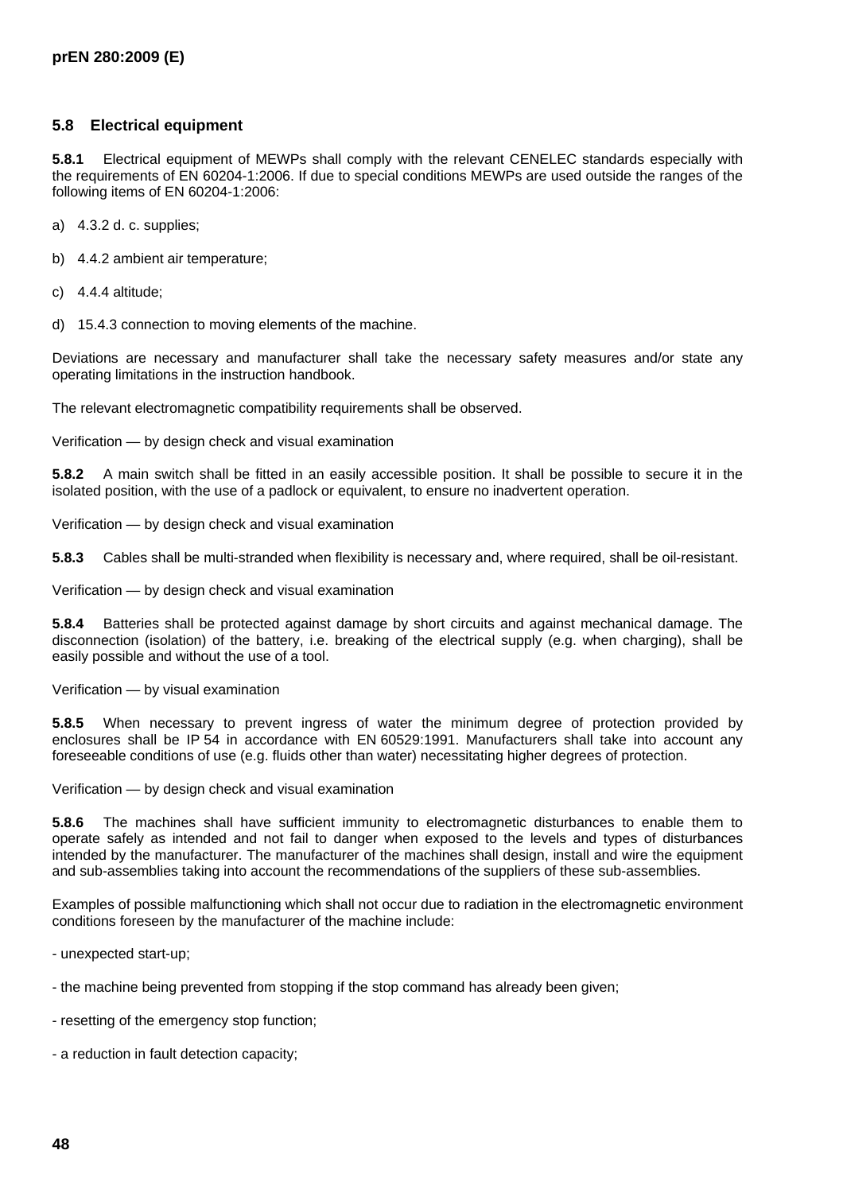### 5.8 Electrical equipment

**5.8.1** Electrical equipment of MEWPs shall comply with the relevant CENELEC standards especially with the requirements of EN 60204-1:2006. If due to special conditions MEWPs are used outside the ranges of the following items of EN 60204-1:2006:

a) 4.3.2 d. c. supplies;

b) 4.4.2 ambient air temperature;

c) 4.4.4 altitude;

d) 15.4.3 connection to moving elements of the machine.

Deviations are necessary and manufacturer shall take the necessary safety measures and/or state any operating limitations in the instruction handbook.

The relevant electromagnetic compatibility requirements shall be observed.

Verification — by design check and visual examination

**5.8.2** A main switch shall be fitted in an easily accessible position. It shall be possible to secure it in the isolated position, with the use of a padlock or equivalent, to ensure no inadvertent operation.

Verification — by design check and visual examination

**5.8.3** Cables shall be multi-stranded when flexibility is necessary and, where required, shall be oil-resistant.

Verification — by design check and visual examination

**5.8.4** Batteries shall be protected against damage by short circuits and against mechanical damage. The disconnection (isolation) of the battery, i.e. breaking of the electrical supply (e.g. when charging), shall be easily possible and without the use of a tool.

Verification — by visual examination

**5.8.5** When necessary to prevent ingress of water the minimum degree of protection provided by enclosures shall be IP 54 in accordance with EN 60529:1991. Manufacturers shall take into account any foreseeable conditions of use (e.g. fluids other than water) necessitating higher degrees of protection.

Verification — by design check and visual examination

**5.8.6** The machines shall have sufficient immunity to electromagnetic disturbances to enable them to operate safely as intended and not fail to danger when exposed to the levels and types of disturbances intended by the manufacturer. The manufacturer of the machines shall design, install and wire the equipment and sub-assemblies taking into account the recommendations of the suppliers of these sub-assemblies.

Examples of possible malfunctioning which shall not occur due to radiation in the electromagnetic environment conditions foreseen by the manufacturer of the machine include:

- unexpected start-up;

- the machine being prevented from stopping if the stop command has already been given;

- resetting of the emergency stop function;

- a reduction in fault detection capacity;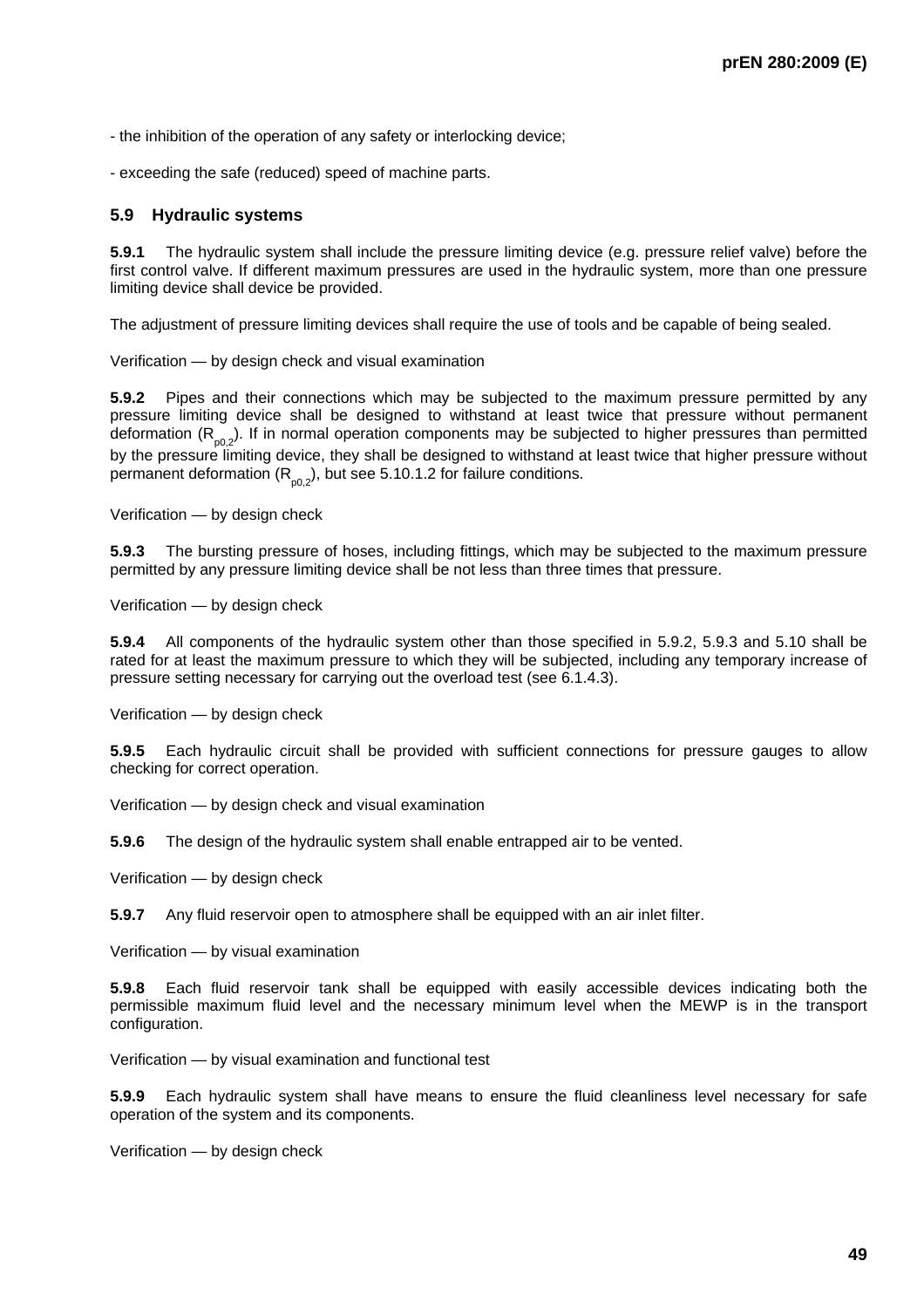- the inhibition of the operation of any safety or interlocking device;

- exceeding the safe (reduced) speed of machine parts.

## 5.9 Hydraulic systems

**5.9.1** The hydraulic system shall include the pressure limiting device (e.g. pressure relief valve) before the first control valve. If different maximum pressures are used in the hydraulic system, more than one pressure limiting device shall device be provided.

The adjustment of pressure limiting devices shall require the use of tools and be capable of being sealed.

Verification — by design check and visual examination

**5.9.2** Pipes and their connections which may be subjected to the maximum pressure permitted by any pressure limiting device shall be designed to withstand at least twice that pressure without permanent deformation ($R_{p0,2}$). If in normal operation components may be subjected to higher pressures than permitted by the pressure limiting device, they shall be designed to withstand at least twice that higher pressure without permanent deformation ($R_{p0,2}$), but see 5.10.1.2 for failure conditions.

Verification — by design check

**5.9.3** The bursting pressure of hoses, including fittings, which may be subjected to the maximum pressure permitted by any pressure limiting device shall be not less than three times that pressure.

Verification — by design check

**5.9.4** All components of the hydraulic system other than those specified in 5.9.2, 5.9.3 and 5.10 shall be rated for at least the maximum pressure to which they will be subjected, including any temporary increase of pressure setting necessary for carrying out the overload test (see 6.1.4.3).

Verification — by design check

**5.9.5** Each hydraulic circuit shall be provided with sufficient connections for pressure gauges to allow checking for correct operation.

Verification — by design check and visual examination

**5.9.6** The design of the hydraulic system shall enable entrapped air to be vented.

Verification — by design check

**5.9.7** Any fluid reservoir open to atmosphere shall be equipped with an air inlet filter.

Verification — by visual examination

**5.9.8** Each fluid reservoir tank shall be equipped with easily accessible devices indicating both the permissible maximum fluid level and the necessary minimum level when the MEWP is in the transport configuration.

Verification — by visual examination and functional test

**5.9.9** Each hydraulic system shall have means to ensure the fluid cleanliness level necessary for safe operation of the system and its components.

Verification — by design check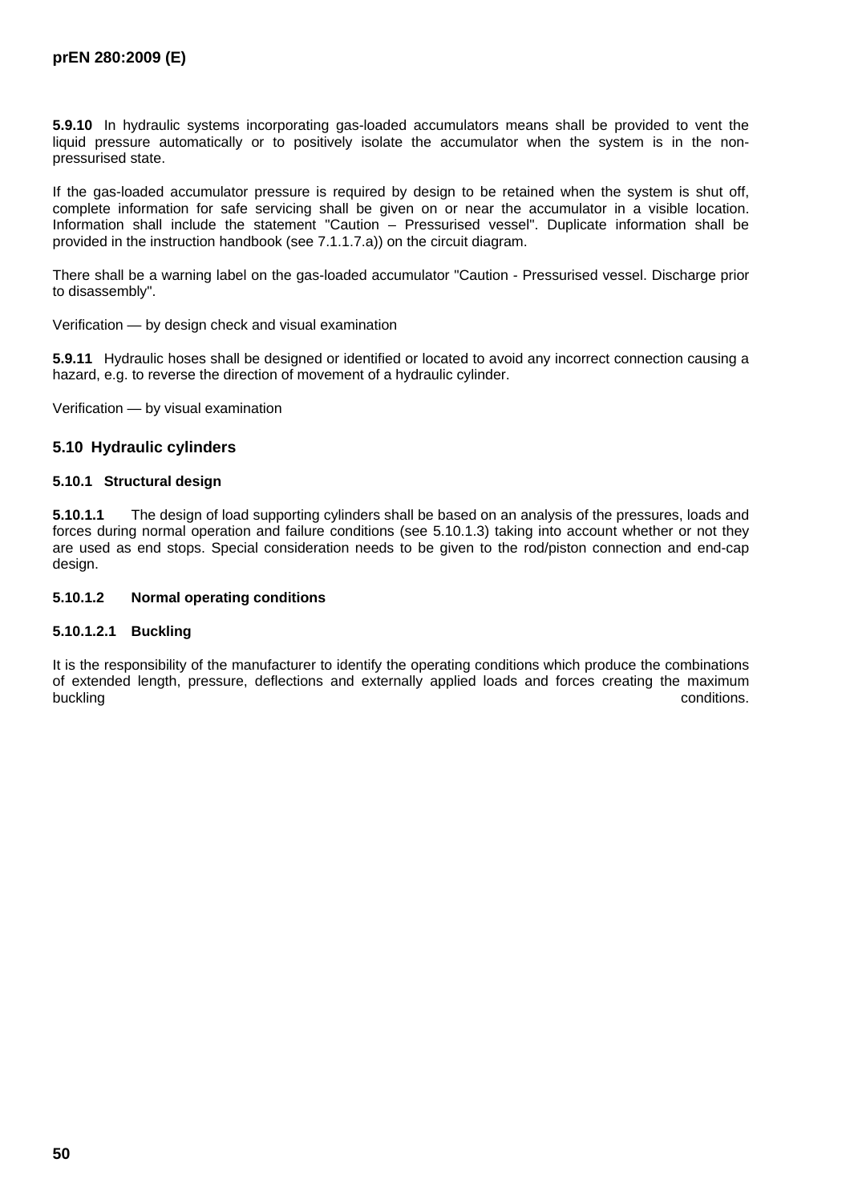**5.9.10** In hydraulic systems incorporating gas-loaded accumulators means shall be provided to vent the liquid pressure automatically or to positively isolate the accumulator when the system is in the non-pressurised state.

If the gas-loaded accumulator pressure is required by design to be retained when the system is shut off, complete information for safe servicing shall be given on or near the accumulator in a visible location. Information shall include the statement "Caution – Pressurised vessel". Duplicate information shall be provided in the instruction handbook (see 7.1.1.7.a)) on the circuit diagram.

There shall be a warning label on the gas-loaded accumulator "Caution - Pressurised vessel. Discharge prior to disassembly".

Verification — by design check and visual examination

**5.9.11** Hydraulic hoses shall be designed or identified or located to avoid any incorrect connection causing a hazard, e.g. to reverse the direction of movement of a hydraulic cylinder.

Verification — by visual examination

## 5.10 Hydraulic cylinders

### 5.10.1 Structural design

**5.10.1.1** The design of load supporting cylinders shall be based on an analysis of the pressures, loads and forces during normal operation and failure conditions (see 5.10.1.3) taking into account whether or not they are used as end stops. Special consideration needs to be given to the rod/piston connection and end-cap design.

#### 5.10.1.2 Normal operating conditions

##### 5.10.1.2.1 Buckling

It is the responsibility of the manufacturer to identify the operating conditions which produce the combinations of extended length, pressure, deflections and externally applied loads and forces creating the maximum buckling conditions.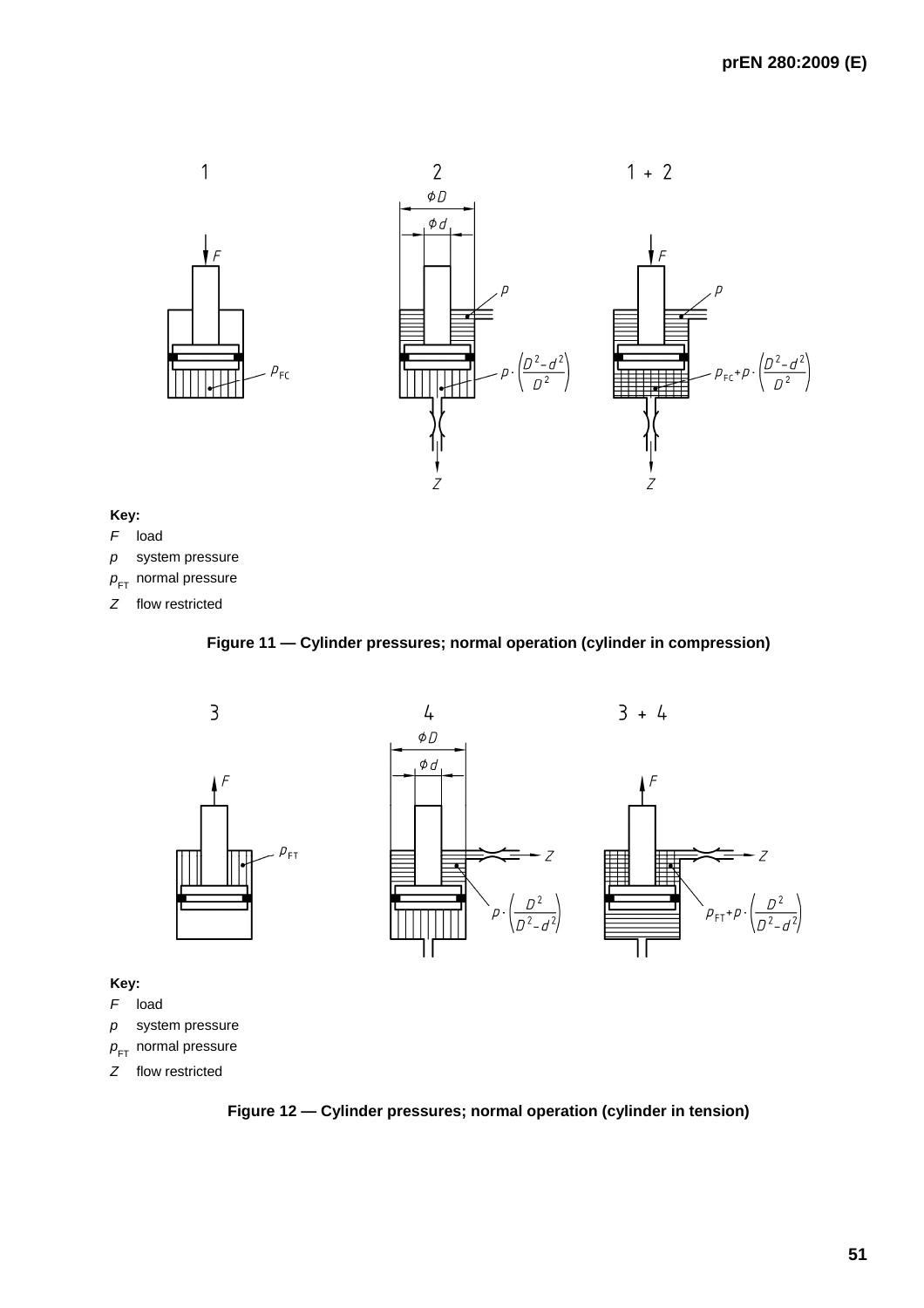**Key:**

$F$ load

$p$ system pressure

$p_{FT}$ normal pressure

$Z$ flow restricted

**Figure 11 — Cylinder pressures; normal operation (cylinder in compression)**

**Key:**

$F$ load

$p$ system pressure

$p_{FT}$ normal pressure

$Z$ flow restricted

**Figure 12 — Cylinder pressures; normal operation (cylinder in tension)**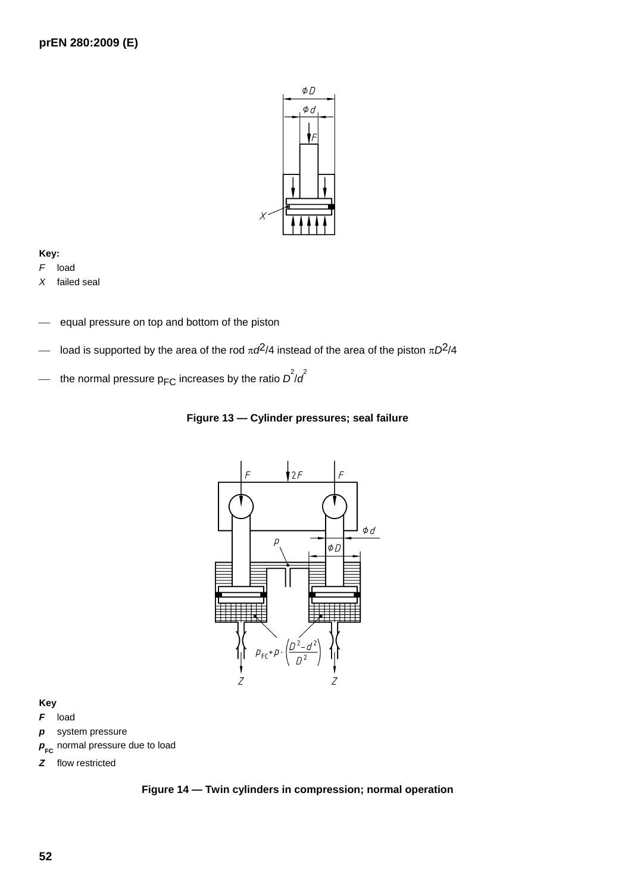**Key:**

*F* load

*X* failed seal

— equal pressure on top and bottom of the piston

— load is supported by the area of the rod $\pi d^2/4$ instead of the area of the piston $\pi D^2/4$

— the normal pressure $p_{FC}$ increases by the ratio $D^2/d^2$

**Figure 13 — Cylinder pressures; seal failure**

**Key**

***F*** load

***p*** system pressure

$\boldsymbol{p_{FC}}$ normal pressure due to load

***Z*** flow restricted

**Figure 14 — Twin cylinders in compression; normal operation**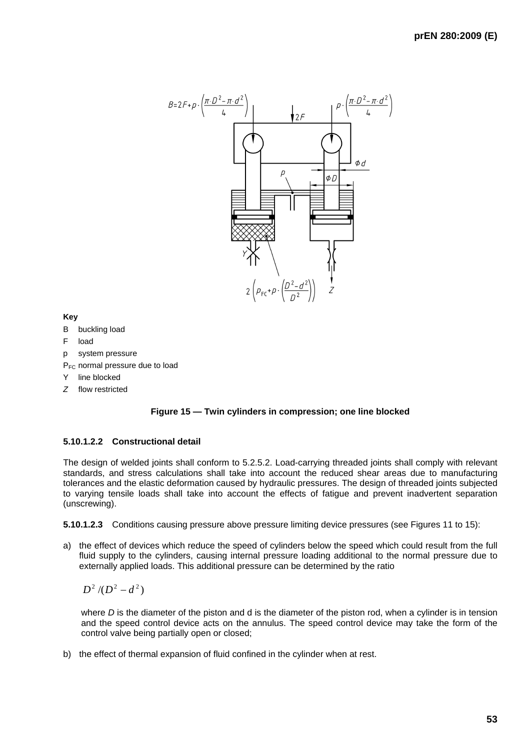Key

B buckling load

F load

p system pressure

$P_{FC}$ normal pressure due to load

Y line blocked

*Z* flow restricted

**Figure 15 — Twin cylinders in compression; one line blocked**

#### 5.10.1.2.2 Constructional detail

The design of welded joints shall conform to 5.2.5.2. Load-carrying threaded joints shall comply with relevant standards, and stress calculations shall take into account the reduced shear areas due to manufacturing tolerances and the elastic deformation caused by hydraulic pressures. The design of threaded joints subjected to varying tensile loads shall take into account the effects of fatigue and prevent inadvertent separation (unscrewing).

**5.10.1.2.3** Conditions causing pressure above pressure limiting device pressures (see Figures 11 to 15):

a) the effect of devices which reduce the speed of cylinders below the speed which could result from the full fluid supply to the cylinders, causing internal pressure loading additional to the normal pressure due to externally applied loads. This additional pressure can be determined by the ratio

$$D^2 /(D^2 - d^2)$$

where *D* is the diameter of the piston and d is the diameter of the piston rod, when a cylinder is in tension and the speed control device acts on the annulus. The speed control device may take the form of the control valve being partially open or closed;

b) the effect of thermal expansion of fluid confined in the cylinder when at rest.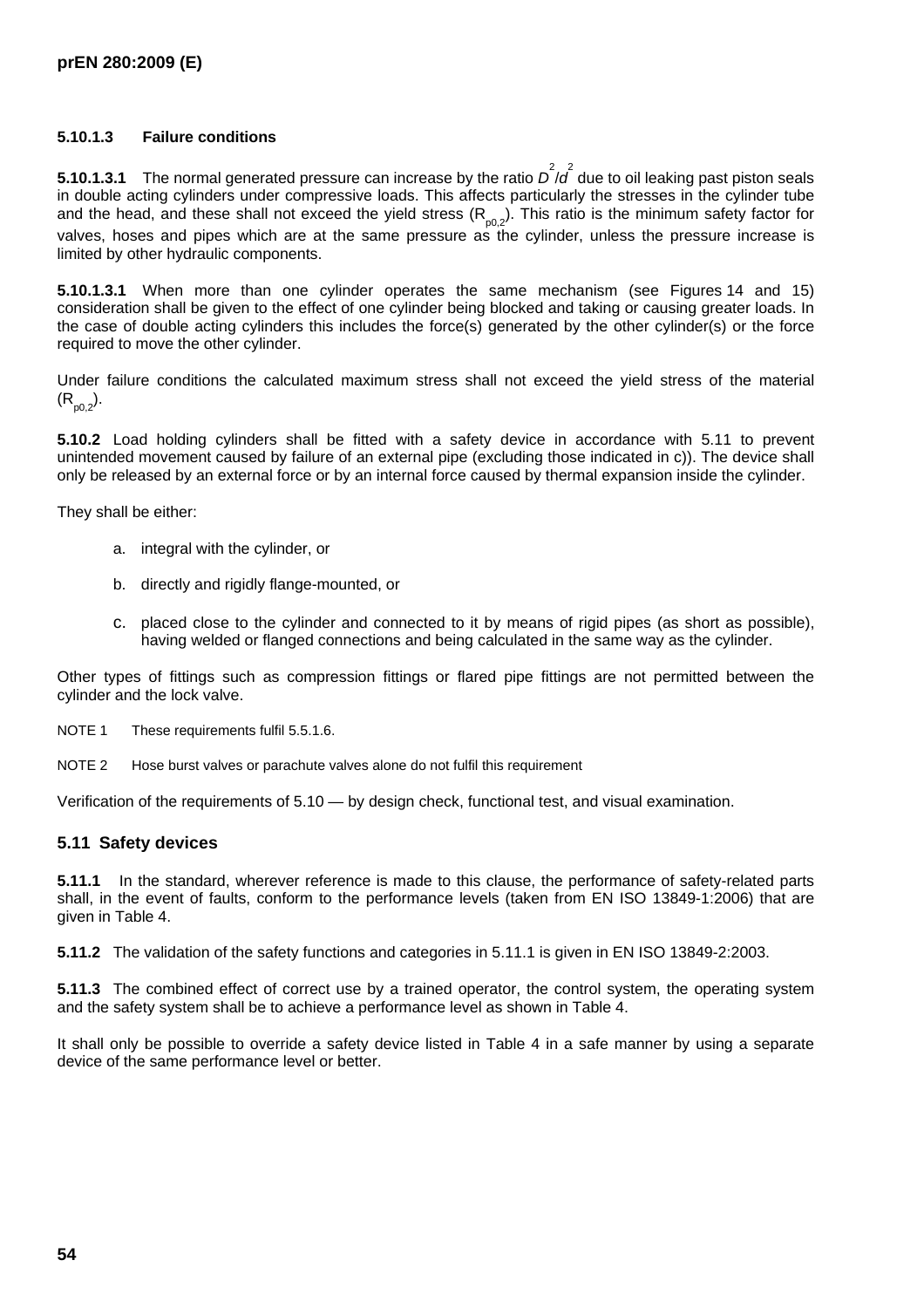#### 5.10.1.3 Failure conditions

**5.10.1.3.1** The normal generated pressure can increase by the ratio $D^2/d^2$ due to oil leaking past piston seals in double acting cylinders under compressive loads. This affects particularly the stresses in the cylinder tube and the head, and these shall not exceed the yield stress ($R_{p0,2}$). This ratio is the minimum safety factor for valves, hoses and pipes which are at the same pressure as the cylinder, unless the pressure increase is limited by other hydraulic components.

**5.10.1.3.1** When more than one cylinder operates the same mechanism (see Figures 14 and 15) consideration shall be given to the effect of one cylinder being blocked and taking or causing greater loads. In the case of double acting cylinders this includes the force(s) generated by the other cylinder(s) or the force required to move the other cylinder.

Under failure conditions the calculated maximum stress shall not exceed the yield stress of the material ($R_{p0,2}$).

**5.10.2** Load holding cylinders shall be fitted with a safety device in accordance with 5.11 to prevent unintended movement caused by failure of an external pipe (excluding those indicated in c)). The device shall only be released by an external force or by an internal force caused by thermal expansion inside the cylinder.

They shall be either:

a. integral with the cylinder, or

b. directly and rigidly flange-mounted, or

c. placed close to the cylinder and connected to it by means of rigid pipes (as short as possible), having welded or flanged connections and being calculated in the same way as the cylinder.

Other types of fittings such as compression fittings or flared pipe fittings are not permitted between the cylinder and the lock valve.

NOTE 1 These requirements fulfil 5.5.1.6.

NOTE 2 Hose burst valves or parachute valves alone do not fulfil this requirement

Verification of the requirements of 5.10 — by design check, functional test, and visual examination.

## 5.11 Safety devices

**5.11.1** In the standard, wherever reference is made to this clause, the performance of safety-related parts shall, in the event of faults, conform to the performance levels (taken from EN ISO 13849-1:2006) that are given in Table 4.

**5.11.2** The validation of the safety functions and categories in 5.11.1 is given in EN ISO 13849-2:2003.

**5.11.3** The combined effect of correct use by a trained operator, the control system, the operating system and the safety system shall be to achieve a performance level as shown in Table 4.

It shall only be possible to override a safety device listed in Table 4 in a safe manner by using a separate device of the same performance level or better.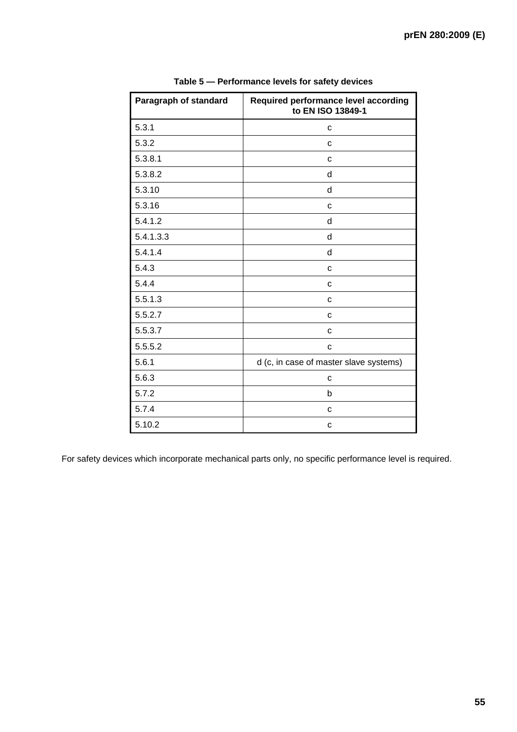**Table 5 — Performance levels for safety devices**

| Paragraph of standard | Required performance level according to EN ISO 13849-1 |
|---|---|
| 5.3.1 | c |
| 5.3.2 | c |
| 5.3.8.1 | c |
| 5.3.8.2 | d |
| 5.3.10 | d |
| 5.3.16 | c |
| 5.4.1.2 | d |
| 5.4.1.3.3 | d |
| 5.4.1.4 | d |
| 5.4.3 | c |
| 5.4.4 | c |
| 5.5.1.3 | c |
| 5.5.2.7 | c |
| 5.5.3.7 | c |
| 5.5.5.2 | c |
| 5.6.1 | d (c, in case of master slave systems) |
| 5.6.3 | c |
| 5.7.2 | b |
| 5.7.4 | c |
| 5.10.2 | c |

For safety devices which incorporate mechanical parts only, no specific performance level is required.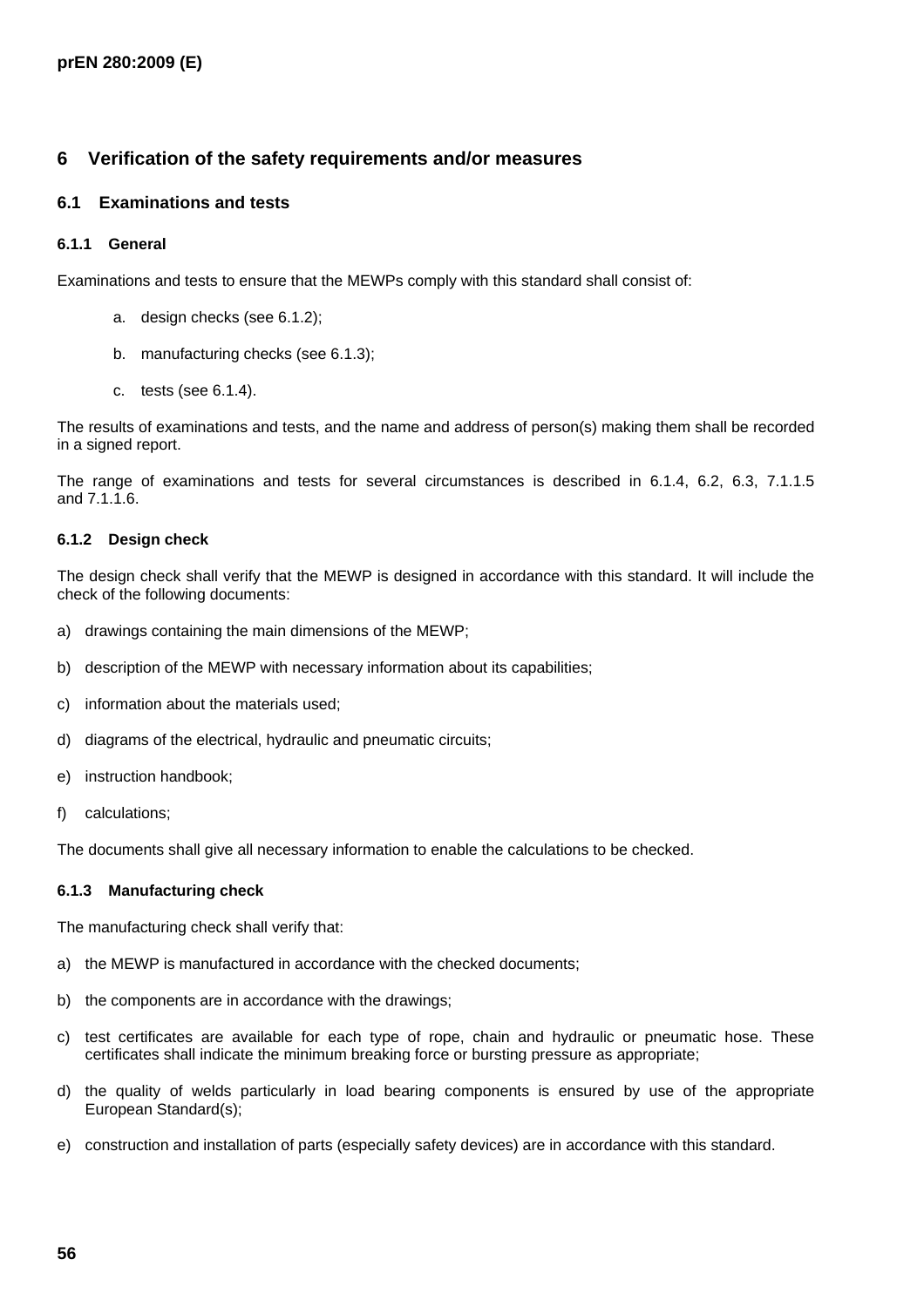# 6 Verification of the safety requirements and/or measures

## 6.1 Examinations and tests

### 6.1.1 General

Examinations and tests to ensure that the MEWPs comply with this standard shall consist of:

a. design checks (see 6.1.2);

b. manufacturing checks (see 6.1.3);

c. tests (see 6.1.4).

The results of examinations and tests, and the name and address of person(s) making them shall be recorded in a signed report.

The range of examinations and tests for several circumstances is described in 6.1.4, 6.2, 6.3, 7.1.1.5 and 7.1.1.6.

### 6.1.2 Design check

The design check shall verify that the MEWP is designed in accordance with this standard. It will include the check of the following documents:

a) drawings containing the main dimensions of the MEWP;

b) description of the MEWP with necessary information about its capabilities;

c) information about the materials used;

d) diagrams of the electrical, hydraulic and pneumatic circuits;

e) instruction handbook;

f) calculations;

The documents shall give all necessary information to enable the calculations to be checked.

### 6.1.3 Manufacturing check

The manufacturing check shall verify that:

a) the MEWP is manufactured in accordance with the checked documents;

b) the components are in accordance with the drawings;

c) test certificates are available for each type of rope, chain and hydraulic or pneumatic hose. These certificates shall indicate the minimum breaking force or bursting pressure as appropriate;

d) the quality of welds particularly in load bearing components is ensured by use of the appropriate European Standard(s);

e) construction and installation of parts (especially safety devices) are in accordance with this standard.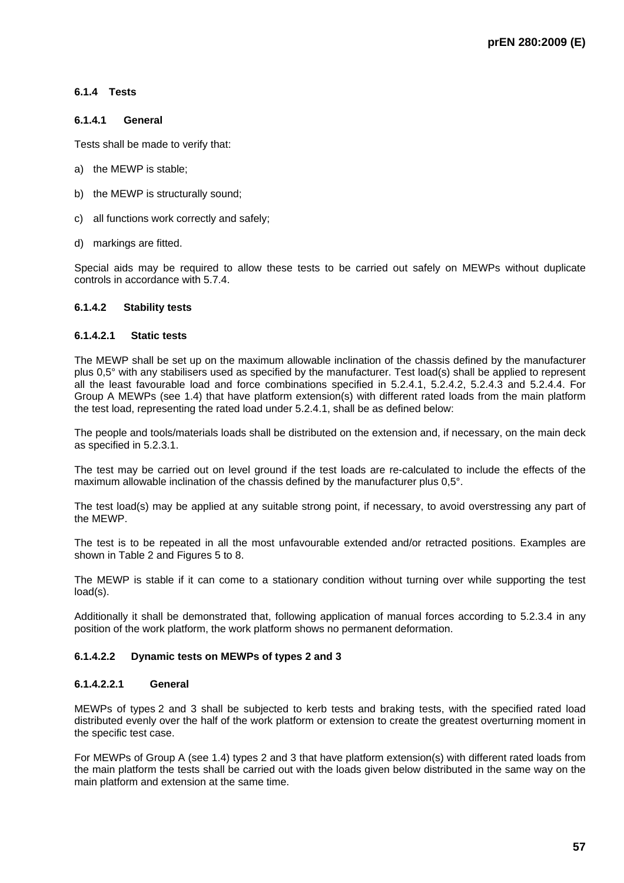#### 6.1.4 Tests

##### 6.1.4.1 General

Tests shall be made to verify that:

a) the MEWP is stable;

b) the MEWP is structurally sound;

c) all functions work correctly and safely;

d) markings are fitted.

Special aids may be required to allow these tests to be carried out safely on MEWPs without duplicate controls in accordance with 5.7.4.

##### 6.1.4.2 Stability tests

###### 6.1.4.2.1 Static tests

The MEWP shall be set up on the maximum allowable inclination of the chassis defined by the manufacturer plus 0,5° with any stabilisers used as specified by the manufacturer. Test load(s) shall be applied to represent all the least favourable load and force combinations specified in 5.2.4.1, 5.2.4.2, 5.2.4.3 and 5.2.4.4. For Group A MEWPs (see 1.4) that have platform extension(s) with different rated loads from the main platform the test load, representing the rated load under 5.2.4.1, shall be as defined below:

The people and tools/materials loads shall be distributed on the extension and, if necessary, on the main deck as specified in 5.2.3.1.

The test may be carried out on level ground if the test loads are re-calculated to include the effects of the maximum allowable inclination of the chassis defined by the manufacturer plus 0,5°.

The test load(s) may be applied at any suitable strong point, if necessary, to avoid overstressing any part of the MEWP.

The test is to be repeated in all the most unfavourable extended and/or retracted positions. Examples are shown in Table 2 and Figures 5 to 8.

The MEWP is stable if it can come to a stationary condition without turning over while supporting the test load(s).

Additionally it shall be demonstrated that, following application of manual forces according to 5.2.3.4 in any position of the work platform, the work platform shows no permanent deformation.

###### 6.1.4.2.2 Dynamic tests on MEWPs of types 2 and 3

###### 6.1.4.2.2.1 General

MEWPs of types 2 and 3 shall be subjected to kerb tests and braking tests, with the specified rated load distributed evenly over the half of the work platform or extension to create the greatest overturning moment in the specific test case.

For MEWPs of Group A (see 1.4) types 2 and 3 that have platform extension(s) with different rated loads from the main platform the tests shall be carried out with the loads given below distributed in the same way on the main platform and extension at the same time.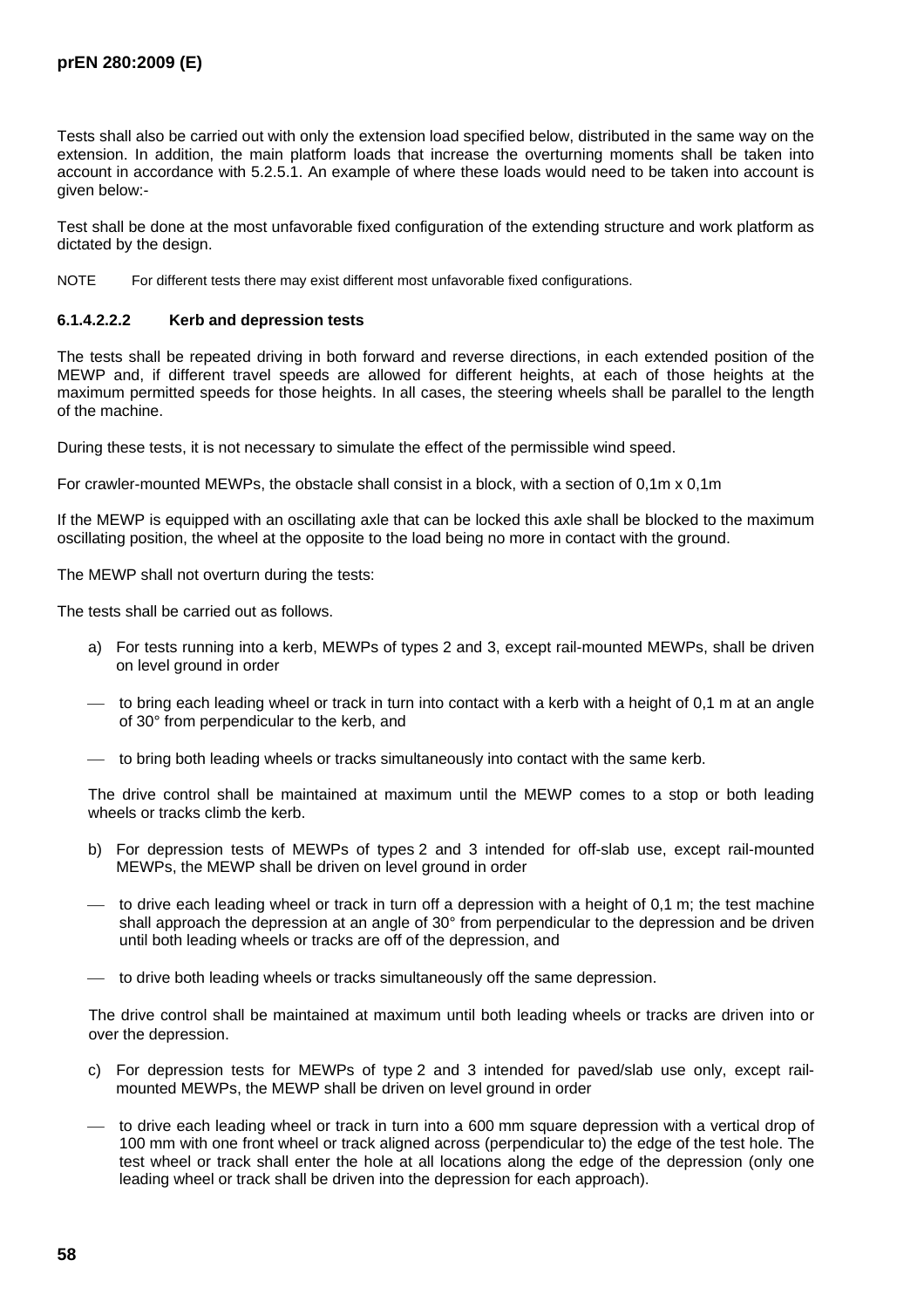Tests shall also be carried out with only the extension load specified below, distributed in the same way on the extension. In addition, the main platform loads that increase the overturning moments shall be taken into account in accordance with 5.2.5.1. An example of where these loads would need to be taken into account is given below:-

Test shall be done at the most unfavorable fixed configuration of the extending structure and work platform as dictated by the design.

NOTE For different tests there may exist different most unfavorable fixed configurations.

#### 6.1.4.2.2.2 Kerb and depression tests

The tests shall be repeated driving in both forward and reverse directions, in each extended position of the MEWP and, if different travel speeds are allowed for different heights, at each of those heights at the maximum permitted speeds for those heights. In all cases, the steering wheels shall be parallel to the length of the machine.

During these tests, it is not necessary to simulate the effect of the permissible wind speed.

For crawler-mounted MEWPs, the obstacle shall consist in a block, with a section of 0,1m x 0,1m

If the MEWP is equipped with an oscillating axle that can be locked this axle shall be blocked to the maximum oscillating position, the wheel at the opposite to the load being no more in contact with the ground.

The MEWP shall not overturn during the tests:

The tests shall be carried out as follows.

a) For tests running into a kerb, MEWPs of types 2 and 3, except rail-mounted MEWPs, shall be driven on level ground in order

— to bring each leading wheel or track in turn into contact with a kerb with a height of 0,1 m at an angle of 30° from perpendicular to the kerb, and

— to bring both leading wheels or tracks simultaneously into contact with the same kerb.

The drive control shall be maintained at maximum until the MEWP comes to a stop or both leading wheels or tracks climb the kerb.

b) For depression tests of MEWPs of types 2 and 3 intended for off-slab use, except rail-mounted MEWPs, the MEWP shall be driven on level ground in order

— to drive each leading wheel or track in turn off a depression with a height of 0,1 m; the test machine shall approach the depression at an angle of 30° from perpendicular to the depression and be driven until both leading wheels or tracks are off of the depression, and

— to drive both leading wheels or tracks simultaneously off the same depression.

The drive control shall be maintained at maximum until both leading wheels or tracks are driven into or over the depression.

c) For depression tests for MEWPs of type 2 and 3 intended for paved/slab use only, except rail-mounted MEWPs, the MEWP shall be driven on level ground in order

— to drive each leading wheel or track in turn into a 600 mm square depression with a vertical drop of 100 mm with one front wheel or track aligned across (perpendicular to) the edge of the test hole. The test wheel or track shall enter the hole at all locations along the edge of the depression (only one leading wheel or track shall be driven into the depression for each approach).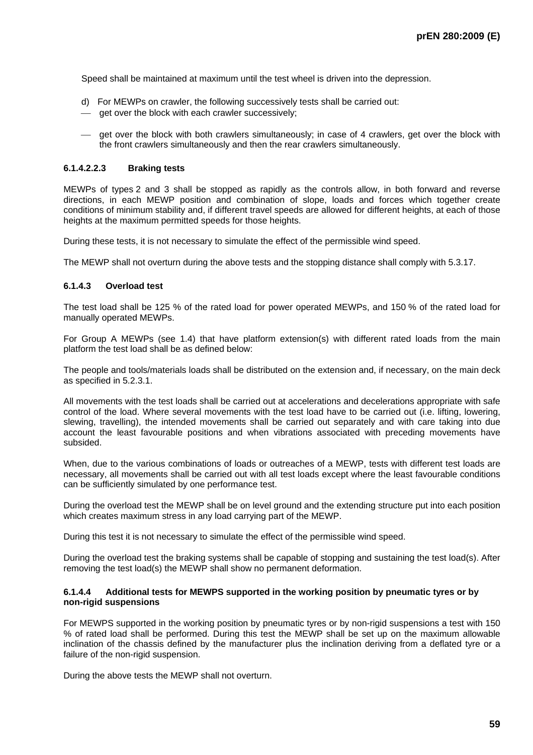Speed shall be maintained at maximum until the test wheel is driven into the depression.

d) For MEWPs on crawler, the following successively tests shall be carried out:

- get over the block with each crawler successively;
- get over the block with both crawlers simultaneously; in case of 4 crawlers, get over the block with the front crawlers simultaneously and then the rear crawlers simultaneously.

#### 6.1.4.2.2.3 Braking tests

MEWPs of types 2 and 3 shall be stopped as rapidly as the controls allow, in both forward and reverse directions, in each MEWP position and combination of slope, loads and forces which together create conditions of minimum stability and, if different travel speeds are allowed for different heights, at each of those heights at the maximum permitted speeds for those heights.

During these tests, it is not necessary to simulate the effect of the permissible wind speed.

The MEWP shall not overturn during the above tests and the stopping distance shall comply with 5.3.17.

### 6.1.4.3 Overload test

The test load shall be 125 % of the rated load for power operated MEWPs, and 150 % of the rated load for manually operated MEWPs.

For Group A MEWPs (see 1.4) that have platform extension(s) with different rated loads from the main platform the test load shall be as defined below:

The people and tools/materials loads shall be distributed on the extension and, if necessary, on the main deck as specified in 5.2.3.1.

All movements with the test loads shall be carried out at accelerations and decelerations appropriate with safe control of the load. Where several movements with the test load have to be carried out (i.e. lifting, lowering, slewing, travelling), the intended movements shall be carried out separately and with care taking into due account the least favourable positions and when vibrations associated with preceding movements have subsided.

When, due to the various combinations of loads or outreaches of a MEWP, tests with different test loads are necessary, all movements shall be carried out with all test loads except where the least favourable conditions can be sufficiently simulated by one performance test.

During the overload test the MEWP shall be on level ground and the extending structure put into each position which creates maximum stress in any load carrying part of the MEWP.

During this test it is not necessary to simulate the effect of the permissible wind speed.

During the overload test the braking systems shall be capable of stopping and sustaining the test load(s). After removing the test load(s) the MEWP shall show no permanent deformation.

### 6.1.4.4 Additional tests for MEWPS supported in the working position by pneumatic tyres or by non-rigid suspensions

For MEWPS supported in the working position by pneumatic tyres or by non-rigid suspensions a test with 150 % of rated load shall be performed. During this test the MEWP shall be set up on the maximum allowable inclination of the chassis defined by the manufacturer plus the inclination deriving from a deflated tyre or a failure of the non-rigid suspension.

During the above tests the MEWP shall not overturn.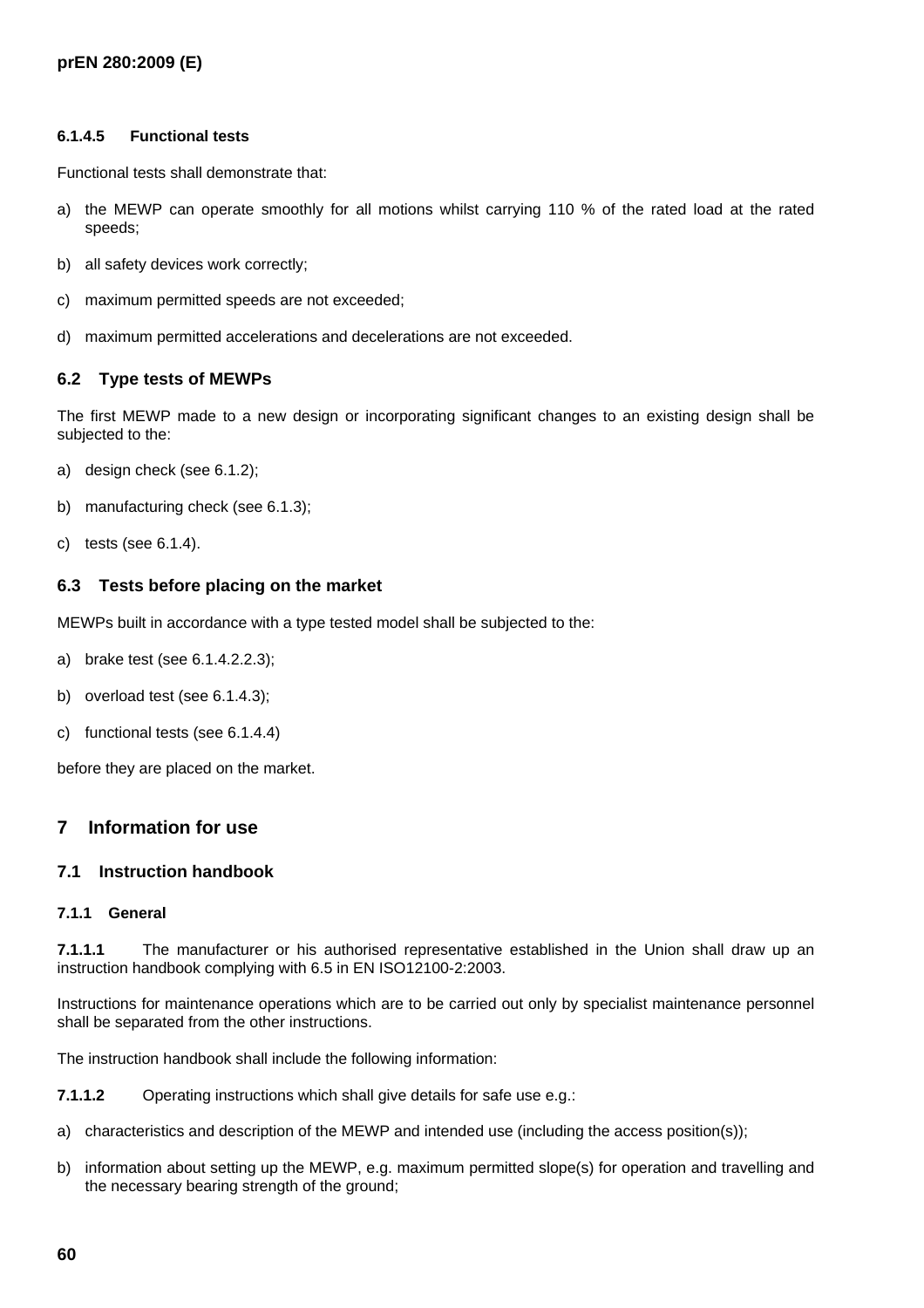#### 6.1.4.5 Functional tests

Functional tests shall demonstrate that:

a) the MEWP can operate smoothly for all motions whilst carrying 110 % of the rated load at the rated speeds;

b) all safety devices work correctly;

c) maximum permitted speeds are not exceeded;

d) maximum permitted accelerations and decelerations are not exceeded.

### 6.2 Type tests of MEWPs

The first MEWP made to a new design or incorporating significant changes to an existing design shall be subjected to the:

a) design check (see 6.1.2);

b) manufacturing check (see 6.1.3);

c) tests (see 6.1.4).

### 6.3 Tests before placing on the market

MEWPs built in accordance with a type tested model shall be subjected to the:

a) brake test (see 6.1.4.2.2.3);

b) overload test (see 6.1.4.3);

c) functional tests (see 6.1.4.4)

before they are placed on the market.

## 7 Information for use

### 7.1 Instruction handbook

#### 7.1.1 General

**7.1.1.1** The manufacturer or his authorised representative established in the Union shall draw up an instruction handbook complying with 6.5 in EN ISO12100-2:2003.

Instructions for maintenance operations which are to be carried out only by specialist maintenance personnel shall be separated from the other instructions.

The instruction handbook shall include the following information:

**7.1.1.2** Operating instructions which shall give details for safe use e.g.:

a) characteristics and description of the MEWP and intended use (including the access position(s));

b) information about setting up the MEWP, e.g. maximum permitted slope(s) for operation and travelling and the necessary bearing strength of the ground;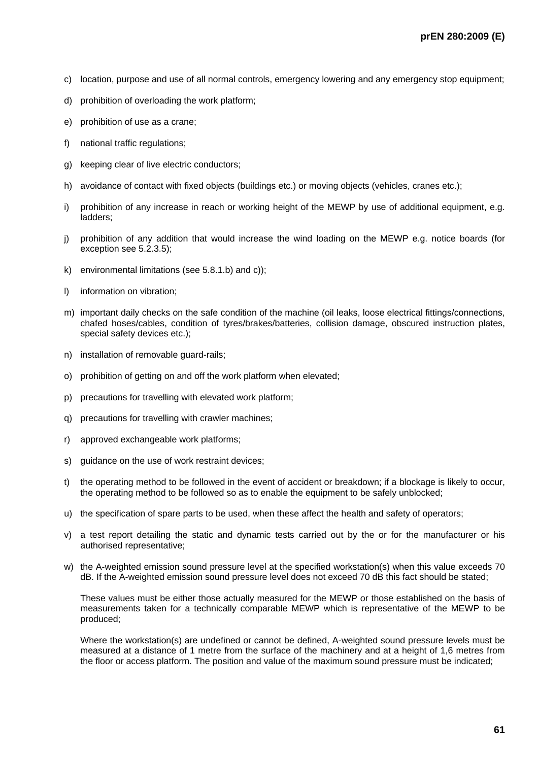c) location, purpose and use of all normal controls, emergency lowering and any emergency stop equipment;

d) prohibition of overloading the work platform;

e) prohibition of use as a crane;

f) national traffic regulations;

g) keeping clear of live electric conductors;

h) avoidance of contact with fixed objects (buildings etc.) or moving objects (vehicles, cranes etc.);

i) prohibition of any increase in reach or working height of the MEWP by use of additional equipment, e.g. ladders;

j) prohibition of any addition that would increase the wind loading on the MEWP e.g. notice boards (for exception see 5.2.3.5);

k) environmental limitations (see 5.8.1.b) and c));

l) information on vibration;

m) important daily checks on the safe condition of the machine (oil leaks, loose electrical fittings/connections, chafed hoses/cables, condition of tyres/brakes/batteries, collision damage, obscured instruction plates, special safety devices etc.);

n) installation of removable guard-rails;

o) prohibition of getting on and off the work platform when elevated;

p) precautions for travelling with elevated work platform;

q) precautions for travelling with crawler machines;

r) approved exchangeable work platforms;

s) guidance on the use of work restraint devices;

t) the operating method to be followed in the event of accident or breakdown; if a blockage is likely to occur, the operating method to be followed so as to enable the equipment to be safely unblocked;

u) the specification of spare parts to be used, when these affect the health and safety of operators;

v) a test report detailing the static and dynamic tests carried out by the or for the manufacturer or his authorised representative;

w) the A-weighted emission sound pressure level at the specified workstation(s) when this value exceeds 70 dB. If the A-weighted emission sound pressure level does not exceed 70 dB this fact should be stated;

   These values must be either those actually measured for the MEWP or those established on the basis of measurements taken for a technically comparable MEWP which is representative of the MEWP to be produced;

   Where the workstation(s) are undefined or cannot be defined, A-weighted sound pressure levels must be measured at a distance of 1 metre from the surface of the machinery and at a height of 1,6 metres from the floor or access platform. The position and value of the maximum sound pressure must be indicated;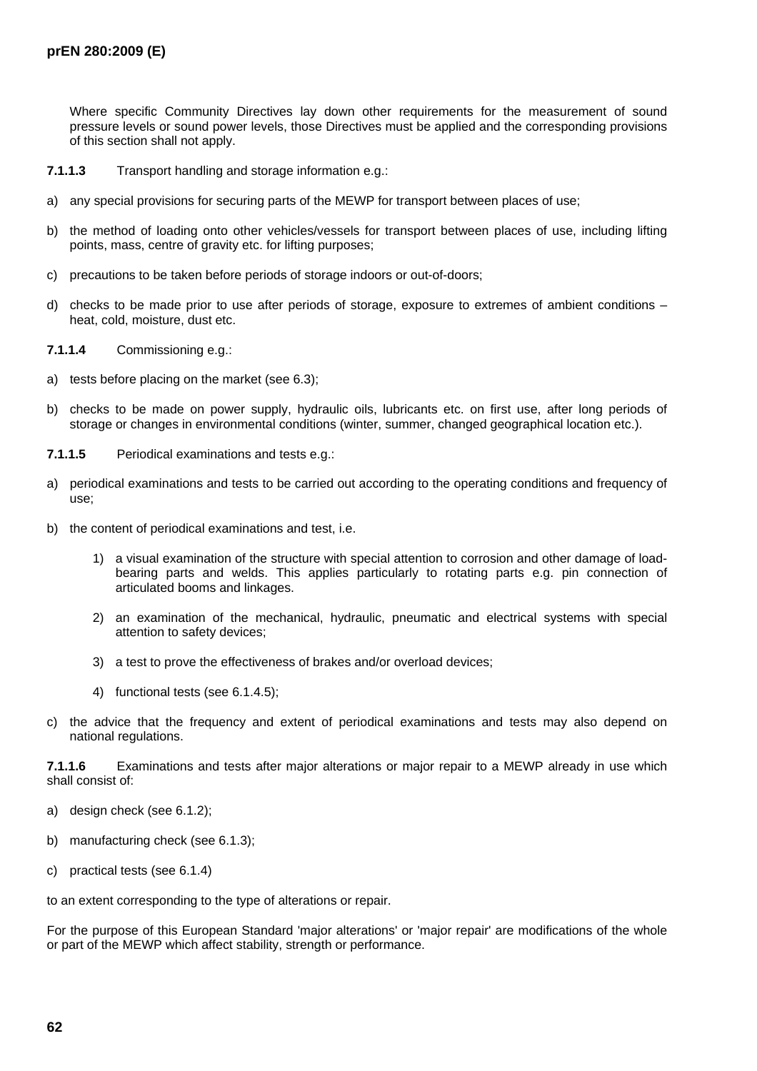Where specific Community Directives lay down other requirements for the measurement of sound pressure levels or sound power levels, those Directives must be applied and the corresponding provisions of this section shall not apply.

**7.1.1.3** Transport handling and storage information e.g.:

a) any special provisions for securing parts of the MEWP for transport between places of use;

b) the method of loading onto other vehicles/vessels for transport between places of use, including lifting points, mass, centre of gravity etc. for lifting purposes;

c) precautions to be taken before periods of storage indoors or out-of-doors;

d) checks to be made prior to use after periods of storage, exposure to extremes of ambient conditions – heat, cold, moisture, dust etc.

**7.1.1.4** Commissioning e.g.:

a) tests before placing on the market (see 6.3);

b) checks to be made on power supply, hydraulic oils, lubricants etc. on first use, after long periods of storage or changes in environmental conditions (winter, summer, changed geographical location etc.).

**7.1.1.5** Periodical examinations and tests e.g.:

a) periodical examinations and tests to be carried out according to the operating conditions and frequency of use;

b) the content of periodical examinations and test, i.e.

   1) a visual examination of the structure with special attention to corrosion and other damage of load-bearing parts and welds. This applies particularly to rotating parts e.g. pin connection of articulated booms and linkages.

   2) an examination of the mechanical, hydraulic, pneumatic and electrical systems with special attention to safety devices;

   3) a test to prove the effectiveness of brakes and/or overload devices;

   4) functional tests (see 6.1.4.5);

c) the advice that the frequency and extent of periodical examinations and tests may also depend on national regulations.

**7.1.1.6** Examinations and tests after major alterations or major repair to a MEWP already in use which shall consist of:

a) design check (see 6.1.2);

b) manufacturing check (see 6.1.3);

c) practical tests (see 6.1.4)

to an extent corresponding to the type of alterations or repair.

For the purpose of this European Standard 'major alterations' or 'major repair' are modifications of the whole or part of the MEWP which affect stability, strength or performance.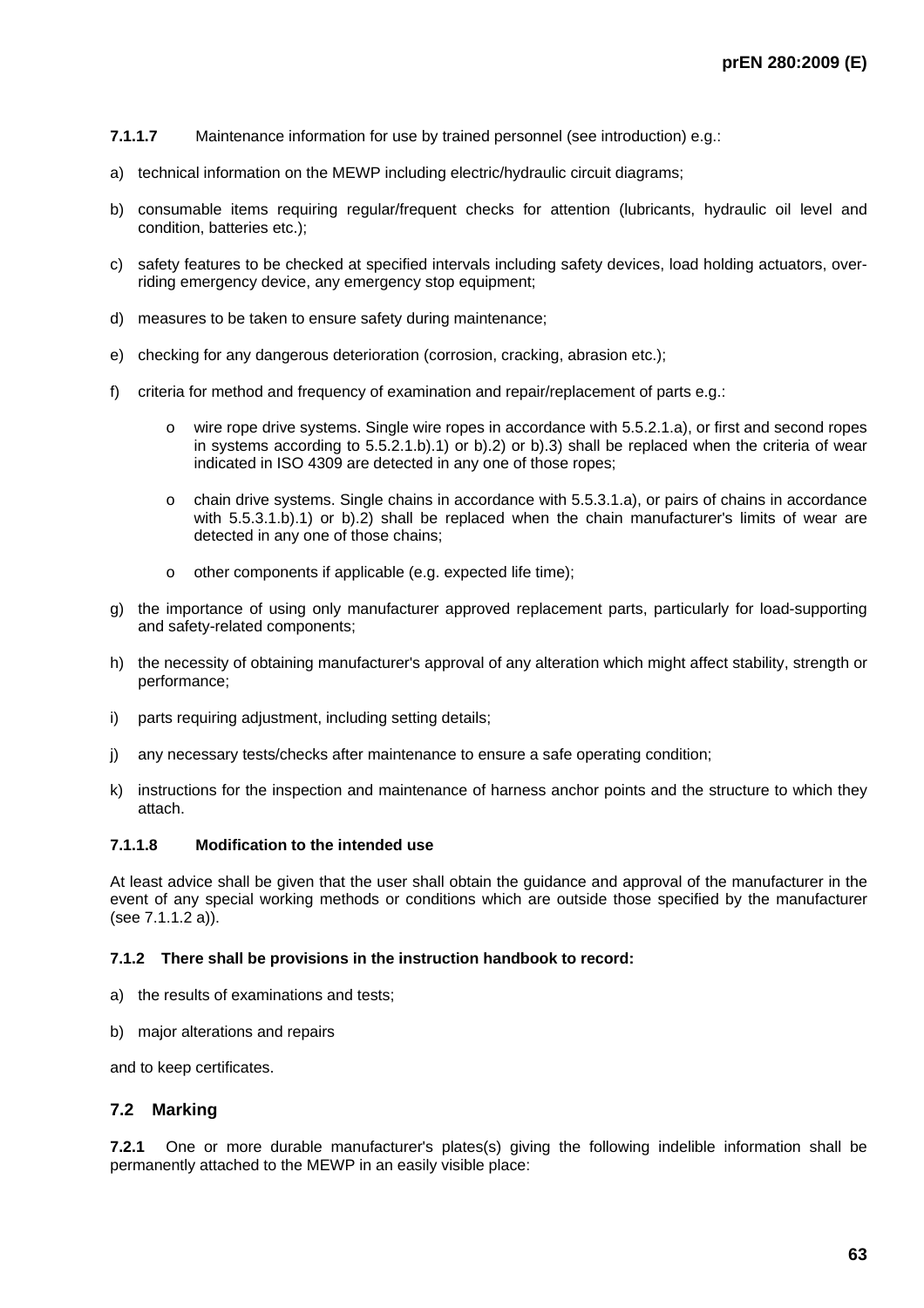**7.1.1.7** Maintenance information for use by trained personnel (see introduction) e.g.:

a) technical information on the MEWP including electric/hydraulic circuit diagrams;

b) consumable items requiring regular/frequent checks for attention (lubricants, hydraulic oil level and condition, batteries etc.);

c) safety features to be checked at specified intervals including safety devices, load holding actuators, over-riding emergency device, any emergency stop equipment;

d) measures to be taken to ensure safety during maintenance;

e) checking for any dangerous deterioration (corrosion, cracking, abrasion etc.);

f) criteria for method and frequency of examination and repair/replacement of parts e.g.:

   - wire rope drive systems. Single wire ropes in accordance with 5.5.2.1.a), or first and second ropes in systems according to 5.5.2.1.b).1) or b).2) or b).3) shall be replaced when the criteria of wear indicated in ISO 4309 are detected in any one of those ropes;

   - chain drive systems. Single chains in accordance with 5.5.3.1.a), or pairs of chains in accordance with 5.5.3.1.b).1) or b).2) shall be replaced when the chain manufacturer's limits of wear are detected in any one of those chains;

   - other components if applicable (e.g. expected life time);

g) the importance of using only manufacturer approved replacement parts, particularly for load-supporting and safety-related components;

h) the necessity of obtaining manufacturer's approval of any alteration which might affect stability, strength or performance;

i) parts requiring adjustment, including setting details;

j) any necessary tests/checks after maintenance to ensure a safe operating condition;

k) instructions for the inspection and maintenance of harness anchor points and the structure to which they attach.

#### 7.1.1.8 Modification to the intended use

At least advice shall be given that the user shall obtain the guidance and approval of the manufacturer in the event of any special working methods or conditions which are outside those specified by the manufacturer (see 7.1.1.2 a)).

#### 7.1.2 There shall be provisions in the instruction handbook to record:

a) the results of examinations and tests;

b) major alterations and repairs

and to keep certificates.

### 7.2 Marking

**7.2.1** One or more durable manufacturer's plates(s) giving the following indelible information shall be permanently attached to the MEWP in an easily visible place: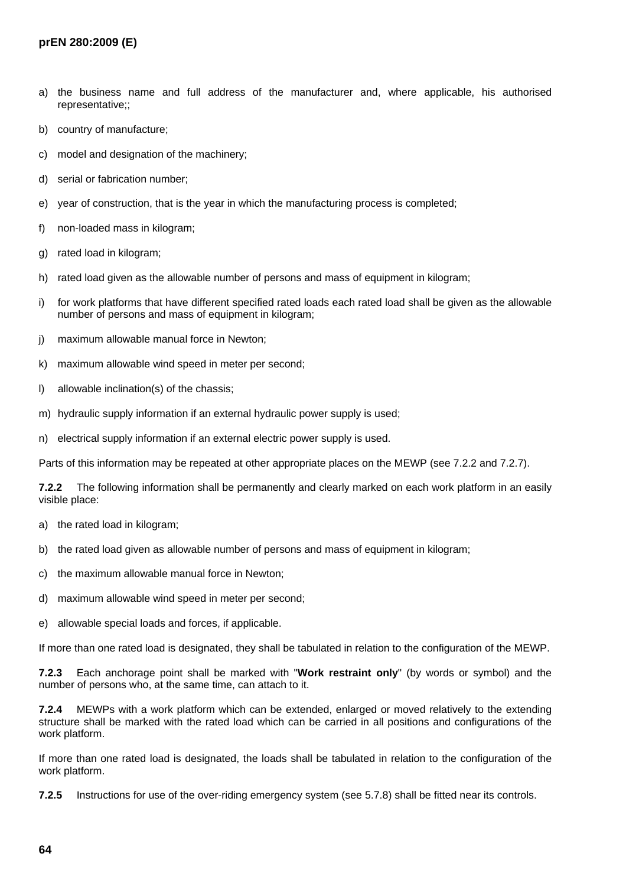a) the business name and full address of the manufacturer and, where applicable, his authorised representative;;

b) country of manufacture;

c) model and designation of the machinery;

d) serial or fabrication number;

e) year of construction, that is the year in which the manufacturing process is completed;

f) non-loaded mass in kilogram;

g) rated load in kilogram;

h) rated load given as the allowable number of persons and mass of equipment in kilogram;

i) for work platforms that have different specified rated loads each rated load shall be given as the allowable number of persons and mass of equipment in kilogram;

j) maximum allowable manual force in Newton;

k) maximum allowable wind speed in meter per second;

l) allowable inclination(s) of the chassis;

m) hydraulic supply information if an external hydraulic power supply is used;

n) electrical supply information if an external electric power supply is used.

Parts of this information may be repeated at other appropriate places on the MEWP (see 7.2.2 and 7.2.7).

**7.2.2** The following information shall be permanently and clearly marked on each work platform in an easily visible place:

a) the rated load in kilogram;

b) the rated load given as allowable number of persons and mass of equipment in kilogram;

c) the maximum allowable manual force in Newton;

d) maximum allowable wind speed in meter per second;

e) allowable special loads and forces, if applicable.

If more than one rated load is designated, they shall be tabulated in relation to the configuration of the MEWP.

**7.2.3** Each anchorage point shall be marked with "**Work restraint only**" (by words or symbol) and the number of persons who, at the same time, can attach to it.

**7.2.4** MEWPs with a work platform which can be extended, enlarged or moved relatively to the extending structure shall be marked with the rated load which can be carried in all positions and configurations of the work platform.

If more than one rated load is designated, the loads shall be tabulated in relation to the configuration of the work platform.

**7.2.5** Instructions for use of the over-riding emergency system (see 5.7.8) shall be fitted near its controls.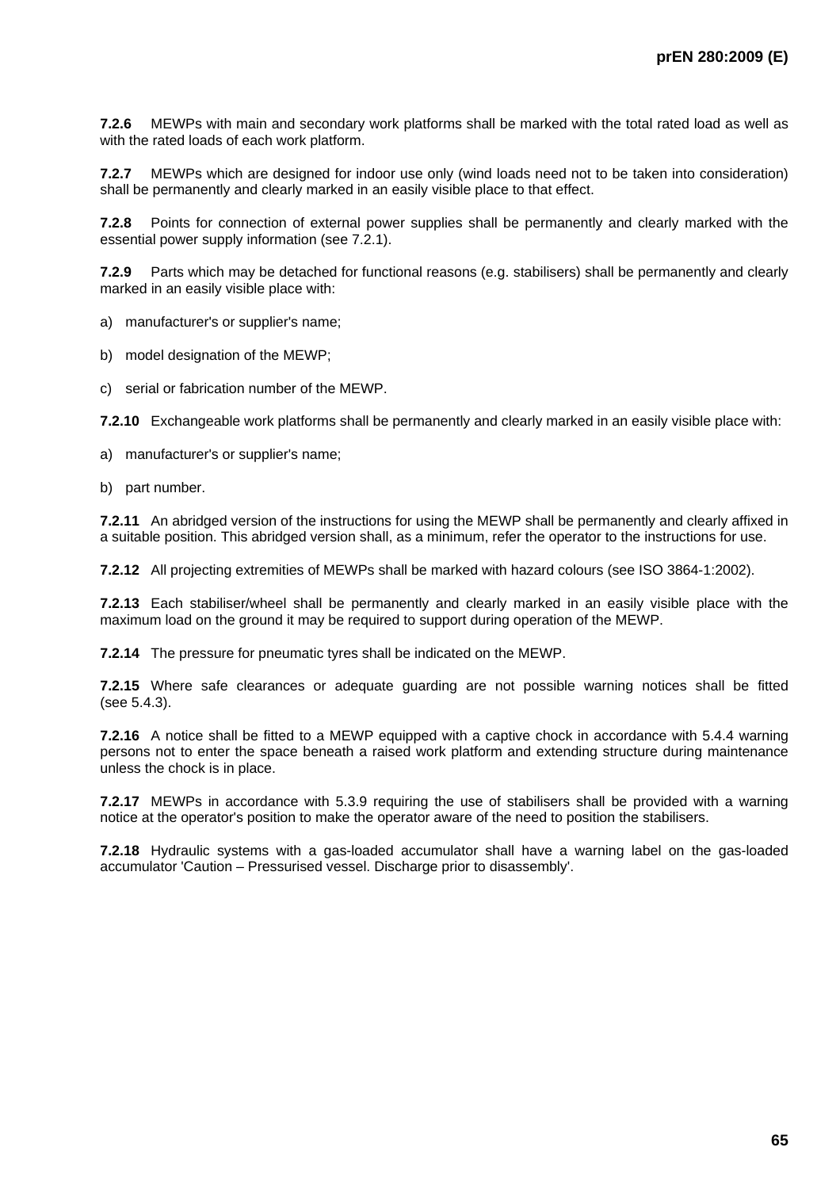**7.2.6** MEWPs with main and secondary work platforms shall be marked with the total rated load as well as with the rated loads of each work platform.

**7.2.7** MEWPs which are designed for indoor use only (wind loads need not to be taken into consideration) shall be permanently and clearly marked in an easily visible place to that effect.

**7.2.8** Points for connection of external power supplies shall be permanently and clearly marked with the essential power supply information (see 7.2.1).

**7.2.9** Parts which may be detached for functional reasons (e.g. stabilisers) shall be permanently and clearly marked in an easily visible place with:

a) manufacturer's or supplier's name;

b) model designation of the MEWP;

c) serial or fabrication number of the MEWP.

**7.2.10** Exchangeable work platforms shall be permanently and clearly marked in an easily visible place with:

a) manufacturer's or supplier's name;

b) part number.

**7.2.11** An abridged version of the instructions for using the MEWP shall be permanently and clearly affixed in a suitable position. This abridged version shall, as a minimum, refer the operator to the instructions for use.

**7.2.12** All projecting extremities of MEWPs shall be marked with hazard colours (see ISO 3864-1:2002).

**7.2.13** Each stabiliser/wheel shall be permanently and clearly marked in an easily visible place with the maximum load on the ground it may be required to support during operation of the MEWP.

**7.2.14** The pressure for pneumatic tyres shall be indicated on the MEWP.

**7.2.15** Where safe clearances or adequate guarding are not possible warning notices shall be fitted (see 5.4.3).

**7.2.16** A notice shall be fitted to a MEWP equipped with a captive chock in accordance with 5.4.4 warning persons not to enter the space beneath a raised work platform and extending structure during maintenance unless the chock is in place.

**7.2.17** MEWPs in accordance with 5.3.9 requiring the use of stabilisers shall be provided with a warning notice at the operator's position to make the operator aware of the need to position the stabilisers.

**7.2.18** Hydraulic systems with a gas-loaded accumulator shall have a warning label on the gas-loaded accumulator 'Caution – Pressurised vessel. Discharge prior to disassembly'.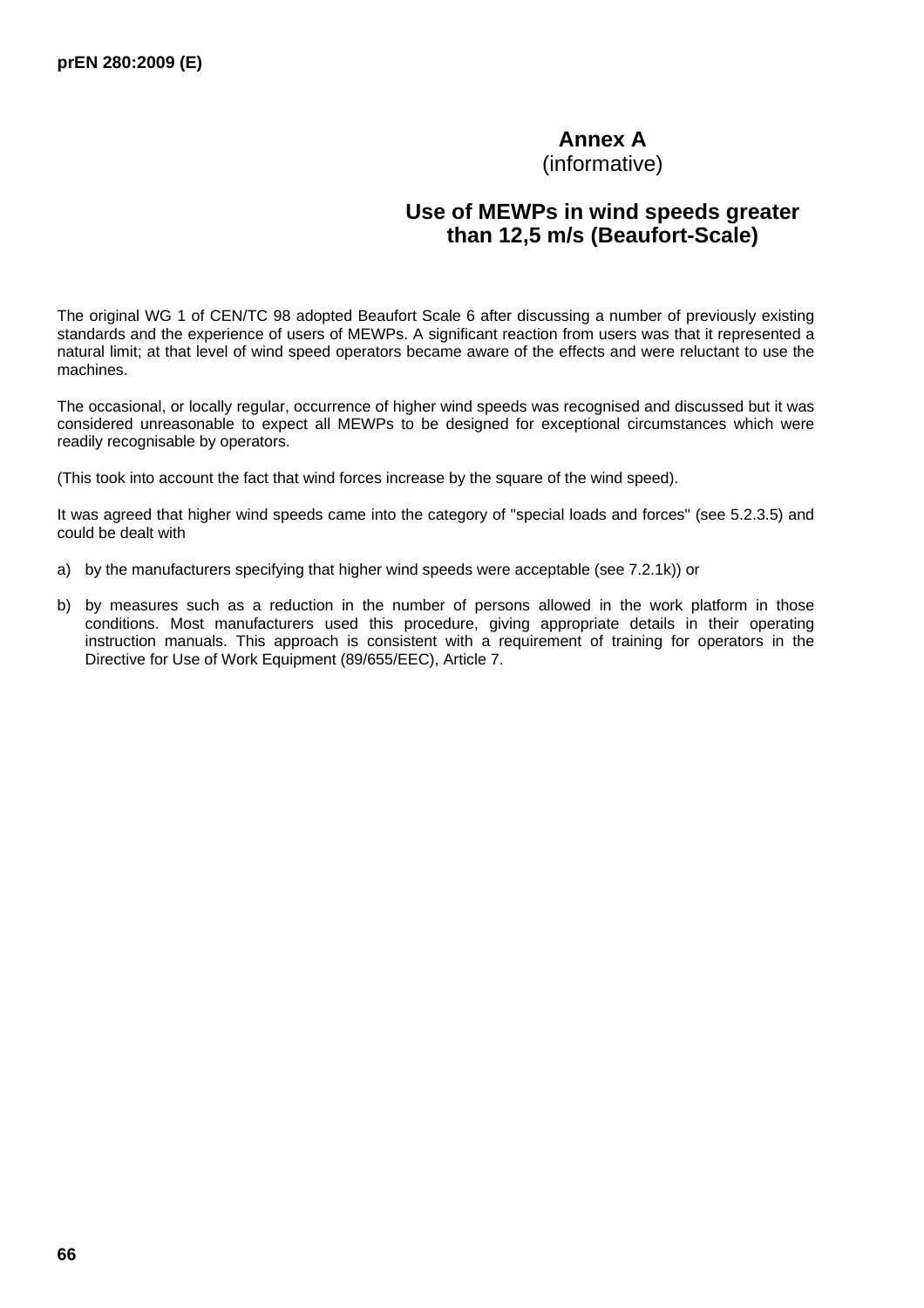# Annex A
(informative)

## Use of MEWPs in wind speeds greater than 12,5 m/s (Beaufort-Scale)

The original WG 1 of CEN/TC 98 adopted Beaufort Scale 6 after discussing a number of previously existing standards and the experience of users of MEWPs. A significant reaction from users was that it represented a natural limit; at that level of wind speed operators became aware of the effects and were reluctant to use the machines.

The occasional, or locally regular, occurrence of higher wind speeds was recognised and discussed but it was considered unreasonable to expect all MEWPs to be designed for exceptional circumstances which were readily recognisable by operators.

(This took into account the fact that wind forces increase by the square of the wind speed).

It was agreed that higher wind speeds came into the category of "special loads and forces" (see 5.2.3.5) and could be dealt with

a) by the manufacturers specifying that higher wind speeds were acceptable (see 7.2.1k)) or

b) by measures such as a reduction in the number of persons allowed in the work platform in those conditions. Most manufacturers used this procedure, giving appropriate details in their operating instruction manuals. This approach is consistent with a requirement of training for operators in the Directive for Use of Work Equipment (89/655/EEC), Article 7.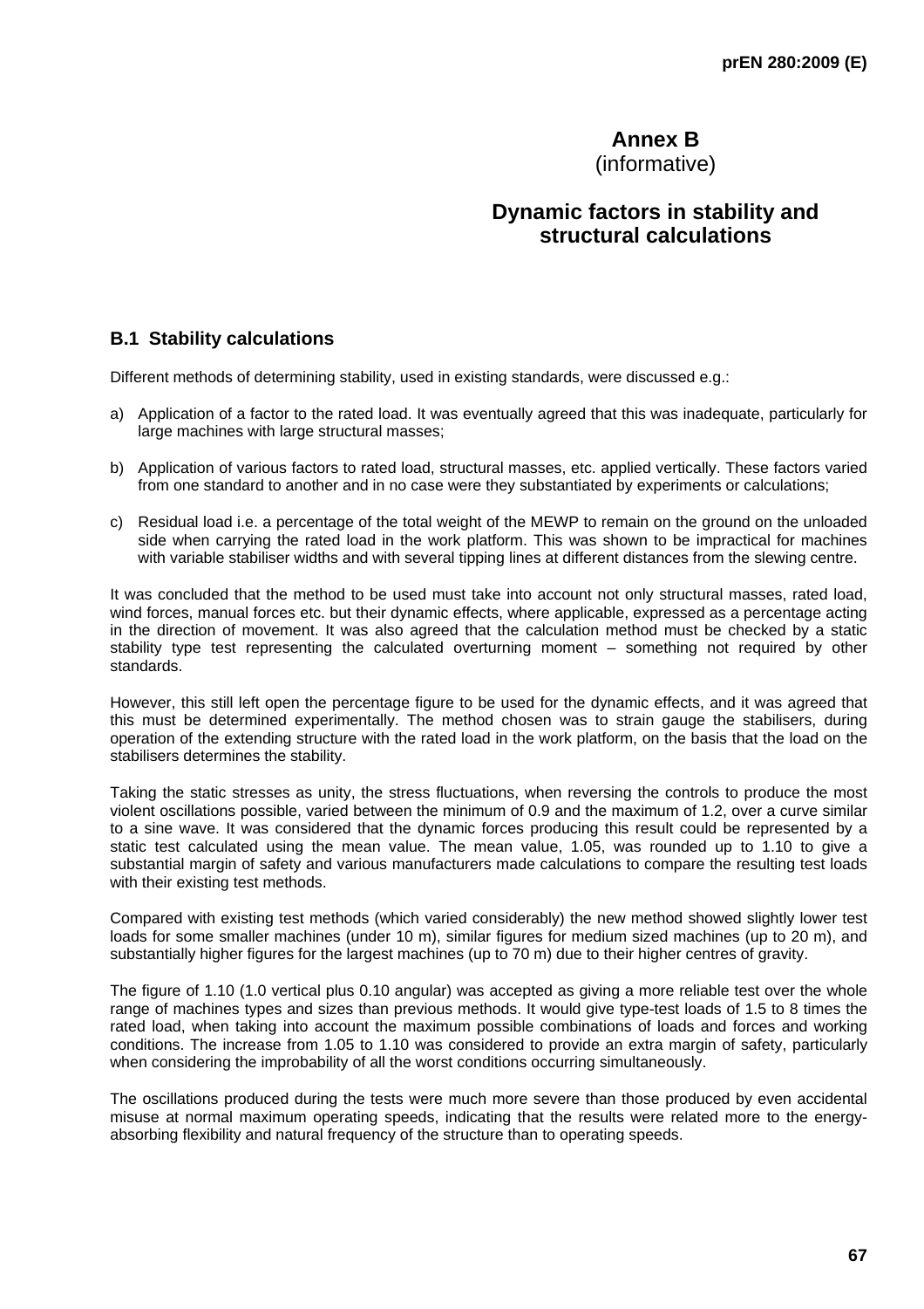# Annex B
(informative)

# Dynamic factors in stability and structural calculations

## B.1 Stability calculations

Different methods of determining stability, used in existing standards, were discussed e.g.:

a) Application of a factor to the rated load. It was eventually agreed that this was inadequate, particularly for large machines with large structural masses;

b) Application of various factors to rated load, structural masses, etc. applied vertically. These factors varied from one standard to another and in no case were they substantiated by experiments or calculations;

c) Residual load i.e. a percentage of the total weight of the MEWP to remain on the ground on the unloaded side when carrying the rated load in the work platform. This was shown to be impractical for machines with variable stabiliser widths and with several tipping lines at different distances from the slewing centre.

It was concluded that the method to be used must take into account not only structural masses, rated load, wind forces, manual forces etc. but their dynamic effects, where applicable, expressed as a percentage acting in the direction of movement. It was also agreed that the calculation method must be checked by a static stability type test representing the calculated overturning moment – something not required by other standards.

However, this still left open the percentage figure to be used for the dynamic effects, and it was agreed that this must be determined experimentally. The method chosen was to strain gauge the stabilisers, during operation of the extending structure with the rated load in the work platform, on the basis that the load on the stabilisers determines the stability.

Taking the static stresses as unity, the stress fluctuations, when reversing the controls to produce the most violent oscillations possible, varied between the minimum of 0.9 and the maximum of 1.2, over a curve similar to a sine wave. It was considered that the dynamic forces producing this result could be represented by a static test calculated using the mean value. The mean value, 1.05, was rounded up to 1.10 to give a substantial margin of safety and various manufacturers made calculations to compare the resulting test loads with their existing test methods.

Compared with existing test methods (which varied considerably) the new method showed slightly lower test loads for some smaller machines (under 10 m), similar figures for medium sized machines (up to 20 m), and substantially higher figures for the largest machines (up to 70 m) due to their higher centres of gravity.

The figure of 1.10 (1.0 vertical plus 0.10 angular) was accepted as giving a more reliable test over the whole range of machines types and sizes than previous methods. It would give type-test loads of 1.5 to 8 times the rated load, when taking into account the maximum possible combinations of loads and forces and working conditions. The increase from 1.05 to 1.10 was considered to provide an extra margin of safety, particularly when considering the improbability of all the worst conditions occurring simultaneously.

The oscillations produced during the tests were much more severe than those produced by even accidental misuse at normal maximum operating speeds, indicating that the results were related more to the energy-absorbing flexibility and natural frequency of the structure than to operating speeds.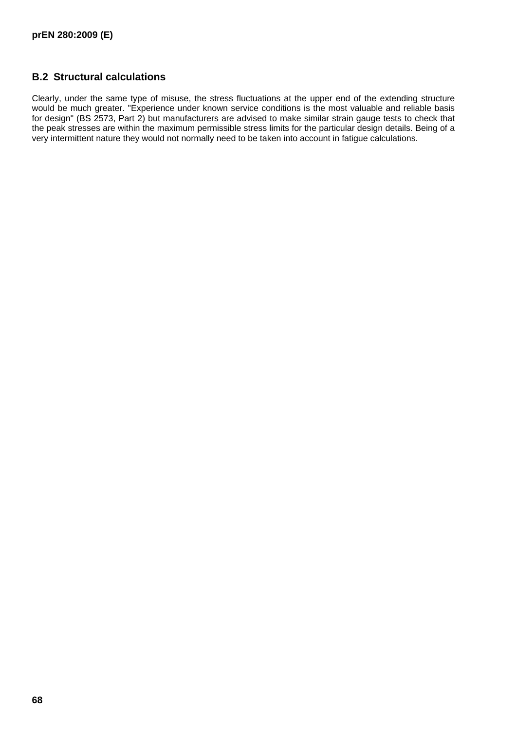## B.2 Structural calculations

Clearly, under the same type of misuse, the stress fluctuations at the upper end of the extending structure would be much greater. "Experience under known service conditions is the most valuable and reliable basis for design" (BS 2573, Part 2) but manufacturers are advised to make similar strain gauge tests to check that the peak stresses are within the maximum permissible stress limits for the particular design details. Being of a very intermittent nature they would not normally need to be taken into account in fatigue calculations.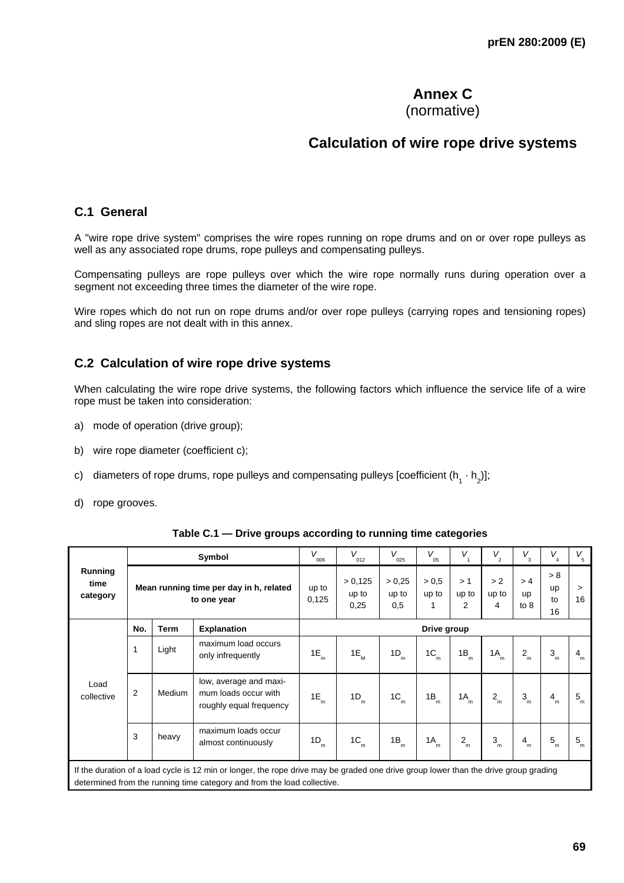# Annex C
(normative)

# Calculation of wire rope drive systems

## C.1 General

A "wire rope drive system" comprises the wire ropes running on rope drums and on or over rope pulleys as well as any associated rope drums, rope pulleys and compensating pulleys.

Compensating pulleys are rope pulleys over which the wire rope normally runs during operation over a segment not exceeding three times the diameter of the wire rope.

Wire ropes which do not run on rope drums and/or over rope pulleys (carrying ropes and tensioning ropes) and sling ropes are not dealt with in this annex.

## C.2 Calculation of wire rope drive systems

When calculating the wire rope drive systems, the following factors which influence the service life of a wire rope must be taken into consideration:

a) mode of operation (drive group);

b) wire rope diameter (coefficient c);

c) diameters of rope drums, rope pulleys and compensating pulleys [coefficient ($h_1 \cdot h_2$)];

d) rope grooves.

**Table C.1 — Drive groups according to running time categories**

| Running time category | Symbol | | | $V_{006}$ | $V_{012}$ | $V_{025}$ | $V_{05}$ | $V_1$ | $V_2$ | $V_3$ | $V_4$ | $V_5$ |
|---|---|---|---|---|---|---|---|---|---|---|---|---|
| | Mean running time per day in h, related to one year | | | up to 0,125 | > 0,125 up to 0,25 | > 0,25 up to 0,5 | > 0,5 up to 1 | > 1 up to 2 | > 2 up to 4 | > 4 up to 8 | > 8 up to 16 | > 16 |
| Load collective | No. | Term | Explanation | Drive group | | | | | | | | |
| | 1 | Light | maximum load occurs only infrequently | $1E_m$ | $1E_M$ | $1D_m$ | $1C_m$ | $1B_m$ | $1A_m$ | $2_m$ | $3_m$ | $4_m$ |
| | 2 | Medium | low, average and maximum loads occur with roughly equal frequency | $1E_m$ | $1D_m$ | $1C_m$ | $1B_m$ | $1A_m$ | $2_m$ | $3_m$ | $4_m$ | $5_m$ |
| | 3 | heavy | maximum loads occur almost continuously | $1D_m$ | $1C_m$ | $1B_m$ | $1A_m$ | $2_m$ | $3_m$ | $4_m$ | $5_m$ | $5_m$ |

If the duration of a load cycle is 12 min or longer, the rope drive may be graded one drive group lower than the drive group grading determined from the running time category and from the load collective.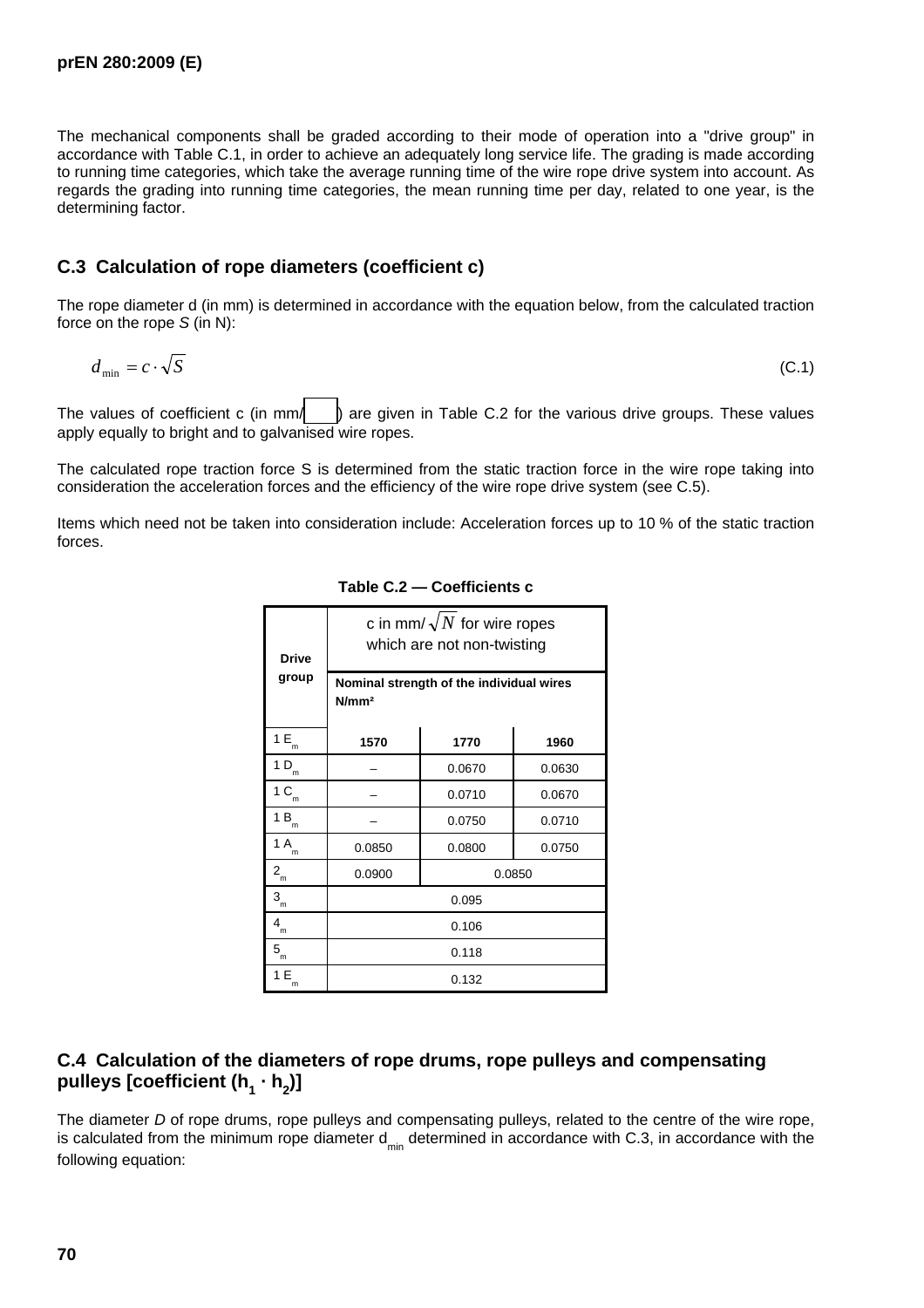The mechanical components shall be graded according to their mode of operation into a "drive group" in accordance with Table C.1, in order to achieve an adequately long service life. The grading is made according to running time categories, which take the average running time of the wire rope drive system into account. As regards the grading into running time categories, the mean running time per day, related to one year, is the determining factor.

## C.3 Calculation of rope diameters (coefficient c)

The rope diameter d (in mm) is determined in accordance with the equation below, from the calculated traction force on the rope *S* (in N):

$$d_{\min} = c \cdot \sqrt{S} \tag{C.1}$$

The values of coefficient c (in mm/$\sqrt{N}$) are given in Table C.2 for the various drive groups. These values apply equally to bright and to galvanised wire ropes.

The calculated rope traction force S is determined from the static traction force in the wire rope taking into consideration the acceleration forces and the efficiency of the wire rope drive system (see C.5).

Items which need not be taken into consideration include: Acceleration forces up to 10 % of the static traction forces.

**Table C.2 — Coefficients c**

| Drive group | c in mm/$\sqrt{N}$ for wire ropes which are not non-twisting | | |
|---|---|---|---|
| | **Nominal strength of the individual wires N/mm²** | | |
| $1\,E_m$ | **1570** | **1770** | **1960** |
| $1\,D_m$ | – | 0.0670 | 0.0630 |
| $1\,C_m$ | – | 0.0710 | 0.0670 |
| $1\,B_m$ | – | 0.0750 | 0.0710 |
| $1\,A_m$ | 0.0850 | 0.0800 | 0.0750 |
| $2_m$ | 0.0900 | 0.0850 | |
| $3_m$ | 0.095 | | |
| $4_m$ | 0.106 | | |
| $5_m$ | 0.118 | | |
| $1\,E_m$ | 0.132 | | |

## C.4 Calculation of the diameters of rope drums, rope pulleys and compensating pulleys [coefficient ($h_1 \cdot h_2$)]

The diameter *D* of rope drums, rope pulleys and compensating pulleys, related to the centre of the wire rope, is calculated from the minimum rope diameter $d_{min}$ determined in accordance with C.3, in accordance with the following equation: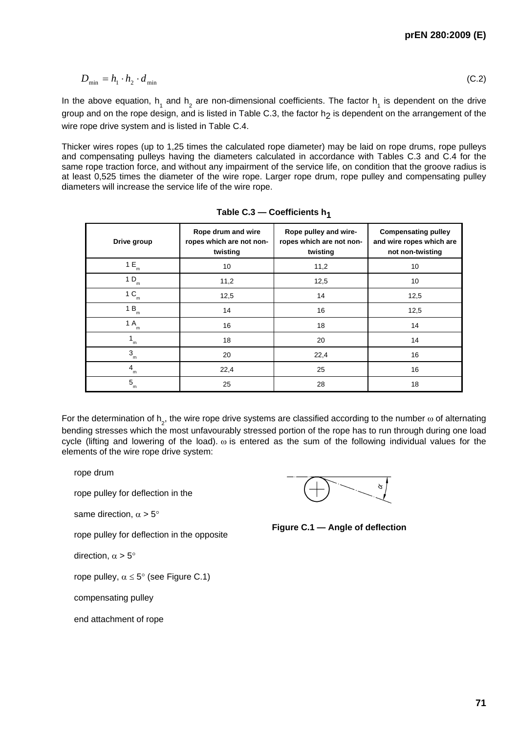$$D_{\min} = h_1 \cdot h_2 \cdot d_{\min} \tag{C.2}$$

In the above equation, $h_1$ and $h_2$ are non-dimensional coefficients. The factor $h_1$ is dependent on the drive group and on the rope design, and is listed in Table C.3, the factor $h_2$ is dependent on the arrangement of the wire rope drive system and is listed in Table C.4.

Thicker wires ropes (up to 1,25 times the calculated rope diameter) may be laid on rope drums, rope pulleys and compensating pulleys having the diameters calculated in accordance with Tables C.3 and C.4 for the same rope traction force, and without any impairment of the service life, on condition that the groove radius is at least 0,525 times the diameter of the wire rope. Larger rope drum, rope pulley and compensating pulley diameters will increase the service life of the wire rope.

**Table C.3 — Coefficients $h_1$**

| Drive group | Rope drum and wire ropes which are not non-twisting | Rope pulley and wire-ropes which are not non-twisting | Compensating pulley and wire ropes which are not non-twisting |
|---|---|---|---|
| 1 $E_m$ | 10 | 11,2 | 10 |
| 1 $D_m$ | 11,2 | 12,5 | 10 |
| 1 $C_m$ | 12,5 | 14 | 12,5 |
| 1 $B_m$ | 14 | 16 | 12,5 |
| 1 $A_m$ | 16 | 18 | 14 |
| $1_m$ | 18 | 20 | 14 |
| $3_m$ | 20 | 22,4 | 16 |
| $4_m$ | 22,4 | 25 | 16 |
| $5_m$ | 25 | 28 | 18 |

For the determination of $h_2$, the wire rope drive systems are classified according to the number $\omega$ of alternating bending stresses which the most unfavourably stressed portion of the rope has to run through during one load cycle (lifting and lowering of the load). $\omega$ is entered as the sum of the following individual values for the elements of the wire rope drive system:

rope drum

rope pulley for deflection in the same direction, $\alpha > 5°$

rope pulley for deflection in the opposite direction, $\alpha > 5°$

rope pulley, $\alpha \leq 5°$ (see Figure C.1)

compensating pulley

end attachment of rope

**Figure C.1 — Angle of deflection**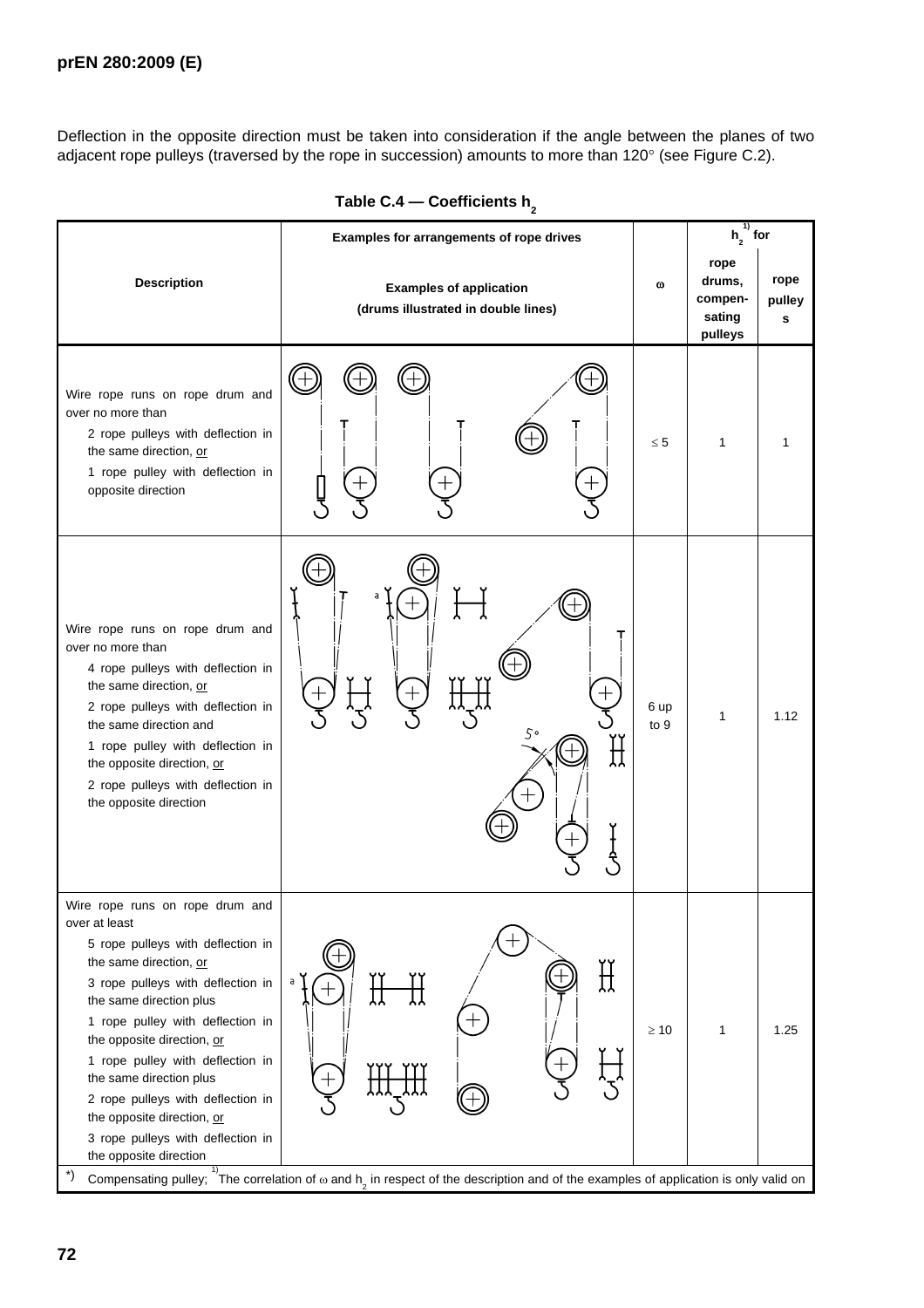Deflection in the opposite direction must be taken into consideration if the angle between the planes of two adjacent rope pulleys (traversed by the rope in succession) amounts to more than 120° (see Figure C.2).

**Table C.4 — Coefficients $h_2$**

| Description | Examples for arrangements of rope drives<br>Examples of application<br>(drums illustrated in double lines) | ω | $h_2$ [1] for rope drums, compen-sating pulleys | $h_2$ [1] for rope pulleys |
|---|---|---|---|---|
| Wire rope runs on rope drum and over no more than<br>2 rope pulleys with deflection in the same direction, or<br>1 rope pulley with deflection in opposite direction | | ≤ 5 | 1 | 1 |
| Wire rope runs on rope drum and over no more than<br>4 rope pulleys with deflection in the same direction, or<br>2 rope pulleys with deflection in the same direction and<br>1 rope pulley with deflection in the opposite direction, or<br>2 rope pulleys with deflection in the opposite direction | 5° | 6 up to 9 | 1 | 1.12 |
| Wire rope runs on rope drum and over at least<br>5 rope pulleys with deflection in the same direction, or<br>3 rope pulleys with deflection in the same direction plus<br>1 rope pulley with deflection in the opposite direction, or<br>1 rope pulley with deflection in the same direction plus<br>2 rope pulleys with deflection in the opposite direction, or<br>3 rope pulleys with deflection in the opposite direction | | ≥ 10 | 1 | 1.25 |

*) Compensating pulley; [1] The correlation of ω and $h_2$ in respect of the description and of the examples of application is only valid on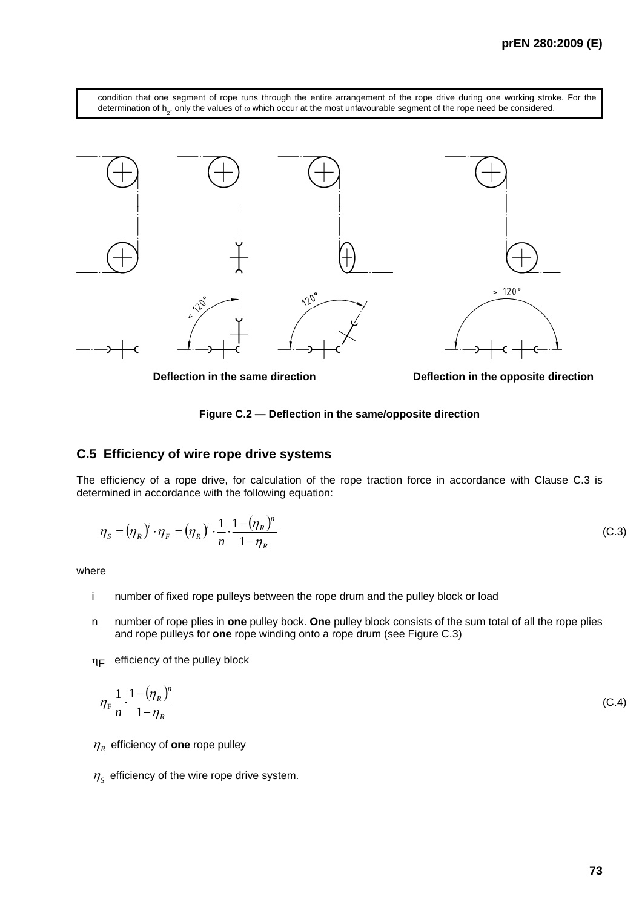condition that one segment of rope runs through the entire arrangement of the rope drive during one working stroke. For the determination of $h_2$, only the values of $\omega$ which occur at the most unfavourable segment of the rope need be considered.

Deflection in the same direction

Deflection in the opposite direction

**Figure C.2 — Deflection in the same/opposite direction**

## C.5 Efficiency of wire rope drive systems

The efficiency of a rope drive, for calculation of the rope traction force in accordance with Clause C.3 is determined in accordance with the following equation:

$$\eta_S = (\eta_R)^i \cdot \eta_F = (\eta_R)^i \cdot \frac{1}{n} \cdot \frac{1-(\eta_R)^n}{1-\eta_R} \tag{C.3}$$

where

- i number of fixed rope pulleys between the rope drum and the pulley block or load
- n number of rope plies in **one** pulley bock. **One** pulley block consists of the sum total of all the rope plies and rope pulleys for **one** rope winding onto a rope drum (see Figure C.3)
- $\eta_F$ efficiency of the pulley block

$$\eta_F \frac{1}{n} \cdot \frac{1-(\eta_R)^n}{1-\eta_R} \tag{C.4}$$

- $\eta_R$ efficiency of **one** rope pulley
- $\eta_S$ efficiency of the wire rope drive system.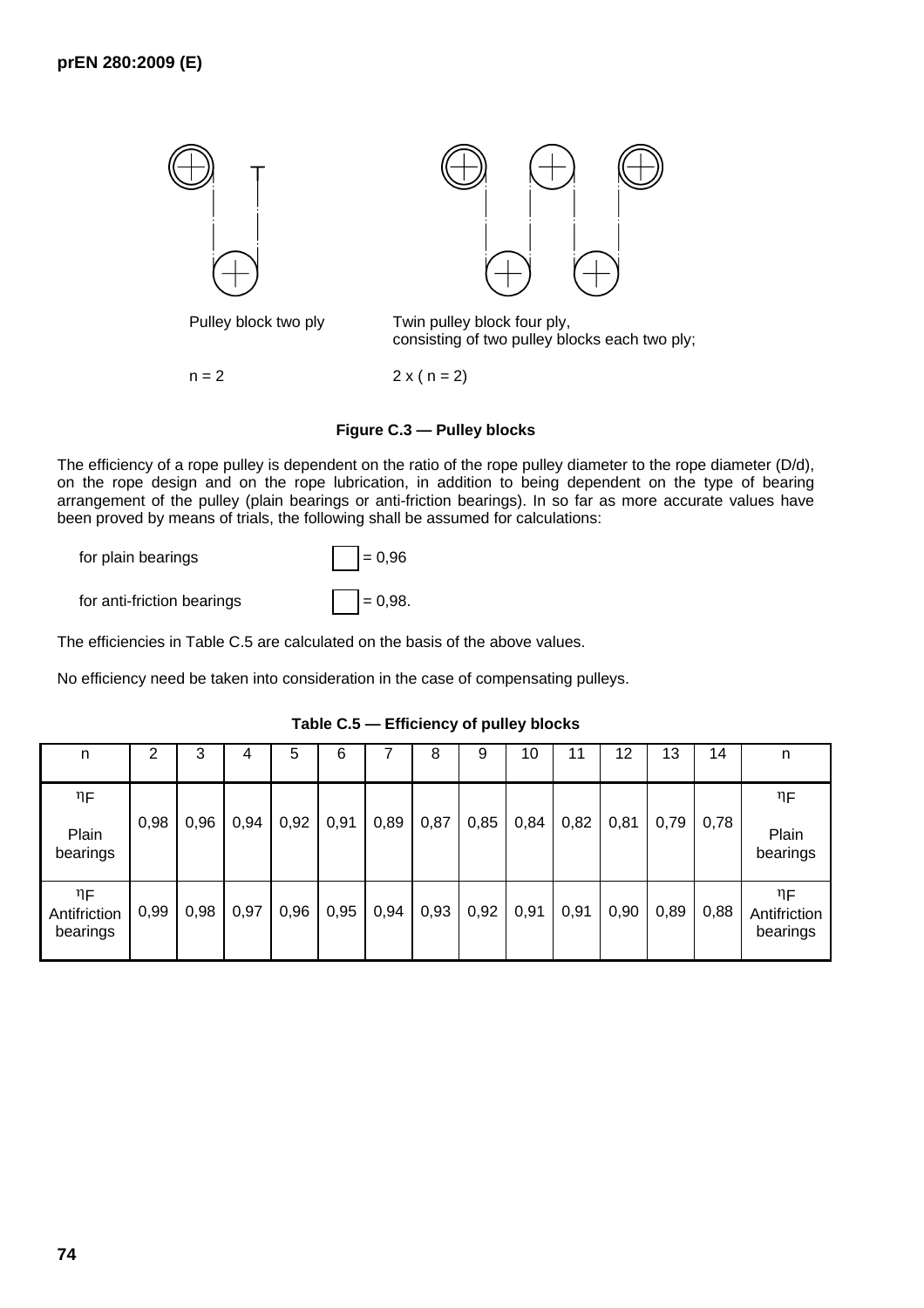Pulley block two ply

$n = 2$

Twin pulley block four ply, consisting of two pulley blocks each two ply;

$2 \times (n = 2)$

**Figure C.3 — Pulley blocks**

The efficiency of a rope pulley is dependent on the ratio of the rope pulley diameter to the rope diameter (D/d), on the rope design and on the rope lubrication, in addition to being dependent on the type of bearing arrangement of the pulley (plain bearings or anti-friction bearings). In so far as more accurate values have been proved by means of trials, the following shall be assumed for calculations:

for plain bearings = 0,96

for anti-friction bearings = 0,98.

The efficiencies in Table C.5 are calculated on the basis of the above values.

No efficiency need be taken into consideration in the case of compensating pulleys.

**Table C.5 — Efficiency of pulley blocks**

| n | 2 | 3 | 4 | 5 | 6 | 7 | 8 | 9 | 10 | 11 | 12 | 13 | 14 | n |
|---|---|---|---|---|---|---|---|---|---|---|---|---|---|---|
| $\eta_F$ Plain bearings | 0,98 | 0,96 | 0,94 | 0,92 | 0,91 | 0,89 | 0,87 | 0,85 | 0,84 | 0,82 | 0,81 | 0,79 | 0,78 | $\eta_F$ Plain bearings |
| $\eta_F$ Antifriction bearings | 0,99 | 0,98 | 0,97 | 0,96 | 0,95 | 0,94 | 0,93 | 0,92 | 0,91 | 0,91 | 0,90 | 0,89 | 0,88 | $\eta_F$ Antifriction bearings |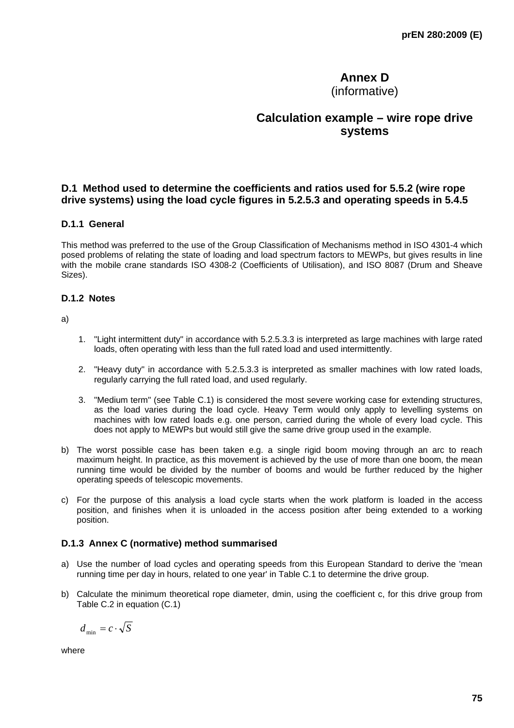# Annex D
(informative)

# Calculation example – wire rope drive systems

## D.1 Method used to determine the coefficients and ratios used for 5.5.2 (wire rope drive systems) using the load cycle figures in 5.2.5.3 and operating speeds in 5.4.5

### D.1.1 General

This method was preferred to the use of the Group Classification of Mechanisms method in ISO 4301-4 which posed problems of relating the state of loading and load spectrum factors to MEWPs, but gives results in line with the mobile crane standards ISO 4308-2 (Coefficients of Utilisation), and ISO 8087 (Drum and Sheave Sizes).

### D.1.2 Notes

a)

1. "Light intermittent duty" in accordance with 5.2.5.3.3 is interpreted as large machines with large rated loads, often operating with less than the full rated load and used intermittently.

2. "Heavy duty" in accordance with 5.2.5.3.3 is interpreted as smaller machines with low rated loads, regularly carrying the full rated load, and used regularly.

3. "Medium term" (see Table C.1) is considered the most severe working case for extending structures, as the load varies during the load cycle. Heavy Term would only apply to levelling systems on machines with low rated loads e.g. one person, carried during the whole of every load cycle. This does not apply to MEWPs but would still give the same drive group used in the example.

b) The worst possible case has been taken e.g. a single rigid boom moving through an arc to reach maximum height. In practice, as this movement is achieved by the use of more than one boom, the mean running time would be divided by the number of booms and would be further reduced by the higher operating speeds of telescopic movements.

c) For the purpose of this analysis a load cycle starts when the work platform is loaded in the access position, and finishes when it is unloaded in the access position after being extended to a working position.

### D.1.3 Annex C (normative) method summarised

a) Use the number of load cycles and operating speeds from this European Standard to derive the 'mean running time per day in hours, related to one year' in Table C.1 to determine the drive group.

b) Calculate the minimum theoretical rope diameter, dmin, using the coefficient c, for this drive group from Table C.2 in equation (C.1)

$$d_{\min} = c \cdot \sqrt{S}$$

where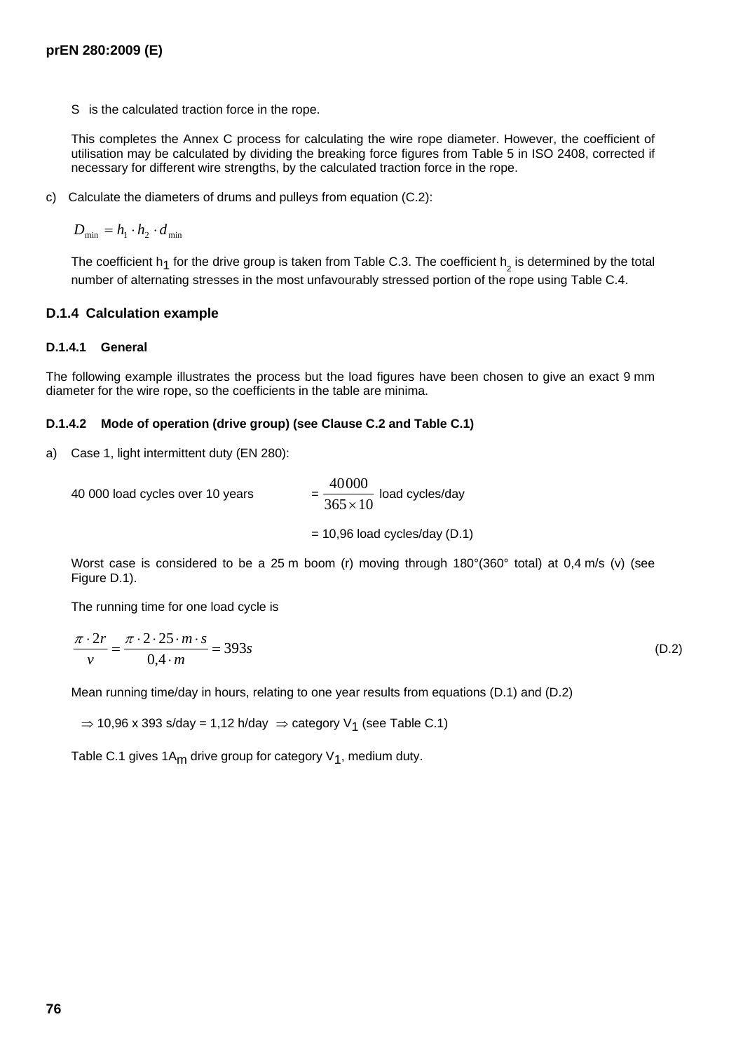S is the calculated traction force in the rope.

This completes the Annex C process for calculating the wire rope diameter. However, the coefficient of utilisation may be calculated by dividing the breaking force figures from Table 5 in ISO 2408, corrected if necessary for different wire strengths, by the calculated traction force in the rope.

c) Calculate the diameters of drums and pulleys from equation (C.2):

$$D_{\min} = h_1 \cdot h_2 \cdot d_{\min}$$

The coefficient $h_1$ for the drive group is taken from Table C.3. The coefficient $h_2$ is determined by the total number of alternating stresses in the most unfavourably stressed portion of the rope using Table C.4.

### D.1.4 Calculation example

#### D.1.4.1 General

The following example illustrates the process but the load figures have been chosen to give an exact 9 mm diameter for the wire rope, so the coefficients in the table are minima.

#### D.1.4.2 Mode of operation (drive group) (see Clause C.2 and Table C.1)

a) Case 1, light intermittent duty (EN 280):

40 000 load cycles over 10 years $= \dfrac{40000}{365 \times 10}$ load cycles/day

= 10,96 load cycles/day (D.1)

Worst case is considered to be a 25 m boom (r) moving through 180°(360° total) at 0,4 m/s (v) (see Figure D.1).

The running time for one load cycle is

$$\frac{\pi \cdot 2r}{v} = \frac{\pi \cdot 2 \cdot 25 \cdot m \cdot s}{0{,}4 \cdot m} = 393s \tag{D.2}$$

Mean running time/day in hours, relating to one year results from equations (D.1) and (D.2)

$\Rightarrow$ 10,96 x 393 s/day = 1,12 h/day $\Rightarrow$ category $V_1$ (see Table C.1)

Table C.1 gives $1A_m$ drive group for category $V_1$, medium duty.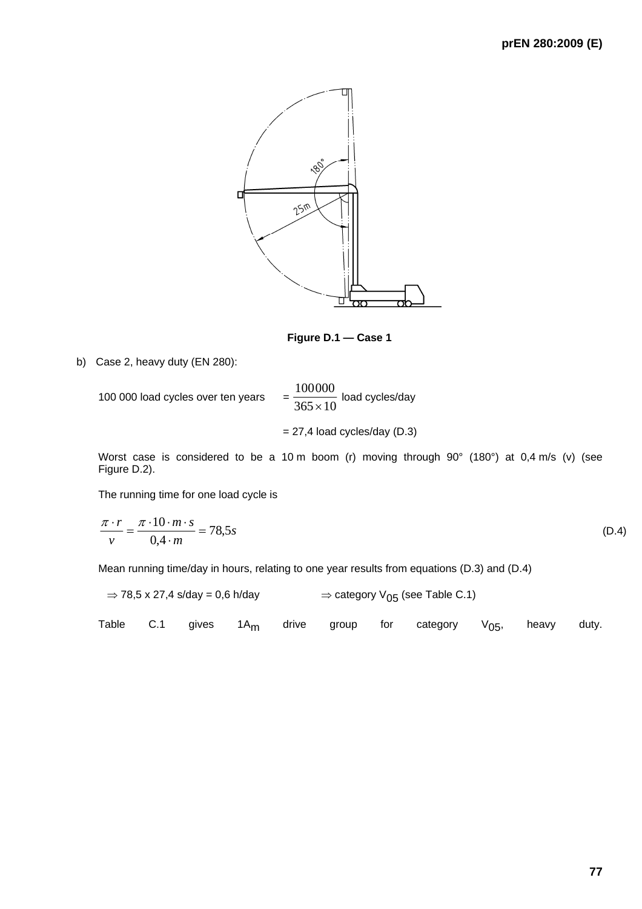**Figure D.1 — Case 1**

b) Case 2, heavy duty (EN 280):

100 000 load cycles over ten years $= \dfrac{100000}{365 \times 10}$ load cycles/day

= 27,4 load cycles/day (D.3)

Worst case is considered to be a 10 m boom (r) moving through 90° (180°) at 0,4 m/s (v) (see Figure D.2).

The running time for one load cycle is

$$\frac{\pi \cdot r}{v} = \frac{\pi \cdot 10 \cdot m \cdot s}{0{,}4 \cdot m} = 78{,}5s \tag{D.4}$$

Mean running time/day in hours, relating to one year results from equations (D.3) and (D.4)

$\Rightarrow$ 78,5 x 27,4 s/day = 0,6 h/day $\Rightarrow$ category $V_{05}$ (see Table C.1)

Table C.1 gives $1A_m$ drive group for category $V_{05}$, heavy duty.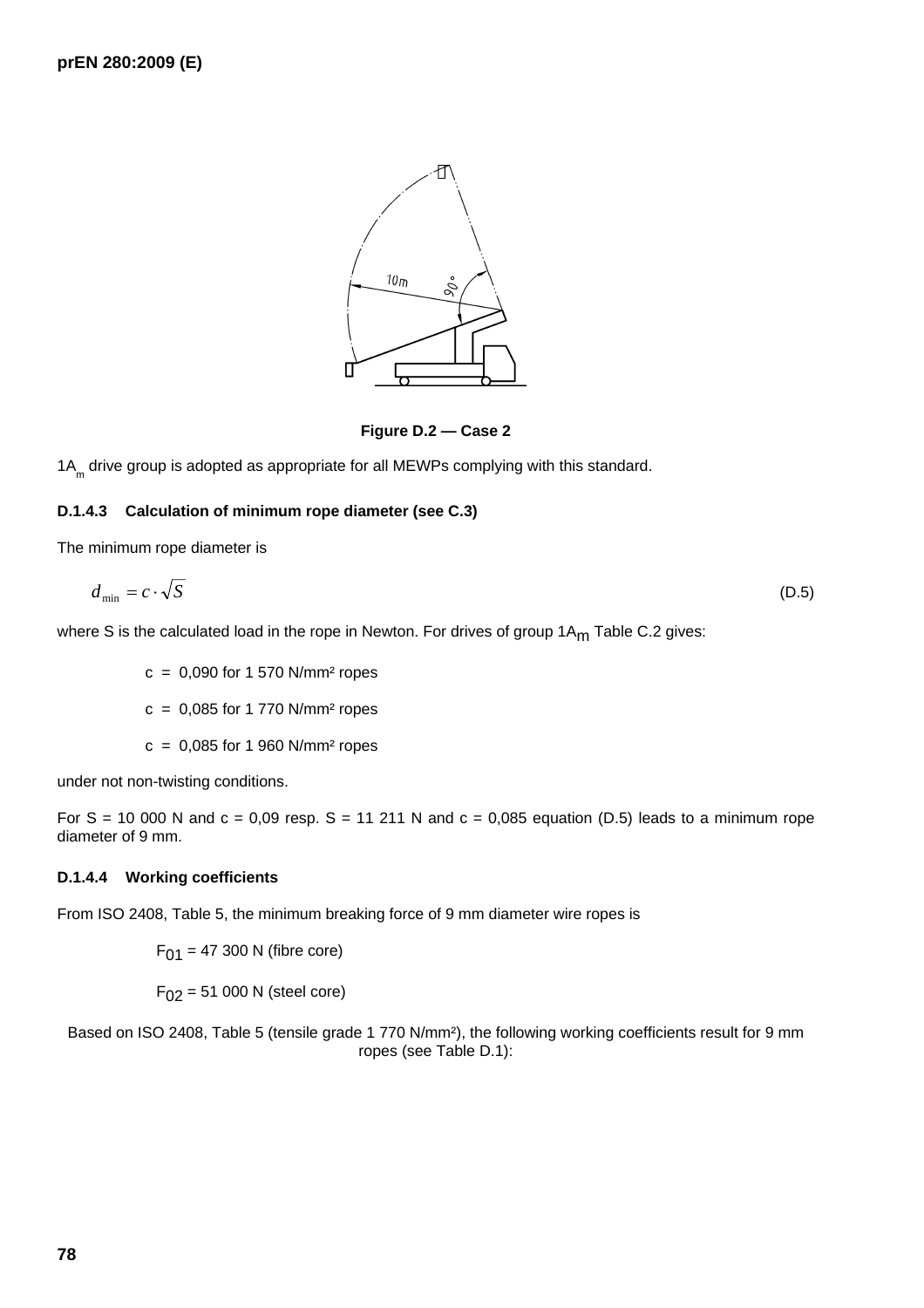Figure D.2 — Case 2

$1A_m$ drive group is adopted as appropriate for all MEWPs complying with this standard.

#### D.1.4.3 Calculation of minimum rope diameter (see C.3)

The minimum rope diameter is

$$d_{\min} = c \cdot \sqrt{S} \tag{D.5}$$

where S is the calculated load in the rope in Newton. For drives of group $1A_m$ Table C.2 gives:

c = 0,090 for 1 570 N/mm² ropes

c = 0,085 for 1 770 N/mm² ropes

c = 0,085 for 1 960 N/mm² ropes

under not non-twisting conditions.

For S = 10 000 N and c = 0,09 resp. S = 11 211 N and c = 0,085 equation (D.5) leads to a minimum rope diameter of 9 mm.

#### D.1.4.4 Working coefficients

From ISO 2408, Table 5, the minimum breaking force of 9 mm diameter wire ropes is

$F_{01}$ = 47 300 N (fibre core)

$F_{02}$ = 51 000 N (steel core)

Based on ISO 2408, Table 5 (tensile grade 1 770 N/mm²), the following working coefficients result for 9 mm ropes (see Table D.1):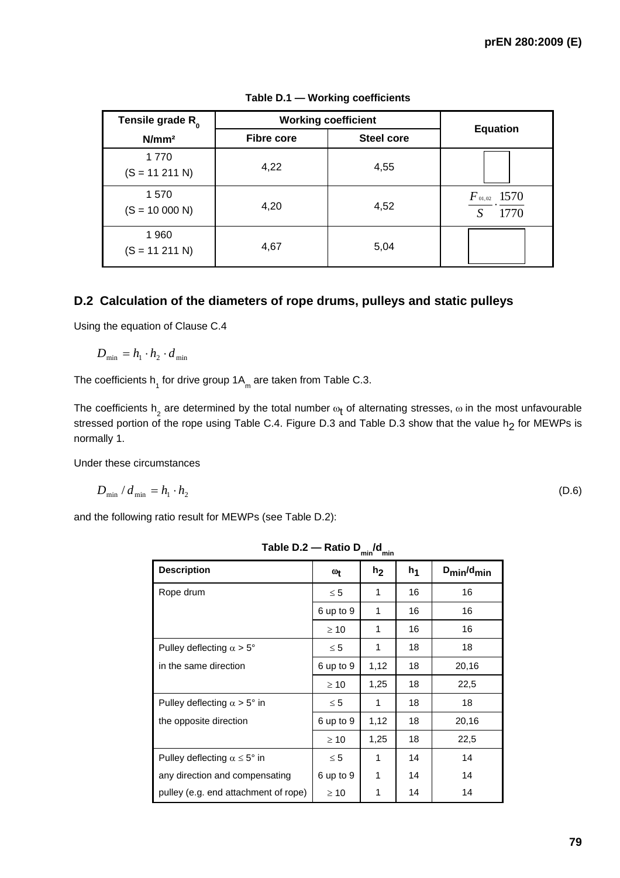**Table D.1 — Working coefficients**

| Tensile grade $R_0$ | Working coefficient | | Equation |
|---|---|---|---|
| N/mm² | Fibre core | Steel core | |
| 1 770<br>(S = 11 211 N) | 4,22 | 4,55 | |
| 1 570<br>(S = 10 000 N) | 4,20 | 4,52 | $\frac{F_{01,02}}{S} \cdot \frac{1570}{1770}$ |
| 1 960<br>(S = 11 211 N) | 4,67 | 5,04 | |

## D.2 Calculation of the diameters of rope drums, pulleys and static pulleys

Using the equation of Clause C.4

$$D_{\min} = h_1 \cdot h_2 \cdot d_{\min}$$

The coefficients $h_1$ for drive group $1A_m$ are taken from Table C.3.

The coefficients $h_2$ are determined by the total number $\omega_t$ of alternating stresses, $\omega$ in the most unfavourable stressed portion of the rope using Table C.4. Figure D.3 and Table D.3 show that the value $h_2$ for MEWPs is normally 1.

Under these circumstances

$$D_{\min} / d_{\min} = h_1 \cdot h_2 \tag{D.6}$$

and the following ratio result for MEWPs (see Table D.2):

**Table D.2 — Ratio $D_{min}/d_{min}$**

| Description | $\omega_t$ | $h_2$ | $h_1$ | $D_{min}/d_{min}$ |
|---|---|---|---|---|
| Rope drum | ≤ 5 | 1 | 16 | 16 |
| | 6 up to 9 | 1 | 16 | 16 |
| | ≥ 10 | 1 | 16 | 16 |
| Pulley deflecting $\alpha$ > 5° | ≤ 5 | 1 | 18 | 18 |
| in the same direction | 6 up to 9 | 1,12 | 18 | 20,16 |
| | ≥ 10 | 1,25 | 18 | 22,5 |
| Pulley deflecting $\alpha$ > 5° in | ≤ 5 | 1 | 18 | 18 |
| the opposite direction | 6 up to 9 | 1,12 | 18 | 20,16 |
| | ≥ 10 | 1,25 | 18 | 22,5 |
| Pulley deflecting $\alpha$ ≤ 5° in | ≤ 5 | 1 | 14 | 14 |
| any direction and compensating | 6 up to 9 | 1 | 14 | 14 |
| pulley (e.g. end attachment of rope) | ≥ 10 | 1 | 14 | 14 |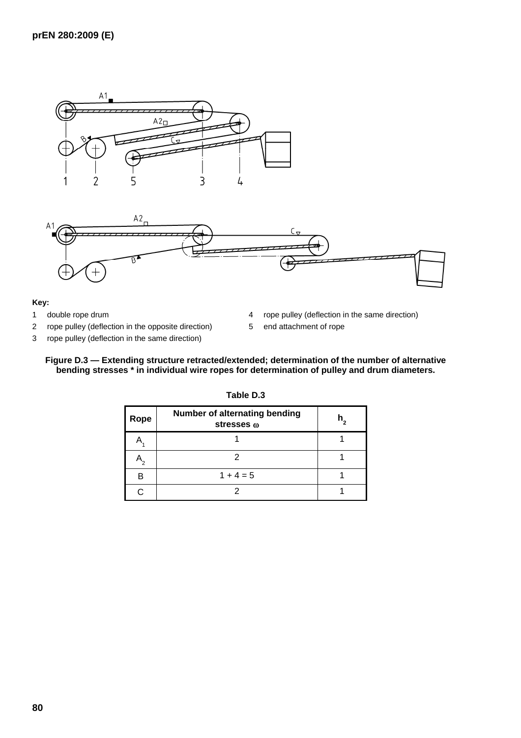**Key:**

1 double rope drum

2 rope pulley (deflection in the opposite direction)

3 rope pulley (deflection in the same direction)

4 rope pulley (deflection in the same direction)

5 end attachment of rope

**Figure D.3 — Extending structure retracted/extended; determination of the number of alternative bending stresses * in individual wire ropes for determination of pulley and drum diameters.**

**Table D.3**

| Rope | Number of alternating bending stresses $\omega$ | $h_2$ |
|---|---|---|
| $A_1$ | 1 | 1 |
| $A_2$ | 2 | 1 |
| B | 1 + 4 = 5 | 1 |
| C | 2 | 1 |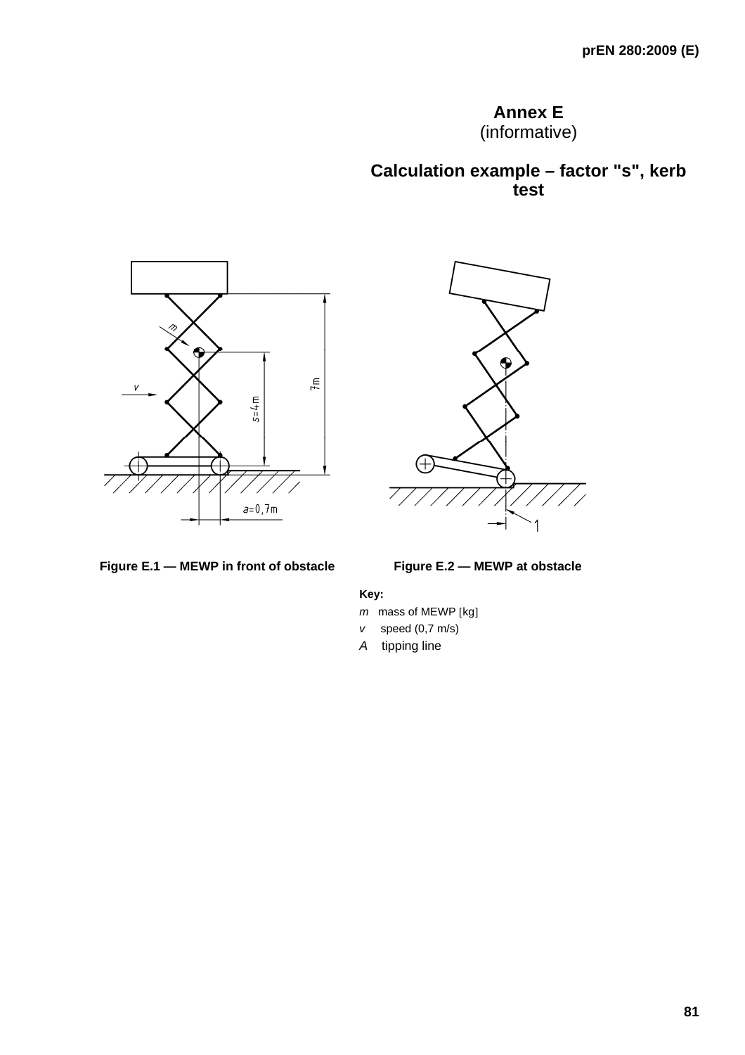# Annex E
(informative)

# Calculation example – factor "s", kerb test

**Figure E.1 — MEWP in front of obstacle**

**Figure E.2 — MEWP at obstacle**

**Key:**

*m* mass of MEWP [kg]

*v* speed (0,7 m/s)

*A* tipping line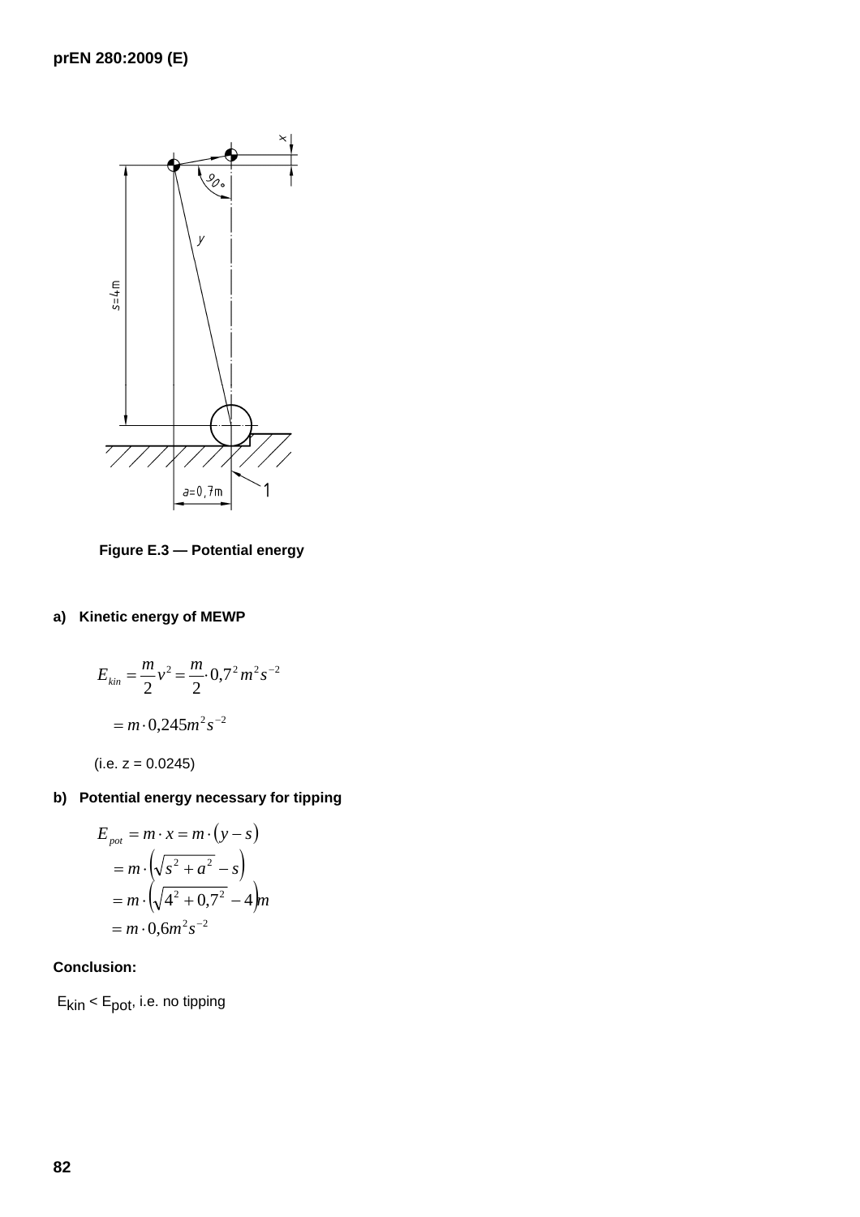Figure E.3 — Potential energy

**a) Kinetic energy of MEWP**

$$E_{kin} = \frac{m}{2}v^2 = \frac{m}{2} \cdot 0{,}7^2 \, m^2 s^{-2}$$

$$= m \cdot 0{,}245 m^2 s^{-2}$$

(i.e. z = 0.0245)

**b) Potential energy necessary for tipping**

$$E_{pot} = m \cdot x = m \cdot (y - s)$$

$$= m \cdot \left( \sqrt{s^2 + a^2} - s \right)$$

$$= m \cdot \left( \sqrt{4^2 + 0{,}7^2} - 4 \right) m$$

$$= m \cdot 0{,}6 m^2 s^{-2}$$

**Conclusion:**

$E_{kin} < E_{pot}$, i.e. no tipping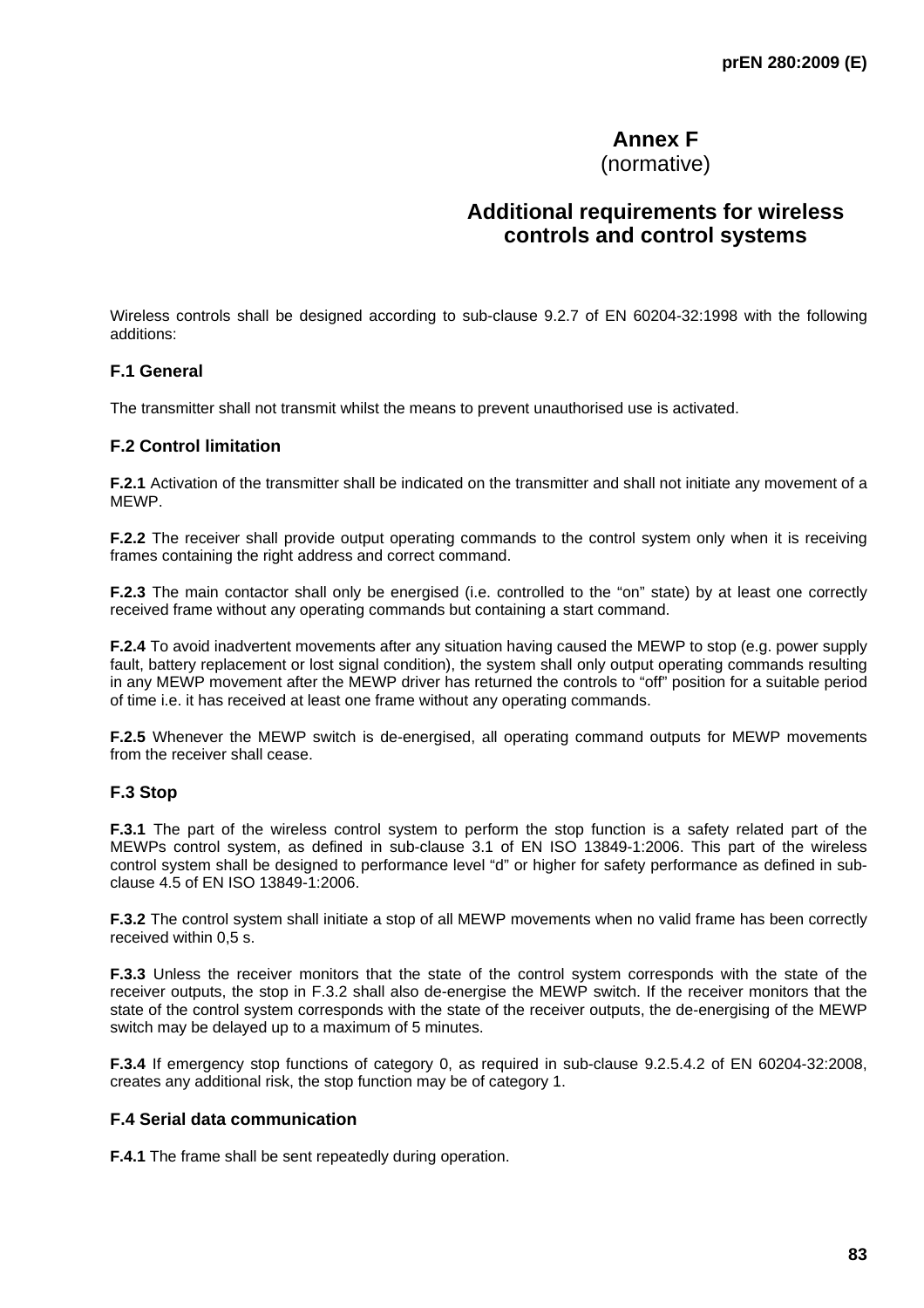# Annex F
(normative)

# Additional requirements for wireless controls and control systems

Wireless controls shall be designed according to sub-clause 9.2.7 of EN 60204-32:1998 with the following additions:

## F.1 General

The transmitter shall not transmit whilst the means to prevent unauthorised use is activated.

## F.2 Control limitation

**F.2.1** Activation of the transmitter shall be indicated on the transmitter and shall not initiate any movement of a MEWP.

**F.2.2** The receiver shall provide output operating commands to the control system only when it is receiving frames containing the right address and correct command.

**F.2.3** The main contactor shall only be energised (i.e. controlled to the "on" state) by at least one correctly received frame without any operating commands but containing a start command.

**F.2.4** To avoid inadvertent movements after any situation having caused the MEWP to stop (e.g. power supply fault, battery replacement or lost signal condition), the system shall only output operating commands resulting in any MEWP movement after the MEWP driver has returned the controls to "off" position for a suitable period of time i.e. it has received at least one frame without any operating commands.

**F.2.5** Whenever the MEWP switch is de-energised, all operating command outputs for MEWP movements from the receiver shall cease.

## F.3 Stop

**F.3.1** The part of the wireless control system to perform the stop function is a safety related part of the MEWPs control system, as defined in sub-clause 3.1 of EN ISO 13849-1:2006. This part of the wireless control system shall be designed to performance level "d" or higher for safety performance as defined in sub-clause 4.5 of EN ISO 13849-1:2006.

**F.3.2** The control system shall initiate a stop of all MEWP movements when no valid frame has been correctly received within 0,5 s.

**F.3.3** Unless the receiver monitors that the state of the control system corresponds with the state of the receiver outputs, the stop in F.3.2 shall also de-energise the MEWP switch. If the receiver monitors that the state of the control system corresponds with the state of the receiver outputs, the de-energising of the MEWP switch may be delayed up to a maximum of 5 minutes.

**F.3.4** If emergency stop functions of category 0, as required in sub-clause 9.2.5.4.2 of EN 60204-32:2008, creates any additional risk, the stop function may be of category 1.

## F.4 Serial data communication

**F.4.1** The frame shall be sent repeatedly during operation.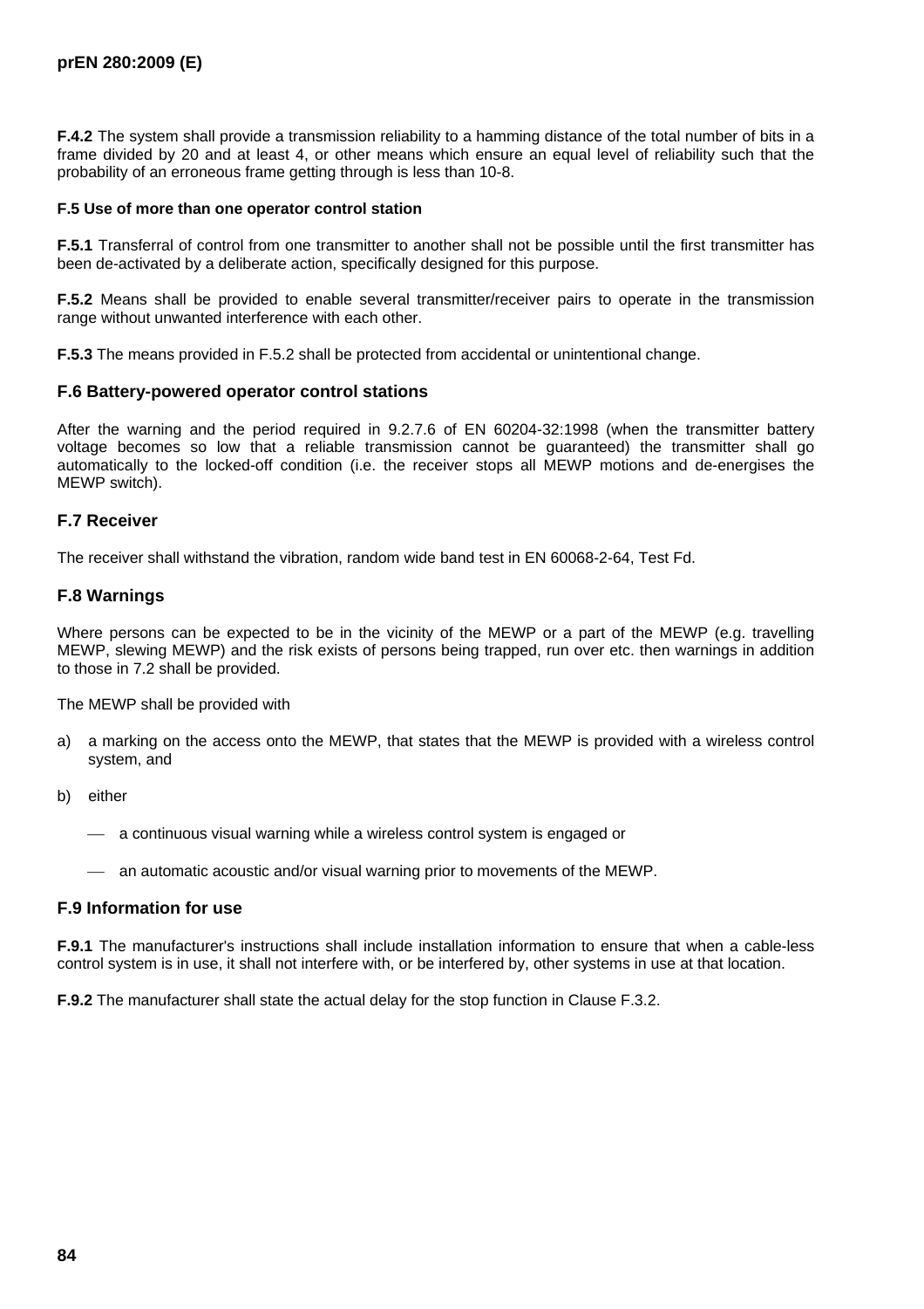**F.4.2** The system shall provide a transmission reliability to a hamming distance of the total number of bits in a frame divided by 20 and at least 4, or other means which ensure an equal level of reliability such that the probability of an erroneous frame getting through is less than 10-8.

**F.5 Use of more than one operator control station**

**F.5.1** Transferral of control from one transmitter to another shall not be possible until the first transmitter has been de-activated by a deliberate action, specifically designed for this purpose.

**F.5.2** Means shall be provided to enable several transmitter/receiver pairs to operate in the transmission range without unwanted interference with each other.

**F.5.3** The means provided in F.5.2 shall be protected from accidental or unintentional change.

## F.6 Battery-powered operator control stations

After the warning and the period required in 9.2.7.6 of EN 60204-32:1998 (when the transmitter battery voltage becomes so low that a reliable transmission cannot be guaranteed) the transmitter shall go automatically to the locked-off condition (i.e. the receiver stops all MEWP motions and de-energises the MEWP switch).

## F.7 Receiver

The receiver shall withstand the vibration, random wide band test in EN 60068-2-64, Test Fd.

## F.8 Warnings

Where persons can be expected to be in the vicinity of the MEWP or a part of the MEWP (e.g. travelling MEWP, slewing MEWP) and the risk exists of persons being trapped, run over etc. then warnings in addition to those in 7.2 shall be provided.

The MEWP shall be provided with

a) a marking on the access onto the MEWP, that states that the MEWP is provided with a wireless control system, and

b) either

— a continuous visual warning while a wireless control system is engaged or

— an automatic acoustic and/or visual warning prior to movements of the MEWP.

## F.9 Information for use

**F.9.1** The manufacturer's instructions shall include installation information to ensure that when a cable-less control system is in use, it shall not interfere with, or be interfered by, other systems in use at that location.

**F.9.2** The manufacturer shall state the actual delay for the stop function in Clause F.3.2.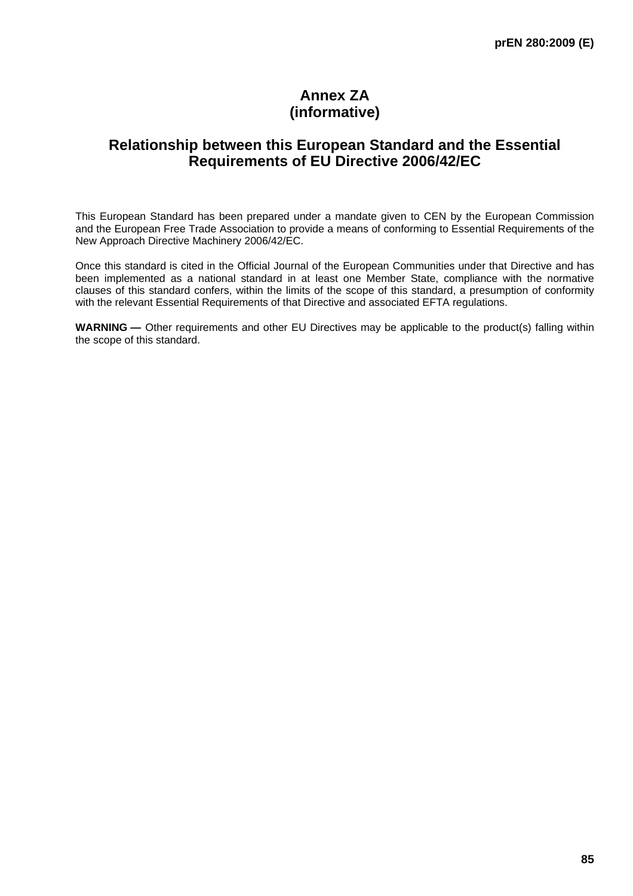# Annex ZA
# (informative)

## Relationship between this European Standard and the Essential Requirements of EU Directive 2006/42/EC

This European Standard has been prepared under a mandate given to CEN by the European Commission and the European Free Trade Association to provide a means of conforming to Essential Requirements of the New Approach Directive Machinery 2006/42/EC.

Once this standard is cited in the Official Journal of the European Communities under that Directive and has been implemented as a national standard in at least one Member State, compliance with the normative clauses of this standard confers, within the limits of the scope of this standard, a presumption of conformity with the relevant Essential Requirements of that Directive and associated EFTA regulations.

**WARNING —** Other requirements and other EU Directives may be applicable to the product(s) falling within the scope of this standard.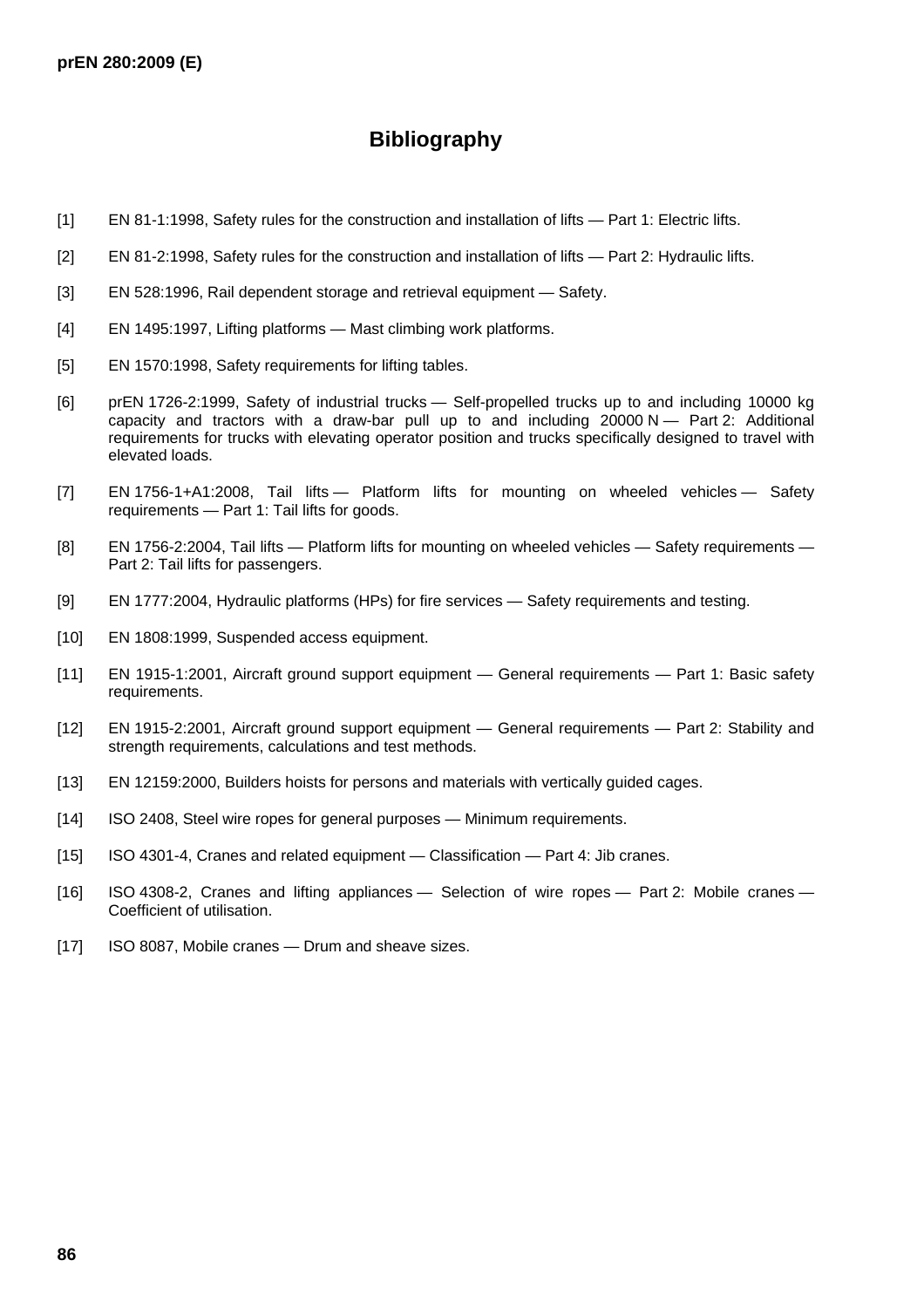# Bibliography

[1] EN 81-1:1998, Safety rules for the construction and installation of lifts — Part 1: Electric lifts.

[2] EN 81-2:1998, Safety rules for the construction and installation of lifts — Part 2: Hydraulic lifts.

[3] EN 528:1996, Rail dependent storage and retrieval equipment — Safety.

[4] EN 1495:1997, Lifting platforms — Mast climbing work platforms.

[5] EN 1570:1998, Safety requirements for lifting tables.

[6] prEN 1726-2:1999, Safety of industrial trucks — Self-propelled trucks up to and including 10000 kg capacity and tractors with a draw-bar pull up to and including 20000 N — Part 2: Additional requirements for trucks with elevating operator position and trucks specifically designed to travel with elevated loads.

[7] EN 1756-1+A1:2008, Tail lifts — Platform lifts for mounting on wheeled vehicles — Safety requirements — Part 1: Tail lifts for goods.

[8] EN 1756-2:2004, Tail lifts — Platform lifts for mounting on wheeled vehicles — Safety requirements — Part 2: Tail lifts for passengers.

[9] EN 1777:2004, Hydraulic platforms (HPs) for fire services — Safety requirements and testing.

[10] EN 1808:1999, Suspended access equipment.

[11] EN 1915-1:2001, Aircraft ground support equipment — General requirements — Part 1: Basic safety requirements.

[12] EN 1915-2:2001, Aircraft ground support equipment — General requirements — Part 2: Stability and strength requirements, calculations and test methods.

[13] EN 12159:2000, Builders hoists for persons and materials with vertically guided cages.

[14] ISO 2408, Steel wire ropes for general purposes — Minimum requirements.

[15] ISO 4301-4, Cranes and related equipment — Classification — Part 4: Jib cranes.

[16] ISO 4308-2, Cranes and lifting appliances — Selection of wire ropes — Part 2: Mobile cranes — Coefficient of utilisation.

[17] ISO 8087, Mobile cranes — Drum and sheave sizes.